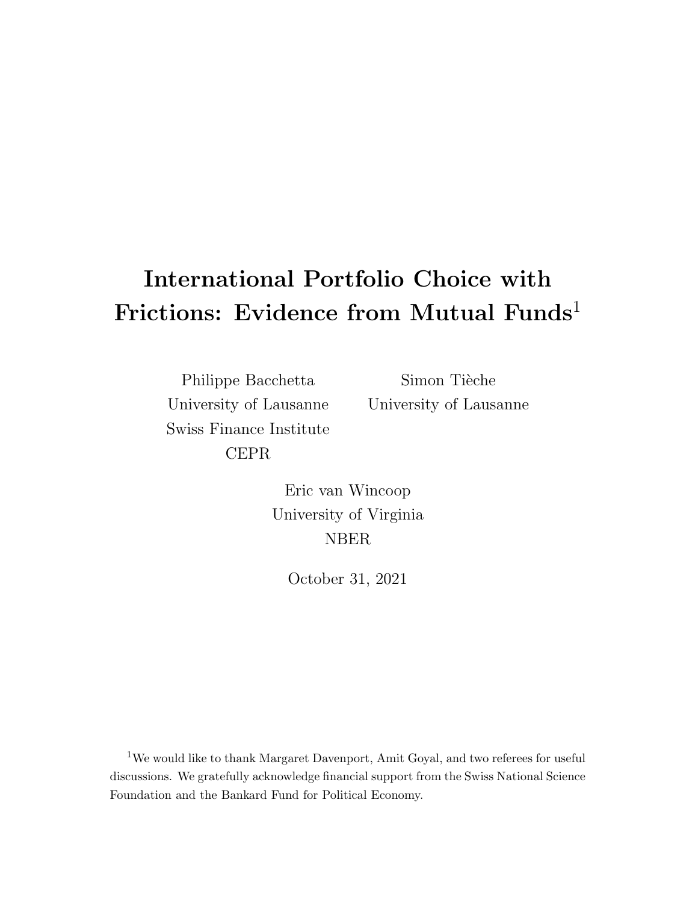# International Portfolio Choice with Frictions: Evidence from Mutual Funds[1]

Philippe Bacchetta
University of Lausanne
Swiss Finance Institute
CEPR

Simon Tièche
University of Lausanne

Eric van Wincoop
University of Virginia
NBER

October 31, 2021

[1] We would like to thank Margaret Davenport, Amit Goyal, and two referees for useful discussions. We gratefully acknowledge financial support from the Swiss National Science Foundation and the Bankard Fund for Political Economy.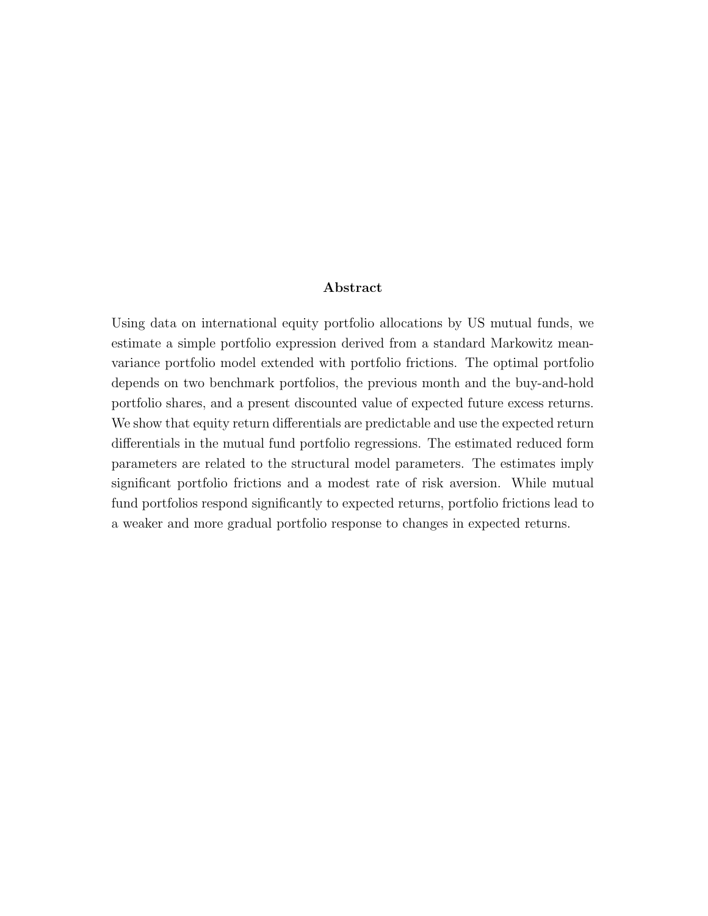## Abstract

Using data on international equity portfolio allocations by US mutual funds, we estimate a simple portfolio expression derived from a standard Markowitz mean-variance portfolio model extended with portfolio frictions. The optimal portfolio depends on two benchmark portfolios, the previous month and the buy-and-hold portfolio shares, and a present discounted value of expected future excess returns. We show that equity return differentials are predictable and use the expected return differentials in the mutual fund portfolio regressions. The estimated reduced form parameters are related to the structural model parameters. The estimates imply significant portfolio frictions and a modest rate of risk aversion. While mutual fund portfolios respond significantly to expected returns, portfolio frictions lead to a weaker and more gradual portfolio response to changes in expected returns.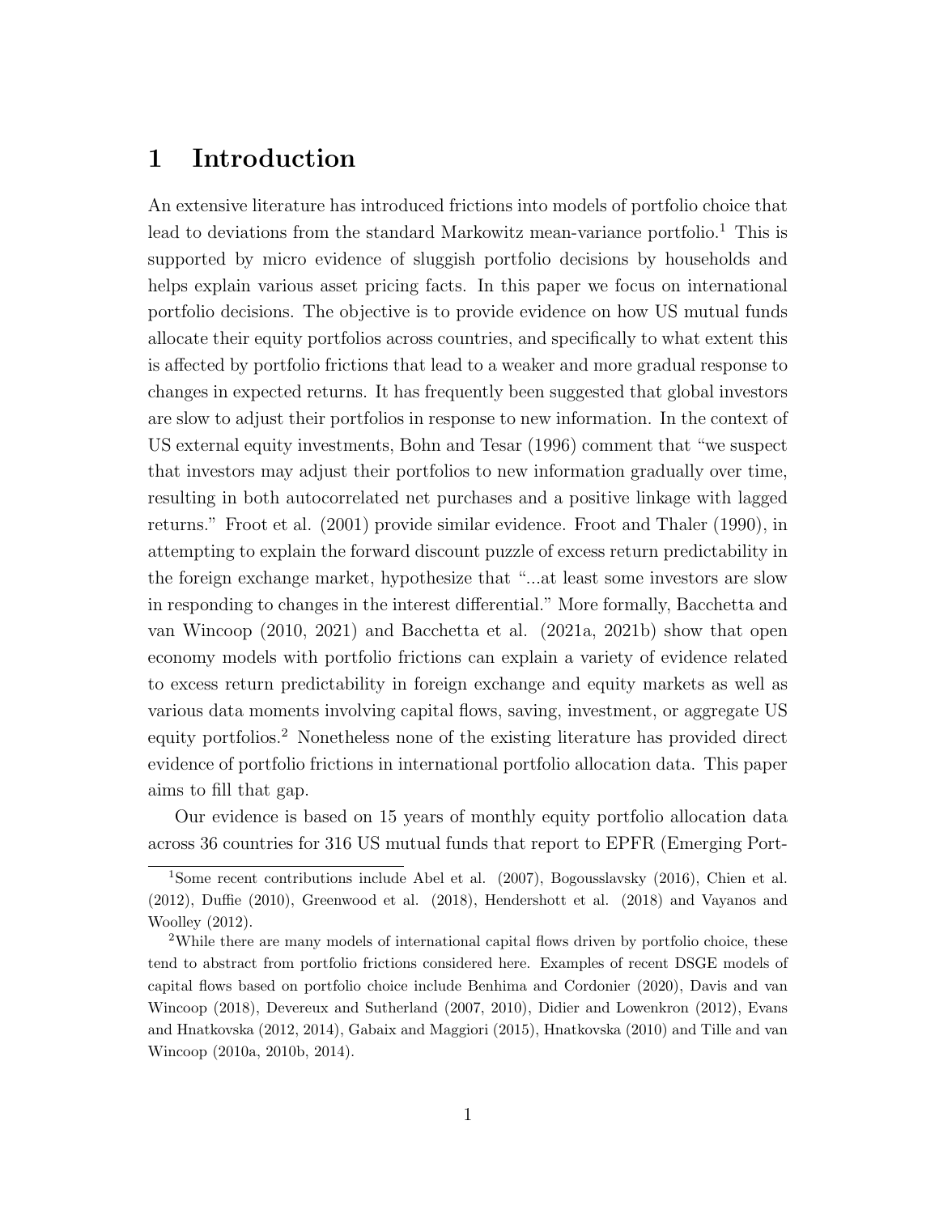# 1 Introduction

An extensive literature has introduced frictions into models of portfolio choice that lead to deviations from the standard Markowitz mean-variance portfolio.[1] This is supported by micro evidence of sluggish portfolio decisions by households and helps explain various asset pricing facts. In this paper we focus on international portfolio decisions. The objective is to provide evidence on how US mutual funds allocate their equity portfolios across countries, and specifically to what extent this is affected by portfolio frictions that lead to a weaker and more gradual response to changes in expected returns. It has frequently been suggested that global investors are slow to adjust their portfolios in response to new information. In the context of US external equity investments, Bohn and Tesar (1996) comment that "we suspect that investors may adjust their portfolios to new information gradually over time, resulting in both autocorrelated net purchases and a positive linkage with lagged returns." Froot et al. (2001) provide similar evidence. Froot and Thaler (1990), in attempting to explain the forward discount puzzle of excess return predictability in the foreign exchange market, hypothesize that "...at least some investors are slow in responding to changes in the interest differential." More formally, Bacchetta and van Wincoop (2010, 2021) and Bacchetta et al. (2021a, 2021b) show that open economy models with portfolio frictions can explain a variety of evidence related to excess return predictability in foreign exchange and equity markets as well as various data moments involving capital flows, saving, investment, or aggregate US equity portfolios.[2] Nonetheless none of the existing literature has provided direct evidence of portfolio frictions in international portfolio allocation data. This paper aims to fill that gap.

Our evidence is based on 15 years of monthly equity portfolio allocation data across 36 countries for 316 US mutual funds that report to EPFR (Emerging Port-

[1] Some recent contributions include Abel et al. (2007), Bogousslavsky (2016), Chien et al. (2012), Duffie (2010), Greenwood et al. (2018), Hendershott et al. (2018) and Vayanos and Woolley (2012).

[2] While there are many models of international capital flows driven by portfolio choice, these tend to abstract from portfolio frictions considered here. Examples of recent DSGE models of capital flows based on portfolio choice include Benhima and Cordonier (2020), Davis and van Wincoop (2018), Devereux and Sutherland (2007, 2010), Didier and Lowenkron (2012), Evans and Hnatkovska (2012, 2014), Gabaix and Maggiori (2015), Hnatkovska (2010) and Tille and van Wincoop (2010a, 2010b, 2014).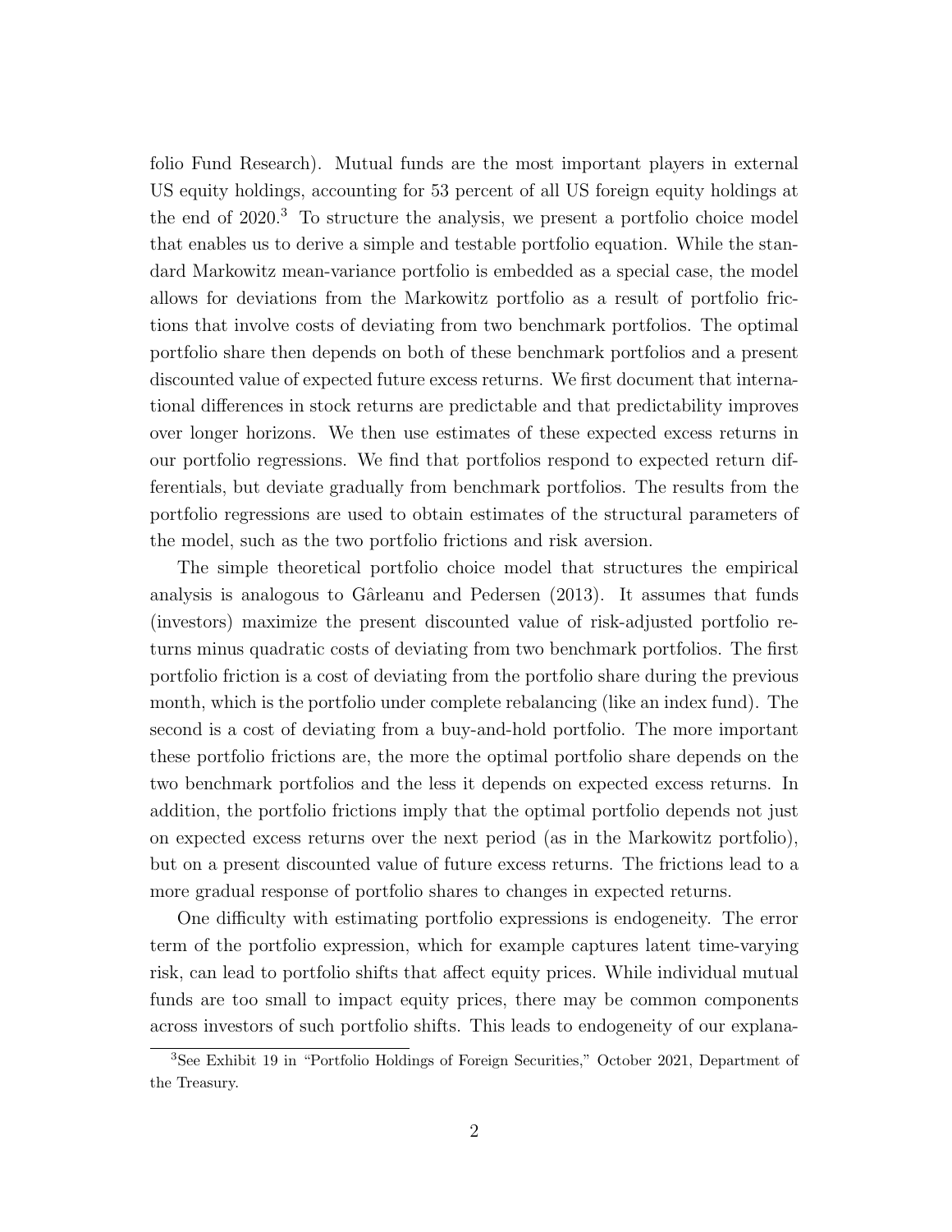folio Fund Research). Mutual funds are the most important players in external US equity holdings, accounting for 53 percent of all US foreign equity holdings at the end of 2020.[3] To structure the analysis, we present a portfolio choice model that enables us to derive a simple and testable portfolio equation. While the standard Markowitz mean-variance portfolio is embedded as a special case, the model allows for deviations from the Markowitz portfolio as a result of portfolio frictions that involve costs of deviating from two benchmark portfolios. The optimal portfolio share then depends on both of these benchmark portfolios and a present discounted value of expected future excess returns. We first document that international differences in stock returns are predictable and that predictability improves over longer horizons. We then use estimates of these expected excess returns in our portfolio regressions. We find that portfolios respond to expected return differentials, but deviate gradually from benchmark portfolios. The results from the portfolio regressions are used to obtain estimates of the structural parameters of the model, such as the two portfolio frictions and risk aversion.

The simple theoretical portfolio choice model that structures the empirical analysis is analogous to Gârleanu and Pedersen (2013). It assumes that funds (investors) maximize the present discounted value of risk-adjusted portfolio returns minus quadratic costs of deviating from two benchmark portfolios. The first portfolio friction is a cost of deviating from the portfolio share during the previous month, which is the portfolio under complete rebalancing (like an index fund). The second is a cost of deviating from a buy-and-hold portfolio. The more important these portfolio frictions are, the more the optimal portfolio share depends on the two benchmark portfolios and the less it depends on expected excess returns. In addition, the portfolio frictions imply that the optimal portfolio depends not just on expected excess returns over the next period (as in the Markowitz portfolio), but on a present discounted value of future excess returns. The frictions lead to a more gradual response of portfolio shares to changes in expected returns.

One difficulty with estimating portfolio expressions is endogeneity. The error term of the portfolio expression, which for example captures latent time-varying risk, can lead to portfolio shifts that affect equity prices. While individual mutual funds are too small to impact equity prices, there may be common components across investors of such portfolio shifts. This leads to endogeneity of our explana-

[3] See Exhibit 19 in "Portfolio Holdings of Foreign Securities," October 2021, Department of the Treasury.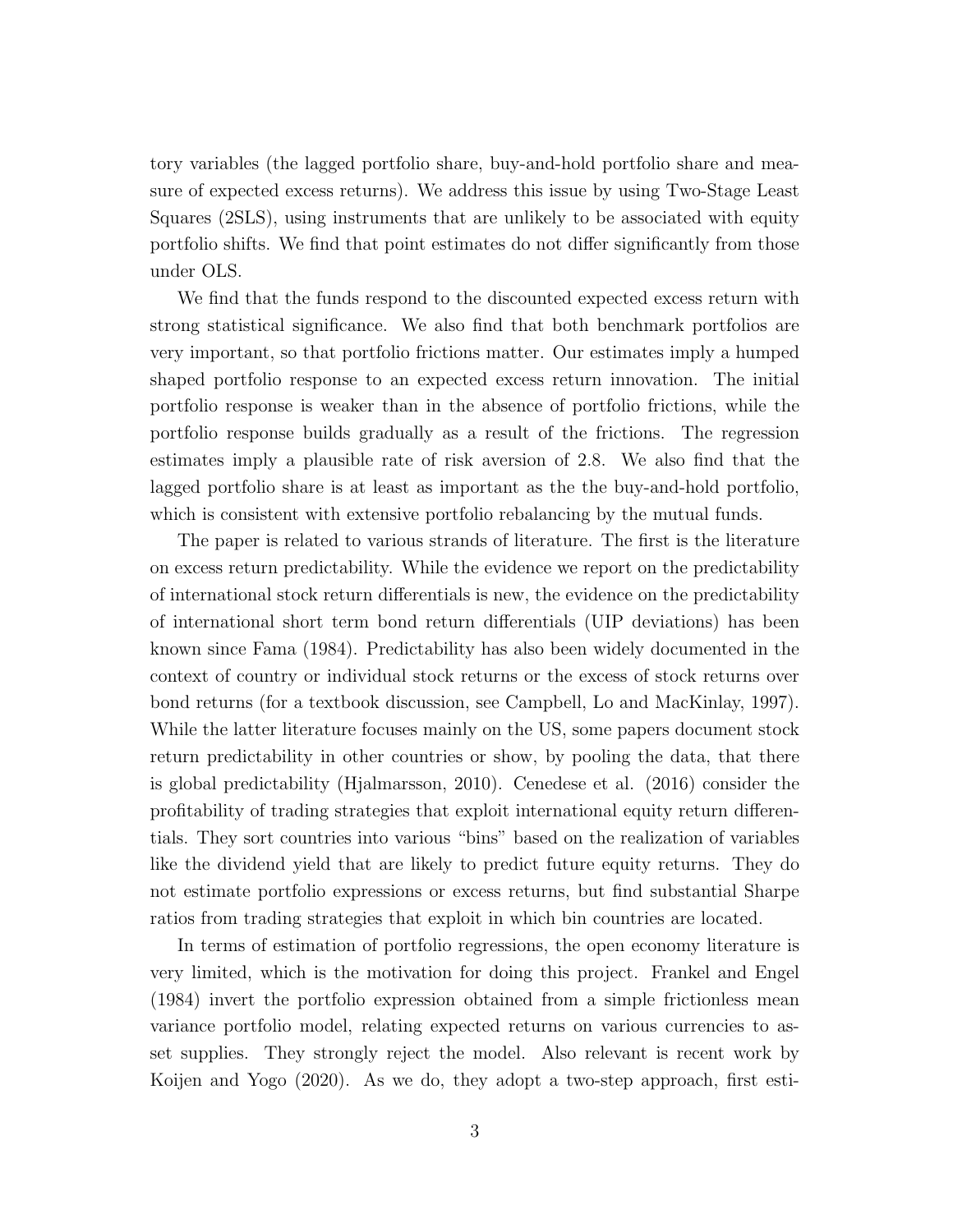tory variables (the lagged portfolio share, buy-and-hold portfolio share and measure of expected excess returns). We address this issue by using Two-Stage Least Squares (2SLS), using instruments that are unlikely to be associated with equity portfolio shifts. We find that point estimates do not differ significantly from those under OLS.

We find that the funds respond to the discounted expected excess return with strong statistical significance. We also find that both benchmark portfolios are very important, so that portfolio frictions matter. Our estimates imply a humped shaped portfolio response to an expected excess return innovation. The initial portfolio response is weaker than in the absence of portfolio frictions, while the portfolio response builds gradually as a result of the frictions. The regression estimates imply a plausible rate of risk aversion of 2.8. We also find that the lagged portfolio share is at least as important as the the buy-and-hold portfolio, which is consistent with extensive portfolio rebalancing by the mutual funds.

The paper is related to various strands of literature. The first is the literature on excess return predictability. While the evidence we report on the predictability of international stock return differentials is new, the evidence on the predictability of international short term bond return differentials (UIP deviations) has been known since Fama (1984). Predictability has also been widely documented in the context of country or individual stock returns or the excess of stock returns over bond returns (for a textbook discussion, see Campbell, Lo and MacKinlay, 1997). While the latter literature focuses mainly on the US, some papers document stock return predictability in other countries or show, by pooling the data, that there is global predictability (Hjalmarsson, 2010). Cenedese et al. (2016) consider the profitability of trading strategies that exploit international equity return differentials. They sort countries into various "bins" based on the realization of variables like the dividend yield that are likely to predict future equity returns. They do not estimate portfolio expressions or excess returns, but find substantial Sharpe ratios from trading strategies that exploit in which bin countries are located.

In terms of estimation of portfolio regressions, the open economy literature is very limited, which is the motivation for doing this project. Frankel and Engel (1984) invert the portfolio expression obtained from a simple frictionless mean variance portfolio model, relating expected returns on various currencies to asset supplies. They strongly reject the model. Also relevant is recent work by Koijen and Yogo (2020). As we do, they adopt a two-step approach, first esti-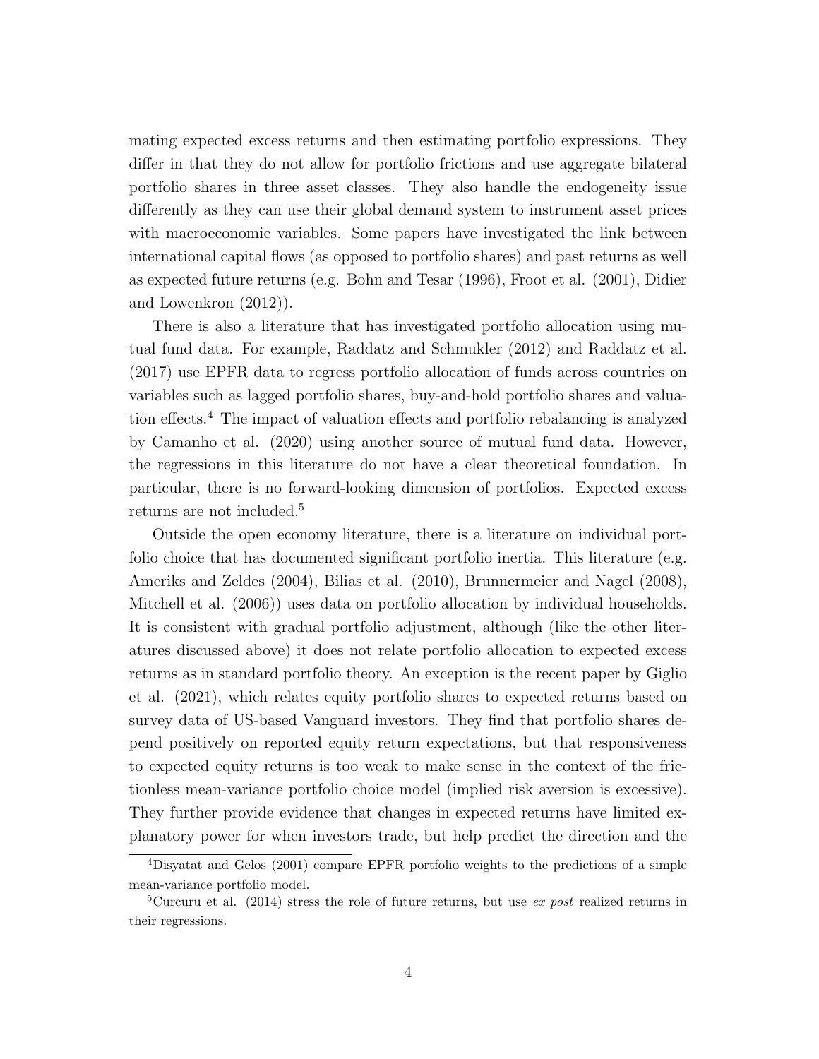mating expected excess returns and then estimating portfolio expressions. They differ in that they do not allow for portfolio frictions and use aggregate bilateral portfolio shares in three asset classes. They also handle the endogeneity issue differently as they can use their global demand system to instrument asset prices with macroeconomic variables. Some papers have investigated the link between international capital flows (as opposed to portfolio shares) and past returns as well as expected future returns (e.g. Bohn and Tesar (1996), Froot et al. (2001), Didier and Lowenkron (2012)).

There is also a literature that has investigated portfolio allocation using mutual fund data. For example, Raddatz and Schmukler (2012) and Raddatz et al. (2017) use EPFR data to regress portfolio allocation of funds across countries on variables such as lagged portfolio shares, buy-and-hold portfolio shares and valuation effects.[4] The impact of valuation effects and portfolio rebalancing is analyzed by Camanho et al. (2020) using another source of mutual fund data. However, the regressions in this literature do not have a clear theoretical foundation. In particular, there is no forward-looking dimension of portfolios. Expected excess returns are not included.[5]

Outside the open economy literature, there is a literature on individual portfolio choice that has documented significant portfolio inertia. This literature (e.g. Ameriks and Zeldes (2004), Bilias et al. (2010), Brunnermeier and Nagel (2008), Mitchell et al. (2006)) uses data on portfolio allocation by individual households. It is consistent with gradual portfolio adjustment, although (like the other literatures discussed above) it does not relate portfolio allocation to expected excess returns as in standard portfolio theory. An exception is the recent paper by Giglio et al. (2021), which relates equity portfolio shares to expected returns based on survey data of US-based Vanguard investors. They find that portfolio shares depend positively on reported equity return expectations, but that responsiveness to expected equity returns is too weak to make sense in the context of the frictionless mean-variance portfolio choice model (implied risk aversion is excessive). They further provide evidence that changes in expected returns have limited explanatory power for when investors trade, but help predict the direction and the

[4] Disyatat and Gelos (2001) compare EPFR portfolio weights to the predictions of a simple mean-variance portfolio model.

[5] Curcuru et al. (2014) stress the role of future returns, but use *ex post* realized returns in their regressions.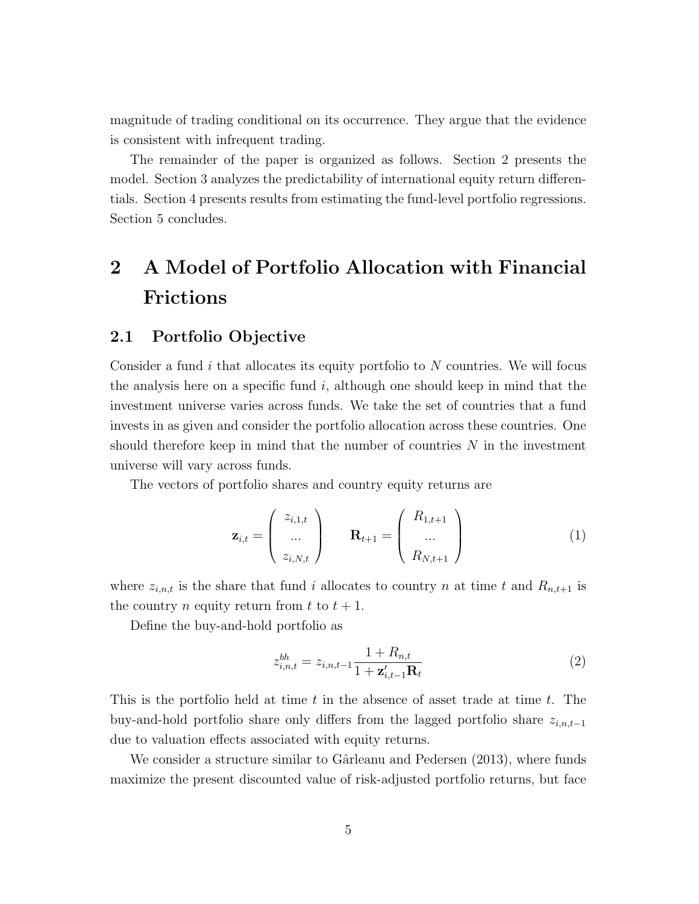magnitude of trading conditional on its occurrence. They argue that the evidence is consistent with infrequent trading.

The remainder of the paper is organized as follows. Section 2 presents the model. Section 3 analyzes the predictability of international equity return differentials. Section 4 presents results from estimating the fund-level portfolio regressions. Section 5 concludes.

# 2 A Model of Portfolio Allocation with Financial Frictions

## 2.1 Portfolio Objective

Consider a fund $i$ that allocates its equity portfolio to $N$ countries. We will focus the analysis here on a specific fund $i$, although one should keep in mind that the investment universe varies across funds. We take the set of countries that a fund invests in as given and consider the portfolio allocation across these countries. One should therefore keep in mind that the number of countries $N$ in the investment universe will vary across funds.

The vectors of portfolio shares and country equity returns are

$$\mathbf{z}_{i,t} = \begin{pmatrix} z_{i,1,t} \\ ... \\ z_{i,N,t} \end{pmatrix} \qquad \mathbf{R}_{t+1} = \begin{pmatrix} R_{1,t+1} \\ ... \\ R_{N,t+1} \end{pmatrix} \tag{1}$$

where $z_{i,n,t}$ is the share that fund $i$ allocates to country $n$ at time $t$ and $R_{n,t+1}$ is the country $n$ equity return from $t$ to $t+1$.

Define the buy-and-hold portfolio as

$$z^{bh}_{i,n,t} = z_{i,n,t-1} \frac{1 + R_{n,t}}{1 + \mathbf{z}'_{i,t-1}\mathbf{R}_t} \tag{2}$$

This is the portfolio held at time $t$ in the absence of asset trade at time $t$. The buy-and-hold portfolio share only differs from the lagged portfolio share $z_{i,n,t-1}$ due to valuation effects associated with equity returns.

We consider a structure similar to Gârleanu and Pedersen (2013), where funds maximize the present discounted value of risk-adjusted portfolio returns, but face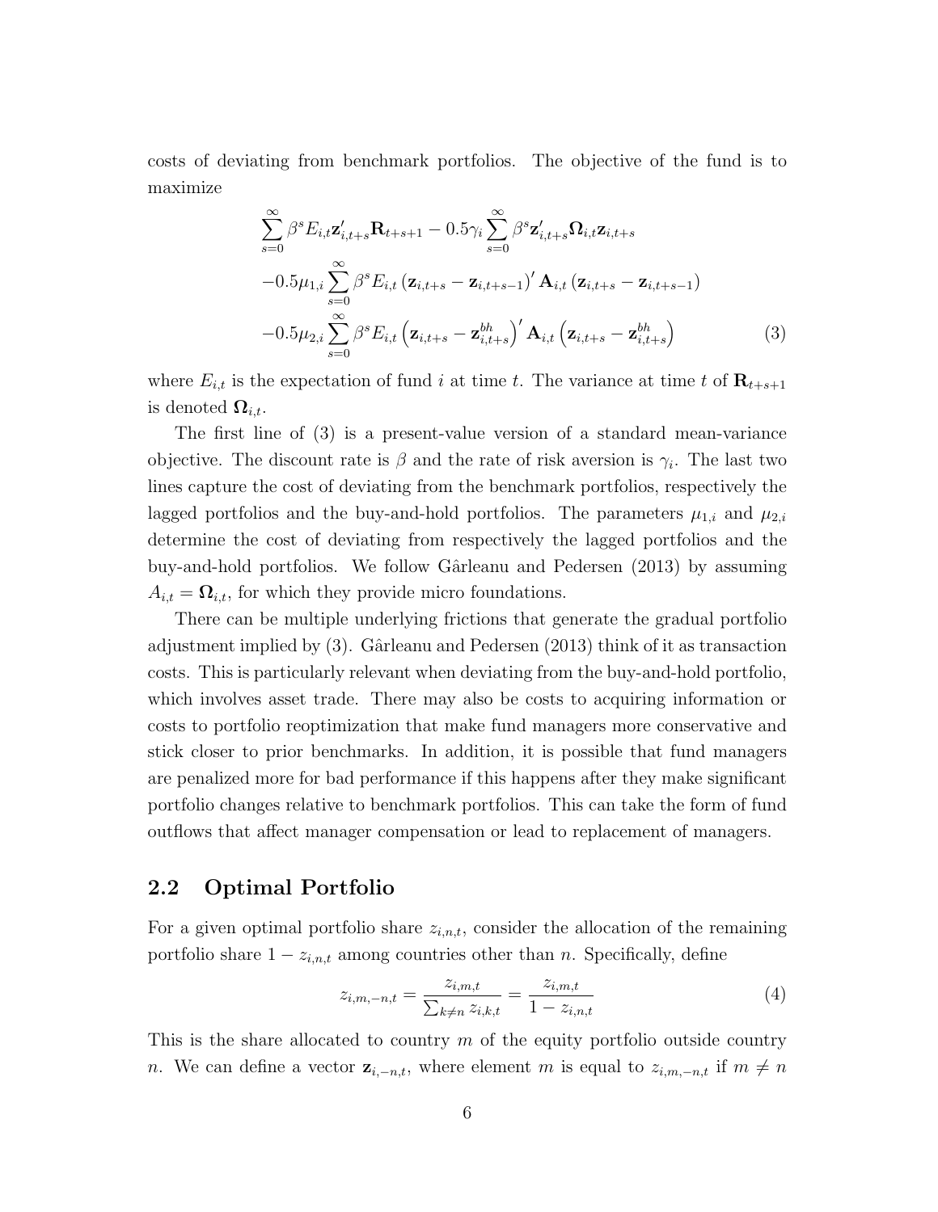costs of deviating from benchmark portfolios. The objective of the fund is to maximize

$$
\begin{aligned}
&\sum_{s=0}^{\infty} \beta^s E_{i,t} \mathbf{z}'_{i,t+s} \mathbf{R}_{t+s+1} - 0.5\gamma_i \sum_{s=0}^{\infty} \beta^s \mathbf{z}'_{i,t+s} \boldsymbol{\Omega}_{i,t} \mathbf{z}_{i,t+s} \\
&-0.5\mu_{1,i} \sum_{s=0}^{\infty} \beta^s E_{i,t} \left(\mathbf{z}_{i,t+s} - \mathbf{z}_{i,t+s-1}\right)' \mathbf{A}_{i,t} \left(\mathbf{z}_{i,t+s} - \mathbf{z}_{i,t+s-1}\right) \\
&-0.5\mu_{2,i} \sum_{s=0}^{\infty} \beta^s E_{i,t} \left(\mathbf{z}_{i,t+s} - \mathbf{z}^{bh}_{i,t+s}\right)' \mathbf{A}_{i,t} \left(\mathbf{z}_{i,t+s} - \mathbf{z}^{bh}_{i,t+s}\right)
\end{aligned} \tag{3}
$$

where $E_{i,t}$ is the expectation of fund $i$ at time $t$. The variance at time $t$ of $\mathbf{R}_{t+s+1}$ is denoted $\boldsymbol{\Omega}_{i,t}$.

The first line of (3) is a present-value version of a standard mean-variance objective. The discount rate is $\beta$ and the rate of risk aversion is $\gamma_i$. The last two lines capture the cost of deviating from the benchmark portfolios, respectively the lagged portfolios and the buy-and-hold portfolios. The parameters $\mu_{1,i}$ and $\mu_{2,i}$ determine the cost of deviating from respectively the lagged portfolios and the buy-and-hold portfolios. We follow Gârleanu and Pedersen (2013) by assuming $A_{i,t} = \boldsymbol{\Omega}_{i,t}$, for which they provide micro foundations.

There can be multiple underlying frictions that generate the gradual portfolio adjustment implied by (3). Gârleanu and Pedersen (2013) think of it as transaction costs. This is particularly relevant when deviating from the buy-and-hold portfolio, which involves asset trade. There may also be costs to acquiring information or costs to portfolio reoptimization that make fund managers more conservative and stick closer to prior benchmarks. In addition, it is possible that fund managers are penalized more for bad performance if this happens after they make significant portfolio changes relative to benchmark portfolios. This can take the form of fund outflows that affect manager compensation or lead to replacement of managers.

## 2.2 Optimal Portfolio

For a given optimal portfolio share $z_{i,n,t}$, consider the allocation of the remaining portfolio share $1 - z_{i,n,t}$ among countries other than $n$. Specifically, define

$$
z_{i,m,-n,t} = \frac{z_{i,m,t}}{\sum_{k \neq n} z_{i,k,t}} = \frac{z_{i,m,t}}{1 - z_{i,n,t}} \tag{4}
$$

This is the share allocated to country $m$ of the equity portfolio outside country $n$. We can define a vector $\mathbf{z}_{i,-n,t}$, where element $m$ is equal to $z_{i,m,-n,t}$ if $m \neq n$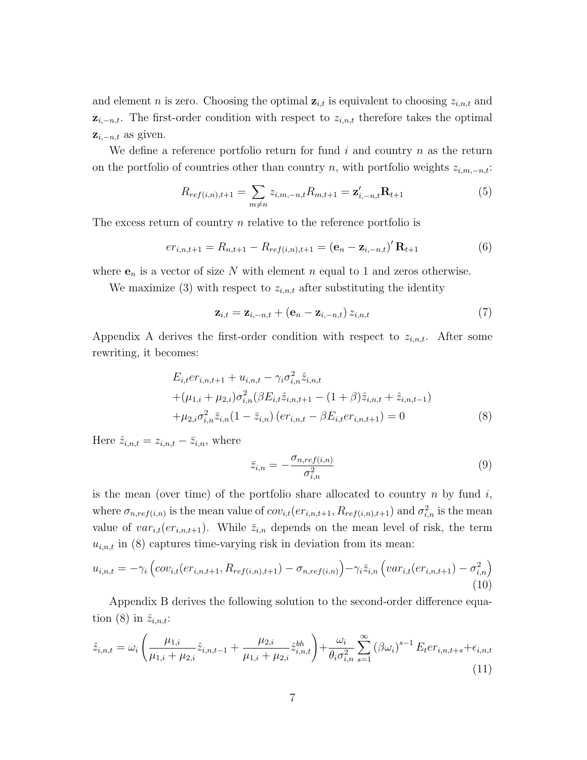and element $n$ is zero. Choosing the optimal $\mathbf{z}_{i,t}$ is equivalent to choosing $z_{i,n,t}$ and $\mathbf{z}_{i,-n,t}$. The first-order condition with respect to $z_{i,n,t}$ therefore takes the optimal $\mathbf{z}_{i,-n,t}$ as given.

We define a reference portfolio return for fund $i$ and country $n$ as the return on the portfolio of countries other than country $n$, with portfolio weights $z_{i,m,-n,t}$:

$$R_{ref(i,n),t+1} = \sum_{m \neq n} z_{i,m,-n,t} R_{m,t+1} = \mathbf{z}'_{i,-n,t} \mathbf{R}_{t+1} \tag{5}$$

The excess return of country $n$ relative to the reference portfolio is

$$er_{i,n,t+1} = R_{n,t+1} - R_{ref(i,n),t+1} = (\mathbf{e}_n - \mathbf{z}_{i,-n,t})' \mathbf{R}_{t+1} \tag{6}$$

where $\mathbf{e}_n$ is a vector of size $N$ with element $n$ equal to 1 and zeros otherwise.

We maximize (3) with respect to $z_{i,n,t}$ after substituting the identity

$$\mathbf{z}_{i,t} = \mathbf{z}_{i,-n,t} + (\mathbf{e}_n - \mathbf{z}_{i,-n,t}) z_{i,n,t} \tag{7}$$

Appendix A derives the first-order condition with respect to $z_{i,n,t}$. After some rewriting, it becomes:

$$\begin{aligned} &E_{i,t} er_{i,n,t+1} + u_{i,n,t} - \gamma_i \sigma^2_{i,n} \hat{z}_{i,n,t} \\ &+ (\mu_{1,i} + \mu_{2,i}) \sigma^2_{i,n} (\beta E_{i,t} \hat{z}_{i,n,t+1} - (1+\beta) \hat{z}_{i,n,t} + \hat{z}_{i,n,t-1}) \\ &+ \mu_{2,i} \sigma^2_{i,n} \bar{z}_{i,n} (1 - \bar{z}_{i,n}) (er_{i,n,t} - \beta E_{i,t} er_{i,n,t+1}) = 0 \end{aligned} \tag{8}$$

Here $\hat{z}_{i,n,t} = z_{i,n,t} - \bar{z}_{i,n}$, where

$$\bar{z}_{i,n} = -\frac{\sigma_{n,ref(i,n)}}{\sigma^2_{i,n}} \tag{9}$$

is the mean (over time) of the portfolio share allocated to country $n$ by fund $i$, where $\sigma_{n,ref(i,n)}$ is the mean value of $cov_{i,t}(er_{i,n,t+1}, R_{ref(i,n),t+1})$ and $\sigma^2_{i,n}$ is the mean value of $var_{i,t}(er_{i,n,t+1})$. While $\bar{z}_{i,n}$ depends on the mean level of risk, the term $u_{i,n,t}$ in (8) captures time-varying risk in deviation from its mean:

$$u_{i,n,t} = -\gamma_i \left( cov_{i,t}(er_{i,n,t+1}, R_{ref(i,n),t+1}) - \sigma_{n,ref(i,n)} \right) - \gamma_i \bar{z}_{i,n} \left( var_{i,t}(er_{i,n,t+1}) - \sigma^2_{i,n} \right) \tag{10}$$

Appendix B derives the following solution to the second-order difference equation (8) in $\hat{z}_{i,n,t}$:

$$\hat{z}_{i,n,t} = \omega_i \left( \frac{\mu_{1,i}}{\mu_{1,i} + \mu_{2,i}} \hat{z}_{i,n,t-1} + \frac{\mu_{2,i}}{\mu_{1,i} + \mu_{2,i}} \hat{z}^{bh}_{i,n,t} \right) + \frac{\omega_i}{\theta_i \sigma^2_{i,n}} \sum_{s=1}^{\infty} (\beta \omega_i)^{s-1} E_t er_{i,n,t+s} + \epsilon_{i,n,t} \tag{11}$$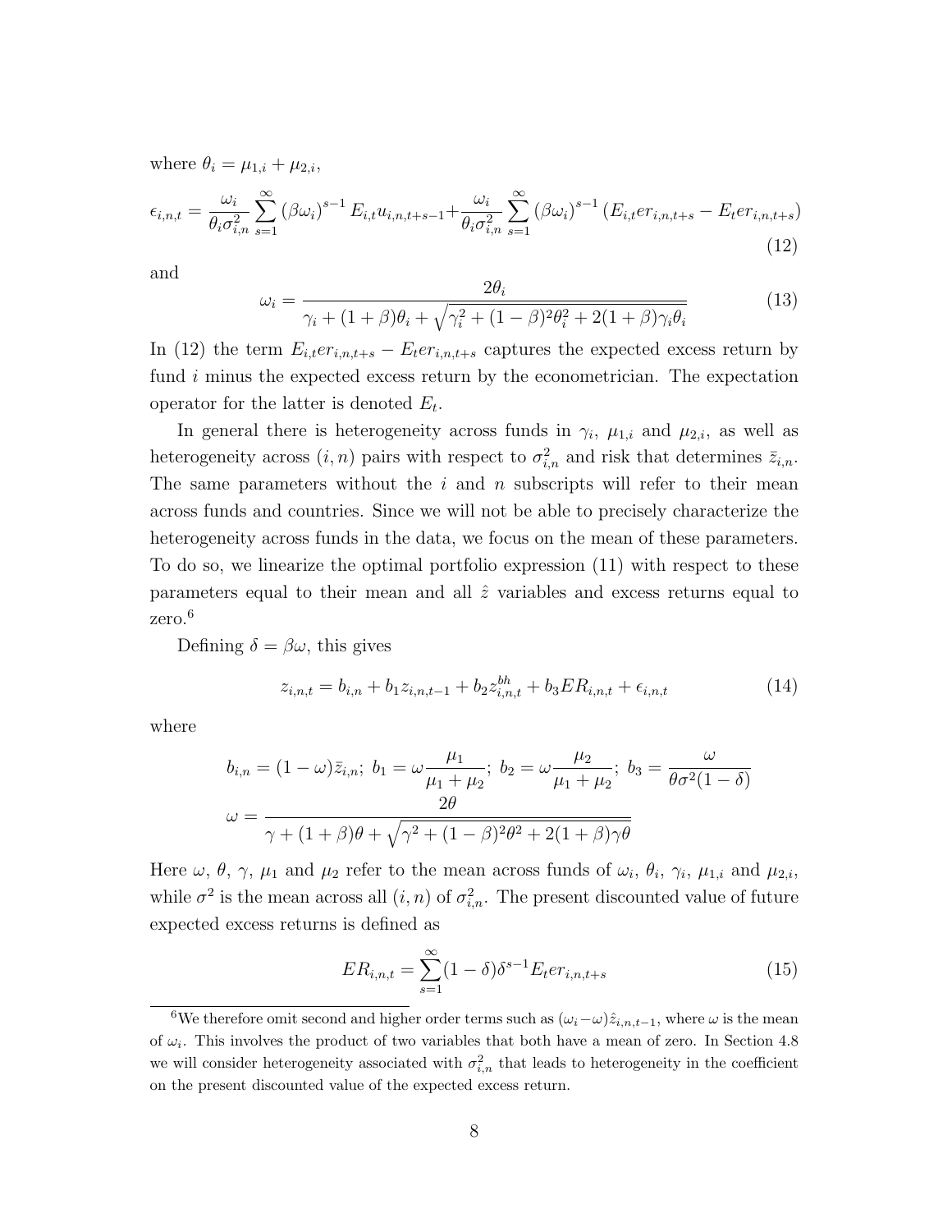where $\theta_i = \mu_{1,i} + \mu_{2,i}$,

$$\epsilon_{i,n,t} = \frac{\omega_i}{\theta_i \sigma_{i,n}^2} \sum_{s=1}^{\infty} (\beta\omega_i)^{s-1} E_{i,t} u_{i,n,t+s-1} + \frac{\omega_i}{\theta_i \sigma_{i,n}^2} \sum_{s=1}^{\infty} (\beta\omega_i)^{s-1} (E_{i,t} er_{i,n,t+s} - E_t er_{i,n,t+s}) \tag{12}$$

and

$$\omega_i = \frac{2\theta_i}{\gamma_i + (1+\beta)\theta_i + \sqrt{\gamma_i^2 + (1-\beta)^2\theta_i^2 + 2(1+\beta)\gamma_i\theta_i}} \tag{13}$$

In (12) the term $E_{i,t} er_{i,n,t+s} - E_t er_{i,n,t+s}$ captures the expected excess return by fund $i$ minus the expected excess return by the econometrician. The expectation operator for the latter is denoted $E_t$.

In general there is heterogeneity across funds in $\gamma_i$, $\mu_{1,i}$ and $\mu_{2,i}$, as well as heterogeneity across $(i, n)$ pairs with respect to $\sigma_{i,n}^2$ and risk that determines $\bar{z}_{i,n}$. The same parameters without the $i$ and $n$ subscripts will refer to their mean across funds and countries. Since we will not be able to precisely characterize the heterogeneity across funds in the data, we focus on the mean of these parameters. To do so, we linearize the optimal portfolio expression (11) with respect to these parameters equal to their mean and all $\hat{z}$ variables and excess returns equal to zero.[6]

Defining $\delta = \beta\omega$, this gives

$$z_{i,n,t} = b_{i,n} + b_1 z_{i,n,t-1} + b_2 z_{i,n,t}^{bh} + b_3 ER_{i,n,t} + \epsilon_{i,n,t} \tag{14}$$

where

$$b_{i,n} = (1-\omega)\bar{z}_{i,n};\ b_1 = \omega\frac{\mu_1}{\mu_1 + \mu_2};\ b_2 = \omega\frac{\mu_2}{\mu_1 + \mu_2};\ b_3 = \frac{\omega}{\theta\sigma^2(1-\delta)}$$

$$\omega = \frac{2\theta}{\gamma + (1+\beta)\theta + \sqrt{\gamma^2 + (1-\beta)^2\theta^2 + 2(1+\beta)\gamma\theta}}$$

Here $\omega$, $\theta$, $\gamma$, $\mu_1$ and $\mu_2$ refer to the mean across funds of $\omega_i$, $\theta_i$, $\gamma_i$, $\mu_{1,i}$ and $\mu_{2,i}$, while $\sigma^2$ is the mean across all $(i, n)$ of $\sigma_{i,n}^2$. The present discounted value of future expected excess returns is defined as

$$ER_{i,n,t} = \sum_{s=1}^{\infty} (1-\delta)\delta^{s-1} E_t er_{i,n,t+s} \tag{15}$$

[6] We therefore omit second and higher order terms such as $(\omega_i - \omega)\hat{z}_{i,n,t-1}$, where $\omega$ is the mean of $\omega_i$. This involves the product of two variables that both have a mean of zero. In Section 4.8 we will consider heterogeneity associated with $\sigma_{i,n}^2$ that leads to heterogeneity in the coefficient on the present discounted value of the expected excess return.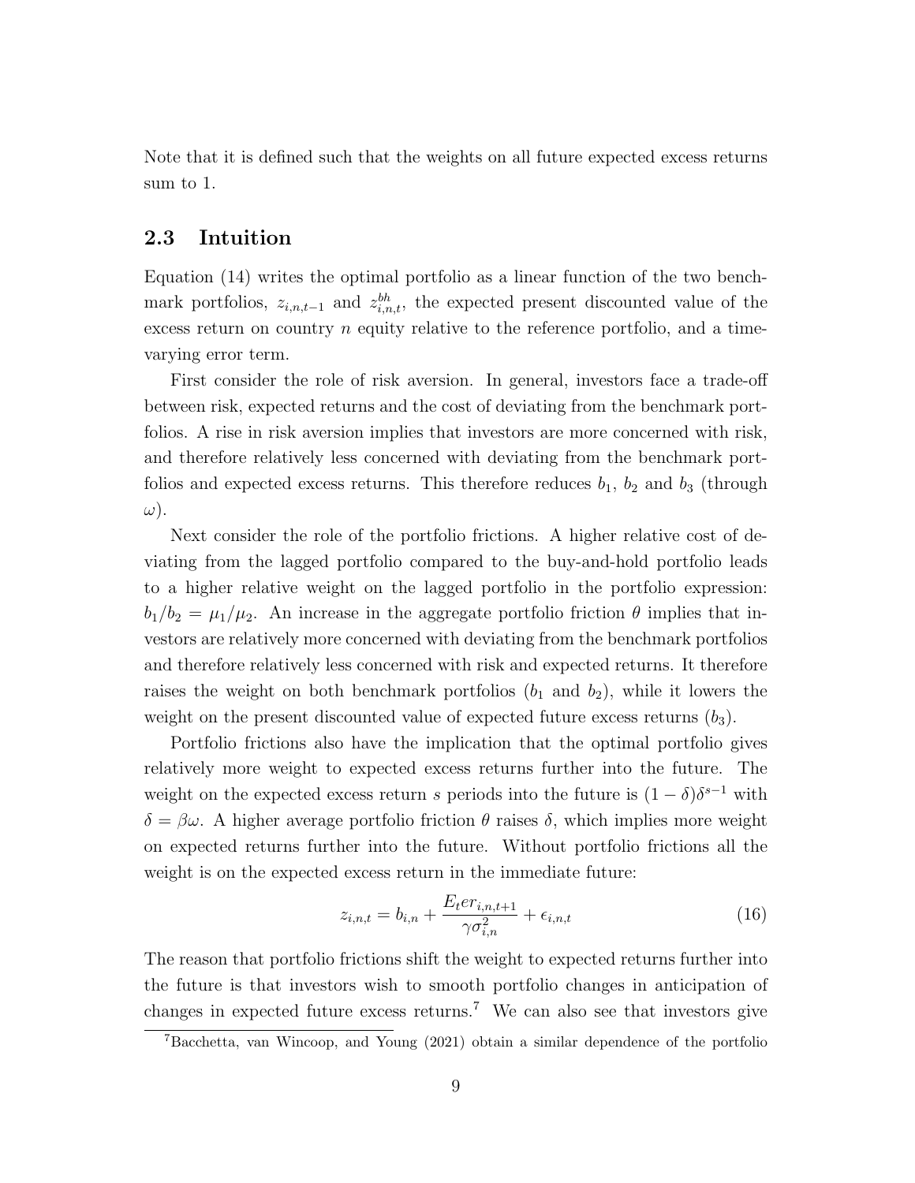Note that it is defined such that the weights on all future expected excess returns sum to 1.

## 2.3 Intuition

Equation (14) writes the optimal portfolio as a linear function of the two benchmark portfolios, $z_{i,n,t-1}$ and $z^{bh}_{i,n,t}$, the expected present discounted value of the excess return on country $n$ equity relative to the reference portfolio, and a time-varying error term.

First consider the role of risk aversion. In general, investors face a trade-off between risk, expected returns and the cost of deviating from the benchmark portfolios. A rise in risk aversion implies that investors are more concerned with risk, and therefore relatively less concerned with deviating from the benchmark portfolios and expected excess returns. This therefore reduces $b_1$, $b_2$ and $b_3$ (through $\omega$).

Next consider the role of the portfolio frictions. A higher relative cost of deviating from the lagged portfolio compared to the buy-and-hold portfolio leads to a higher relative weight on the lagged portfolio in the portfolio expression: $b_1/b_2 = \mu_1/\mu_2$. An increase in the aggregate portfolio friction $\theta$ implies that investors are relatively more concerned with deviating from the benchmark portfolios and therefore relatively less concerned with risk and expected returns. It therefore raises the weight on both benchmark portfolios ($b_1$ and $b_2$), while it lowers the weight on the present discounted value of expected future excess returns ($b_3$).

Portfolio frictions also have the implication that the optimal portfolio gives relatively more weight to expected excess returns further into the future. The weight on the expected excess return $s$ periods into the future is $(1-\delta)\delta^{s-1}$ with $\delta = \beta\omega$. A higher average portfolio friction $\theta$ raises $\delta$, which implies more weight on expected returns further into the future. Without portfolio frictions all the weight is on the expected excess return in the immediate future:

$$z_{i,n,t} = b_{i,n} + \frac{E_t er_{i,n,t+1}}{\gamma \sigma^2_{i,n}} + \epsilon_{i,n,t} \tag{16}$$

The reason that portfolio frictions shift the weight to expected returns further into the future is that investors wish to smooth portfolio changes in anticipation of changes in expected future excess returns.[7] We can also see that investors give

[7] Bacchetta, van Wincoop, and Young (2021) obtain a similar dependence of the portfolio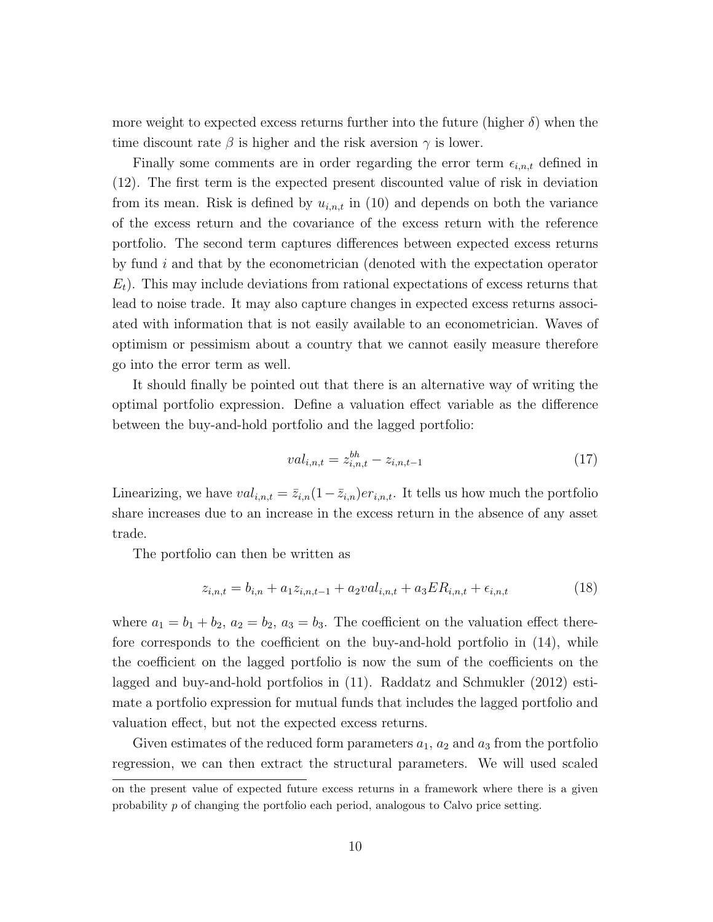more weight to expected excess returns further into the future (higher $\delta$) when the time discount rate $\beta$ is higher and the risk aversion $\gamma$ is lower.

Finally some comments are in order regarding the error term $\epsilon_{i,n,t}$ defined in (12). The first term is the expected present discounted value of risk in deviation from its mean. Risk is defined by $u_{i,n,t}$ in (10) and depends on both the variance of the excess return and the covariance of the excess return with the reference portfolio. The second term captures differences between expected excess returns by fund $i$ and that by the econometrician (denoted with the expectation operator $E_t$). This may include deviations from rational expectations of excess returns that lead to noise trade. It may also capture changes in expected excess returns associated with information that is not easily available to an econometrician. Waves of optimism or pessimism about a country that we cannot easily measure therefore go into the error term as well.

It should finally be pointed out that there is an alternative way of writing the optimal portfolio expression. Define a valuation effect variable as the difference between the buy-and-hold portfolio and the lagged portfolio:

$$val_{i,n,t} = z^{bh}_{i,n,t} - z_{i,n,t-1} \tag{17}$$

Linearizing, we have $val_{i,n,t} = \bar{z}_{i,n}(1-\bar{z}_{i,n})er_{i,n,t}$. It tells us how much the portfolio share increases due to an increase in the excess return in the absence of any asset trade.

The portfolio can then be written as

$$z_{i,n,t} = b_{i,n} + a_1 z_{i,n,t-1} + a_2 val_{i,n,t} + a_3 ER_{i,n,t} + \epsilon_{i,n,t} \tag{18}$$

where $a_1 = b_1 + b_2$, $a_2 = b_2$, $a_3 = b_3$. The coefficient on the valuation effect therefore corresponds to the coefficient on the buy-and-hold portfolio in (14), while the coefficient on the lagged portfolio is now the sum of the coefficients on the lagged and buy-and-hold portfolios in (11). Raddatz and Schmukler (2012) estimate a portfolio expression for mutual funds that includes the lagged portfolio and valuation effect, but not the expected excess returns.

Given estimates of the reduced form parameters $a_1$, $a_2$ and $a_3$ from the portfolio regression, we can then extract the structural parameters. We will used scaled

on the present value of expected future excess returns in a framework where there is a given probability $p$ of changing the portfolio each period, analogous to Calvo price setting.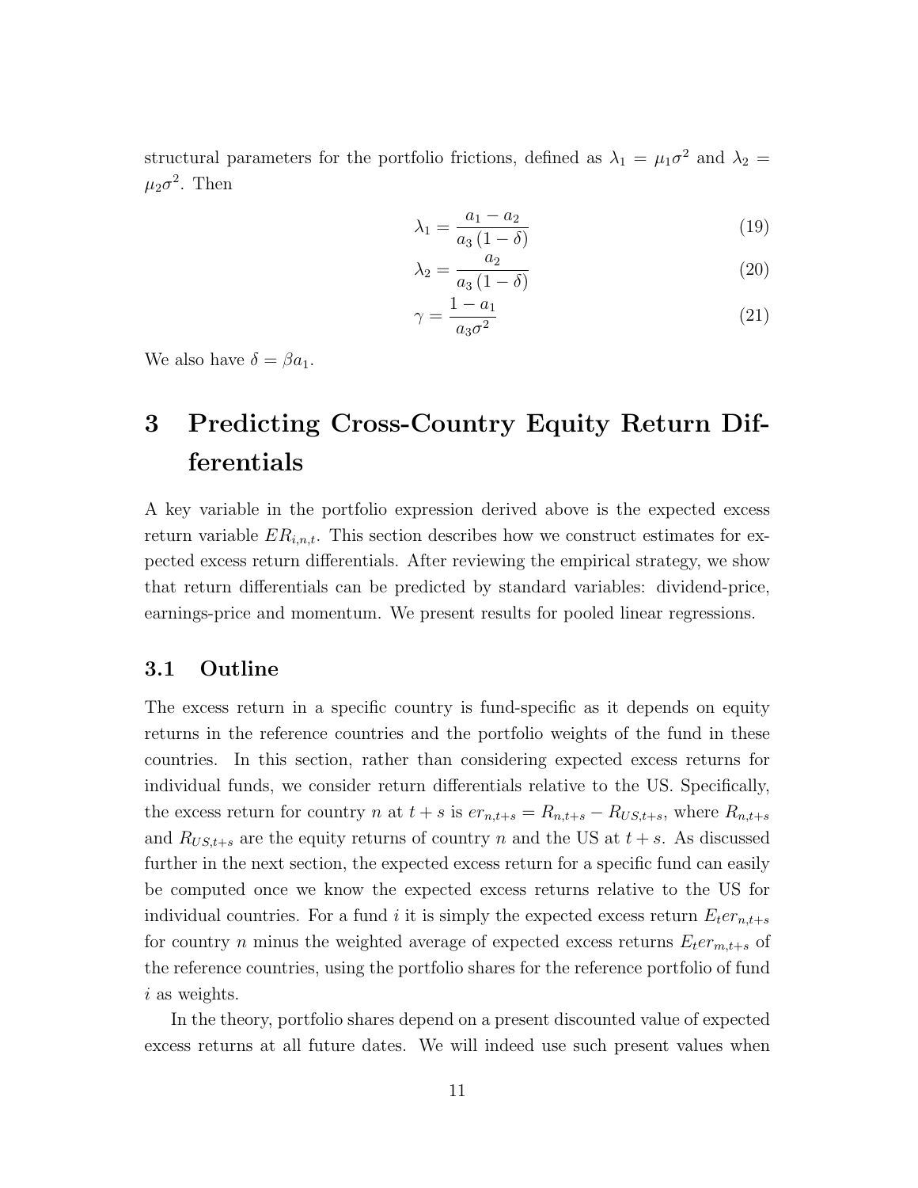structural parameters for the portfolio frictions, defined as $\lambda_1 = \mu_1 \sigma^2$ and $\lambda_2 = \mu_2 \sigma^2$. Then

$$\lambda_1 = \frac{a_1 - a_2}{a_3 (1 - \delta)} \tag{19}$$

$$\lambda_2 = \frac{a_2}{a_3 (1 - \delta)} \tag{20}$$

$$\gamma = \frac{1 - a_1}{a_3 \sigma^2} \tag{21}$$

We also have $\delta = \beta a_1$.

# 3 Predicting Cross-Country Equity Return Differentials

A key variable in the portfolio expression derived above is the expected excess return variable $ER_{i,n,t}$. This section describes how we construct estimates for expected excess return differentials. After reviewing the empirical strategy, we show that return differentials can be predicted by standard variables: dividend-price, earnings-price and momentum. We present results for pooled linear regressions.

## 3.1 Outline

The excess return in a specific country is fund-specific as it depends on equity returns in the reference countries and the portfolio weights of the fund in these countries. In this section, rather than considering expected excess returns for individual funds, we consider return differentials relative to the US. Specifically, the excess return for country $n$ at $t+s$ is $er_{n,t+s} = R_{n,t+s} - R_{US,t+s}$, where $R_{n,t+s}$ and $R_{US,t+s}$ are the equity returns of country $n$ and the US at $t+s$. As discussed further in the next section, the expected excess return for a specific fund can easily be computed once we know the expected excess returns relative to the US for individual countries. For a fund $i$ it is simply the expected excess return $E_t er_{n,t+s}$ for country $n$ minus the weighted average of expected excess returns $E_t er_{m,t+s}$ of the reference countries, using the portfolio shares for the reference portfolio of fund $i$ as weights.

In the theory, portfolio shares depend on a present discounted value of expected excess returns at all future dates. We will indeed use such present values when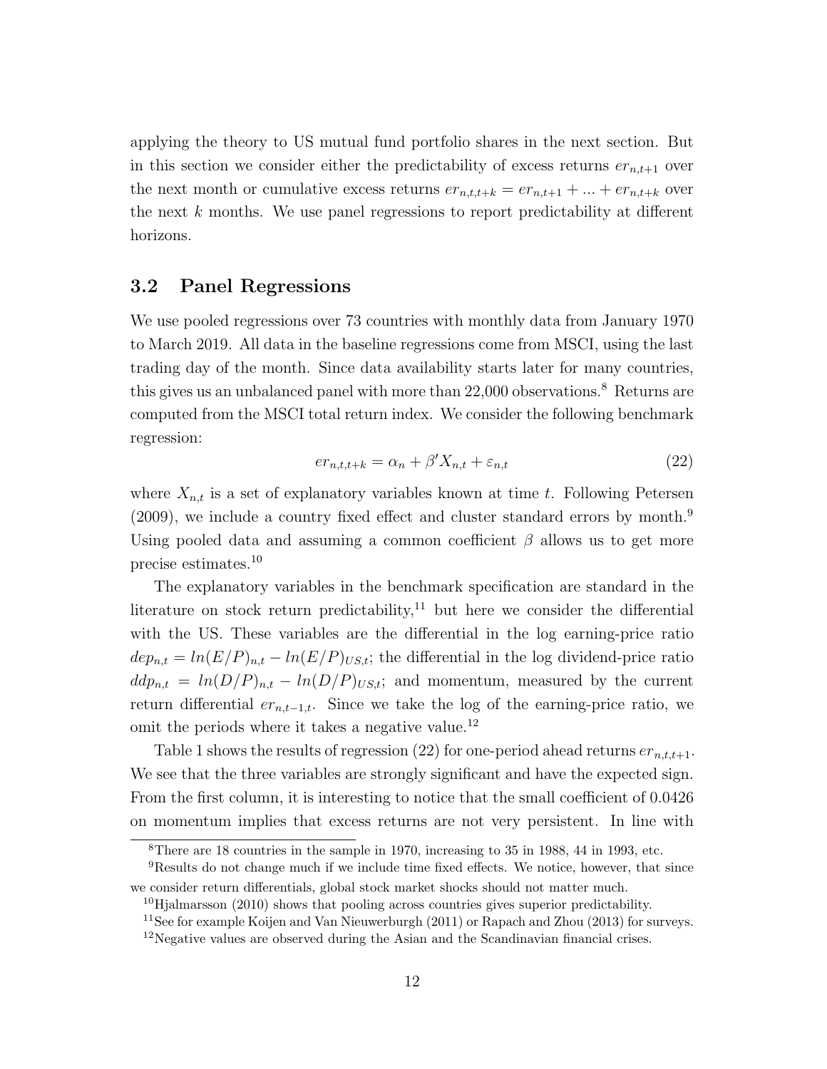applying the theory to US mutual fund portfolio shares in the next section. But in this section we consider either the predictability of excess returns $er_{n,t+1}$ over the next month or cumulative excess returns $er_{n,t,t+k} = er_{n,t+1} + ... + er_{n,t+k}$ over the next $k$ months. We use panel regressions to report predictability at different horizons.

## 3.2 Panel Regressions

We use pooled regressions over 73 countries with monthly data from January 1970 to March 2019. All data in the baseline regressions come from MSCI, using the last trading day of the month. Since data availability starts later for many countries, this gives us an unbalanced panel with more than 22,000 observations.[8] Returns are computed from the MSCI total return index. We consider the following benchmark regression:

$$er_{n,t,t+k} = \alpha_n + \beta' X_{n,t} + \varepsilon_{n,t} \tag{22}$$

where $X_{n,t}$ is a set of explanatory variables known at time $t$. Following Petersen (2009), we include a country fixed effect and cluster standard errors by month.[9] Using pooled data and assuming a common coefficient $\beta$ allows us to get more precise estimates.[10]

The explanatory variables in the benchmark specification are standard in the literature on stock return predictability,[11] but here we consider the differential with the US. These variables are the differential in the log earning-price ratio $dep_{n,t} = ln(E/P)_{n,t} - ln(E/P)_{US,t}$; the differential in the log dividend-price ratio $ddp_{n,t} = ln(D/P)_{n,t} - ln(D/P)_{US,t}$; and momentum, measured by the current return differential $er_{n,t-1,t}$. Since we take the log of the earning-price ratio, we omit the periods where it takes a negative value.[12]

Table 1 shows the results of regression (22) for one-period ahead returns $er_{n,t,t+1}$. We see that the three variables are strongly significant and have the expected sign. From the first column, it is interesting to notice that the small coefficient of 0.0426 on momentum implies that excess returns are not very persistent. In line with

[8] There are 18 countries in the sample in 1970, increasing to 35 in 1988, 44 in 1993, etc.

[9] Results do not change much if we include time fixed effects. We notice, however, that since we consider return differentials, global stock market shocks should not matter much.

[10] Hjalmarsson (2010) shows that pooling across countries gives superior predictability.

[11] See for example Koijen and Van Nieuwerburgh (2011) or Rapach and Zhou (2013) for surveys.

[12] Negative values are observed during the Asian and the Scandinavian financial crises.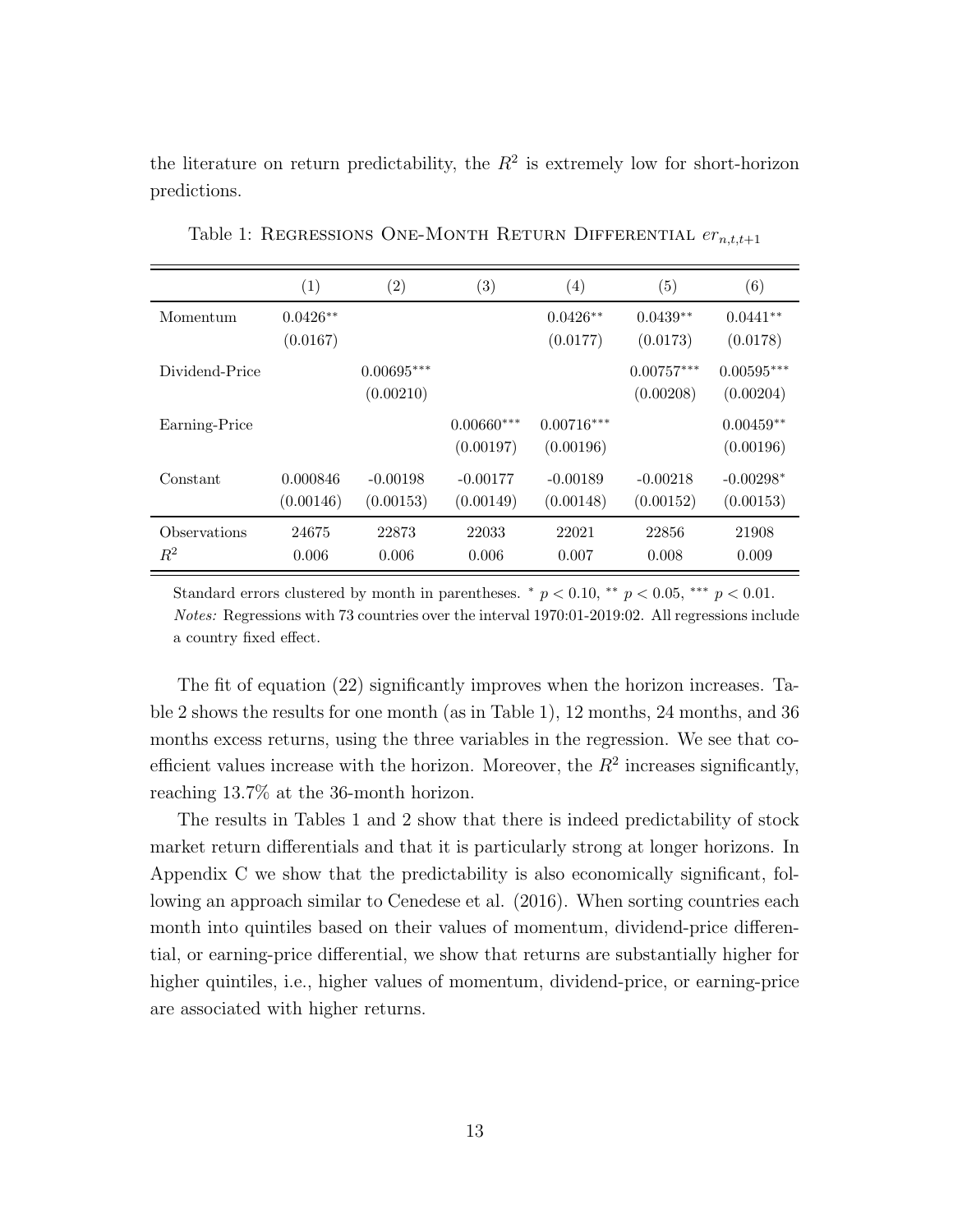the literature on return predictability, the $R^2$ is extremely low for short-horizon predictions.

Table 1: Regressions One-Month Return Differential $er_{n,t,t+1}$

| | (1) | (2) | (3) | (4) | (5) | (6) |
|---|---|---|---|---|---|---|
| Momentum | 0.0426** | | | 0.0426** | 0.0439** | 0.0441** |
| | (0.0167) | | | (0.0177) | (0.0173) | (0.0178) |
| Dividend-Price | | 0.00695*** | | | 0.00757*** | 0.00595*** |
| | | (0.00210) | | | (0.00208) | (0.00204) |
| Earning-Price | | | 0.00660*** | 0.00716*** | | 0.00459** |
| | | | (0.00197) | (0.00196) | | (0.00196) |
| Constant | 0.000846 | -0.00198 | -0.00177 | -0.00189 | -0.00218 | -0.00298* |
| | (0.00146) | (0.00153) | (0.00149) | (0.00148) | (0.00152) | (0.00153) |
| Observations | 24675 | 22873 | 22033 | 22021 | 22856 | 21908 |
| $R^2$ | 0.006 | 0.006 | 0.006 | 0.007 | 0.008 | 0.009 |

Standard errors clustered by month in parentheses. * $p < 0.10$, ** $p < 0.05$, *** $p < 0.01$.
*Notes:* Regressions with 73 countries over the interval 1970:01-2019:02. All regressions include a country fixed effect.

The fit of equation (22) significantly improves when the horizon increases. Table 2 shows the results for one month (as in Table 1), 12 months, 24 months, and 36 months excess returns, using the three variables in the regression. We see that coefficient values increase with the horizon. Moreover, the $R^2$ increases significantly, reaching 13.7% at the 36-month horizon.

The results in Tables 1 and 2 show that there is indeed predictability of stock market return differentials and that it is particularly strong at longer horizons. In Appendix C we show that the predictability is also economically significant, following an approach similar to Cenedese et al. (2016). When sorting countries each month into quintiles based on their values of momentum, dividend-price differential, or earning-price differential, we show that returns are substantially higher for higher quintiles, i.e., higher values of momentum, dividend-price, or earning-price are associated with higher returns.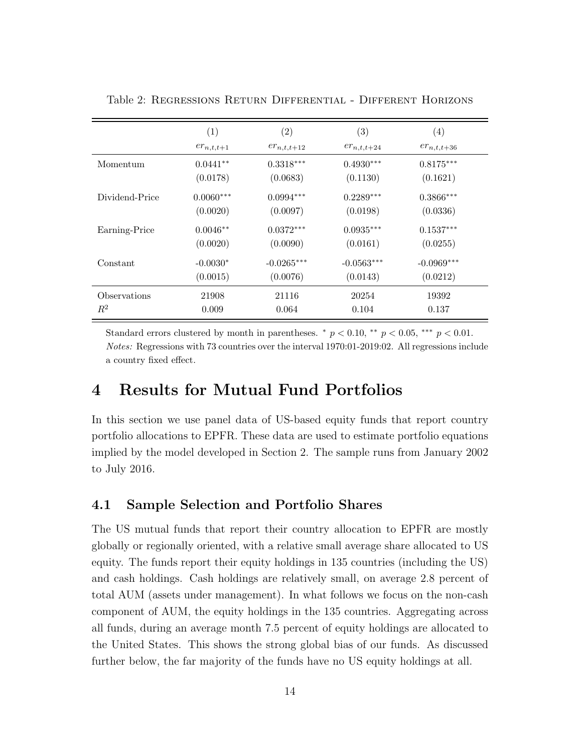Table 2: Regressions Return Differential - Different Horizons

| | (1) | (2) | (3) | (4) |
|---|---|---|---|---|
| | $er_{n,t,t+1}$ | $er_{n,t,t+12}$ | $er_{n,t,t+24}$ | $er_{n,t,t+36}$ |
| Momentum | 0.0441** | 0.3318*** | 0.4930*** | 0.8175*** |
| | (0.0178) | (0.0683) | (0.1130) | (0.1621) |
| Dividend-Price | 0.0060*** | 0.0994*** | 0.2289*** | 0.3866*** |
| | (0.0020) | (0.0097) | (0.0198) | (0.0336) |
| Earning-Price | 0.0046** | 0.0372*** | 0.0935*** | 0.1537*** |
| | (0.0020) | (0.0090) | (0.0161) | (0.0255) |
| Constant | -0.0030* | -0.0265*** | -0.0563*** | -0.0969*** |
| | (0.0015) | (0.0076) | (0.0143) | (0.0212) |
| Observations | 21908 | 21116 | 20254 | 19392 |
| $R^2$ | 0.009 | 0.064 | 0.104 | 0.137 |

Standard errors clustered by month in parentheses. * $p < 0.10$, ** $p < 0.05$, *** $p < 0.01$.
*Notes:* Regressions with 73 countries over the interval 1970:01-2019:02. All regressions include a country fixed effect.

# 4 Results for Mutual Fund Portfolios

In this section we use panel data of US-based equity funds that report country portfolio allocations to EPFR. These data are used to estimate portfolio equations implied by the model developed in Section 2. The sample runs from January 2002 to July 2016.

## 4.1 Sample Selection and Portfolio Shares

The US mutual funds that report their country allocation to EPFR are mostly globally or regionally oriented, with a relative small average share allocated to US equity. The funds report their equity holdings in 135 countries (including the US) and cash holdings. Cash holdings are relatively small, on average 2.8 percent of total AUM (assets under management). In what follows we focus on the non-cash component of AUM, the equity holdings in the 135 countries. Aggregating across all funds, during an average month 7.5 percent of equity holdings are allocated to the United States. This shows the strong global bias of our funds. As discussed further below, the far majority of the funds have no US equity holdings at all.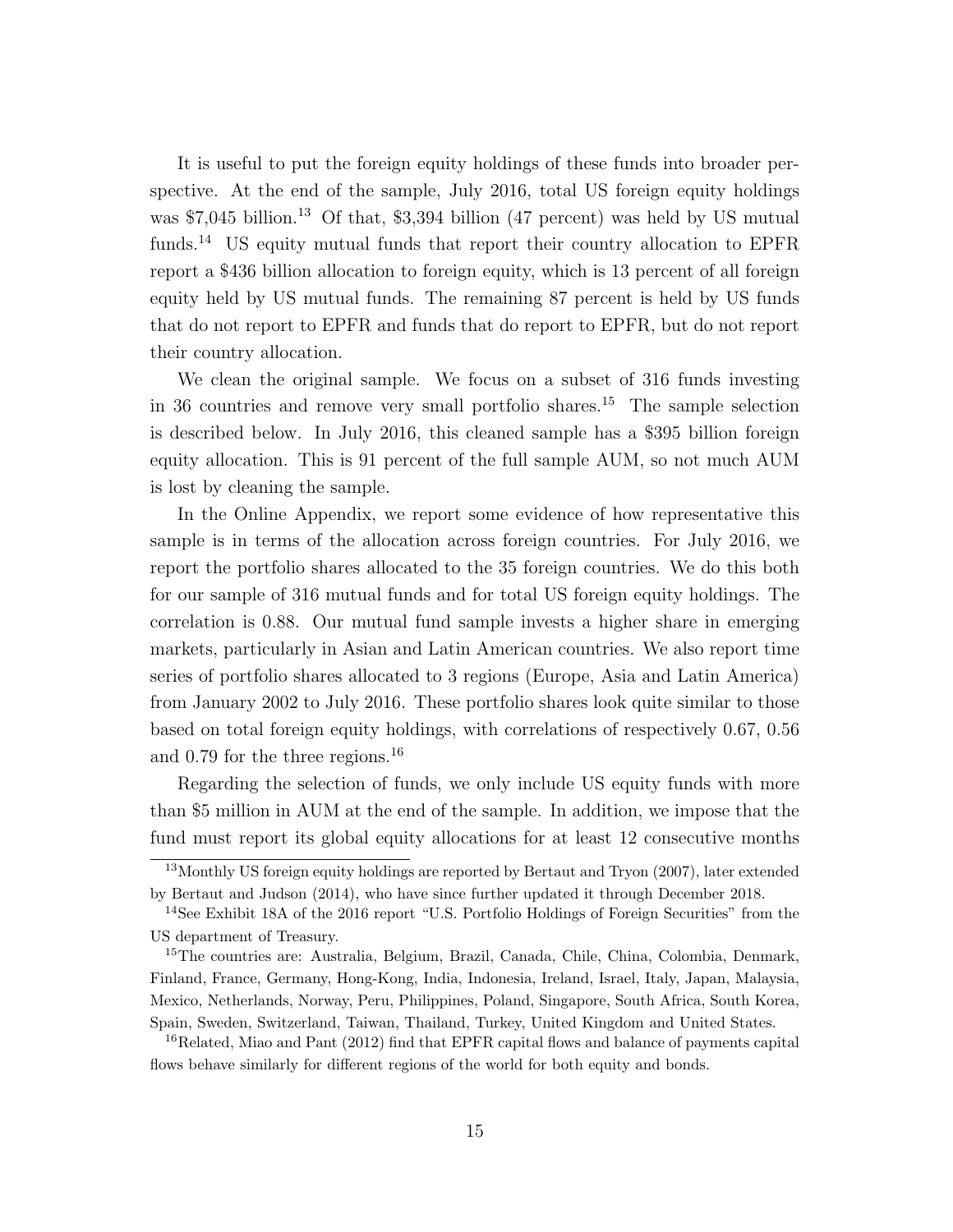It is useful to put the foreign equity holdings of these funds into broader perspective. At the end of the sample, July 2016, total US foreign equity holdings was $7,045 billion.[13] Of that, $3,394 billion (47 percent) was held by US mutual funds.[14] US equity mutual funds that report their country allocation to EPFR report a $436 billion allocation to foreign equity, which is 13 percent of all foreign equity held by US mutual funds. The remaining 87 percent is held by US funds that do not report to EPFR and funds that do report to EPFR, but do not report their country allocation.

We clean the original sample. We focus on a subset of 316 funds investing in 36 countries and remove very small portfolio shares.[15] The sample selection is described below. In July 2016, this cleaned sample has a $395 billion foreign equity allocation. This is 91 percent of the full sample AUM, so not much AUM is lost by cleaning the sample.

In the Online Appendix, we report some evidence of how representative this sample is in terms of the allocation across foreign countries. For July 2016, we report the portfolio shares allocated to the 35 foreign countries. We do this both for our sample of 316 mutual funds and for total US foreign equity holdings. The correlation is 0.88. Our mutual fund sample invests a higher share in emerging markets, particularly in Asian and Latin American countries. We also report time series of portfolio shares allocated to 3 regions (Europe, Asia and Latin America) from January 2002 to July 2016. These portfolio shares look quite similar to those based on total foreign equity holdings, with correlations of respectively 0.67, 0.56 and 0.79 for the three regions.[16]

Regarding the selection of funds, we only include US equity funds with more than $5 million in AUM at the end of the sample. In addition, we impose that the fund must report its global equity allocations for at least 12 consecutive months

---

[13] Monthly US foreign equity holdings are reported by Bertaut and Tryon (2007), later extended by Bertaut and Judson (2014), who have since further updated it through December 2018.

[14] See Exhibit 18A of the 2016 report "U.S. Portfolio Holdings of Foreign Securities" from the US department of Treasury.

[15] The countries are: Australia, Belgium, Brazil, Canada, Chile, China, Colombia, Denmark, Finland, France, Germany, Hong-Kong, India, Indonesia, Ireland, Israel, Italy, Japan, Malaysia, Mexico, Netherlands, Norway, Peru, Philippines, Poland, Singapore, South Africa, South Korea, Spain, Sweden, Switzerland, Taiwan, Thailand, Turkey, United Kingdom and United States.

[16] Related, Miao and Pant (2012) find that EPFR capital flows and balance of payments capital flows behave similarly for different regions of the world for both equity and bonds.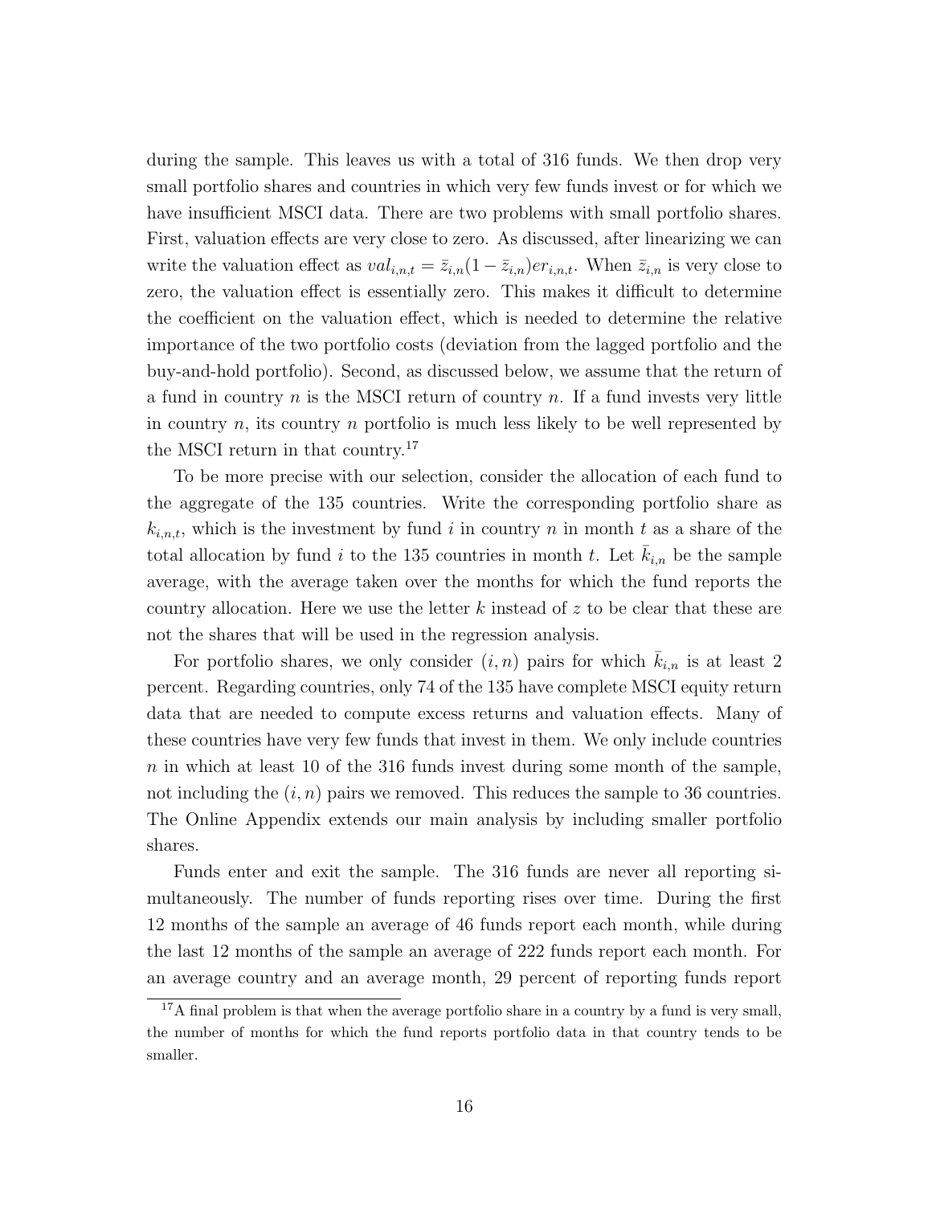during the sample. This leaves us with a total of 316 funds. We then drop very small portfolio shares and countries in which very few funds invest or for which we have insufficient MSCI data. There are two problems with small portfolio shares. First, valuation effects are very close to zero. As discussed, after linearizing we can write the valuation effect as $val_{i,n,t} = \bar{z}_{i,n}(1 - \bar{z}_{i,n})er_{i,n,t}$. When $\bar{z}_{i,n}$ is very close to zero, the valuation effect is essentially zero. This makes it difficult to determine the coefficient on the valuation effect, which is needed to determine the relative importance of the two portfolio costs (deviation from the lagged portfolio and the buy-and-hold portfolio). Second, as discussed below, we assume that the return of a fund in country $n$ is the MSCI return of country $n$. If a fund invests very little in country $n$, its country $n$ portfolio is much less likely to be well represented by the MSCI return in that country.[17]

To be more precise with our selection, consider the allocation of each fund to the aggregate of the 135 countries. Write the corresponding portfolio share as $k_{i,n,t}$, which is the investment by fund $i$ in country $n$ in month $t$ as a share of the total allocation by fund $i$ to the 135 countries in month $t$. Let $\bar{k}_{i,n}$ be the sample average, with the average taken over the months for which the fund reports the country allocation. Here we use the letter $k$ instead of $z$ to be clear that these are not the shares that will be used in the regression analysis.

For portfolio shares, we only consider $(i, n)$ pairs for which $\bar{k}_{i,n}$ is at least 2 percent. Regarding countries, only 74 of the 135 have complete MSCI equity return data that are needed to compute excess returns and valuation effects. Many of these countries have very few funds that invest in them. We only include countries $n$ in which at least 10 of the 316 funds invest during some month of the sample, not including the $(i, n)$ pairs we removed. This reduces the sample to 36 countries. The Online Appendix extends our main analysis by including smaller portfolio shares.

Funds enter and exit the sample. The 316 funds are never all reporting simultaneously. The number of funds reporting rises over time. During the first 12 months of the sample an average of 46 funds report each month, while during the last 12 months of the sample an average of 222 funds report each month. For an average country and an average month, 29 percent of reporting funds report

[17] A final problem is that when the average portfolio share in a country by a fund is very small, the number of months for which the fund reports portfolio data in that country tends to be smaller.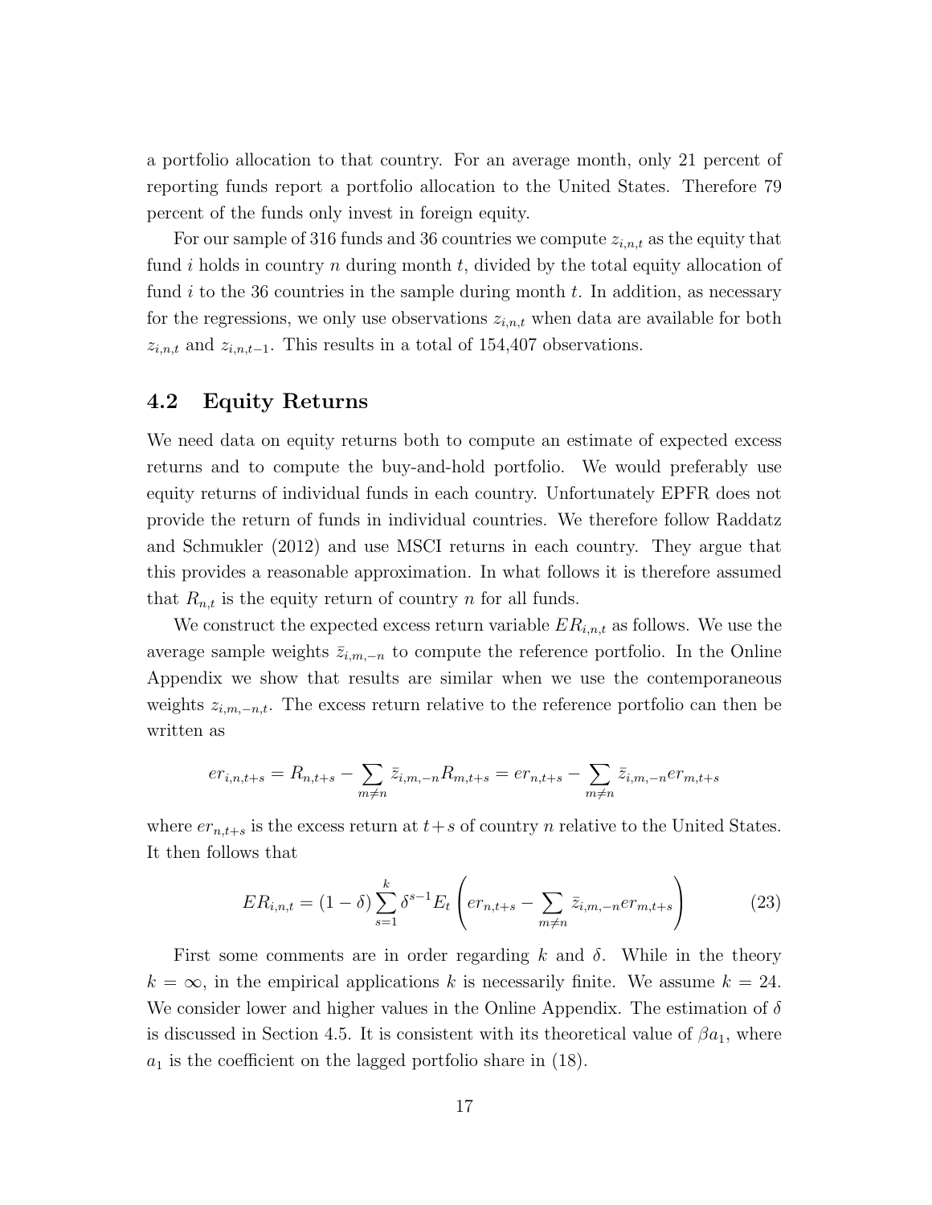a portfolio allocation to that country. For an average month, only 21 percent of reporting funds report a portfolio allocation to the United States. Therefore 79 percent of the funds only invest in foreign equity.

For our sample of 316 funds and 36 countries we compute $z_{i,n,t}$ as the equity that fund $i$ holds in country $n$ during month $t$, divided by the total equity allocation of fund $i$ to the 36 countries in the sample during month $t$. In addition, as necessary for the regressions, we only use observations $z_{i,n,t}$ when data are available for both $z_{i,n,t}$ and $z_{i,n,t-1}$. This results in a total of 154,407 observations.

## 4.2 Equity Returns

We need data on equity returns both to compute an estimate of expected excess returns and to compute the buy-and-hold portfolio. We would preferably use equity returns of individual funds in each country. Unfortunately EPFR does not provide the return of funds in individual countries. We therefore follow Raddatz and Schmukler (2012) and use MSCI returns in each country. They argue that this provides a reasonable approximation. In what follows it is therefore assumed that $R_{n,t}$ is the equity return of country $n$ for all funds.

We construct the expected excess return variable $ER_{i,n,t}$ as follows. We use the average sample weights $\bar{z}_{i,m,-n}$ to compute the reference portfolio. In the Online Appendix we show that results are similar when we use the contemporaneous weights $z_{i,m,-n,t}$. The excess return relative to the reference portfolio can then be written as

$$er_{i,n,t+s} = R_{n,t+s} - \sum_{m \neq n} \bar{z}_{i,m,-n} R_{m,t+s} = er_{n,t+s} - \sum_{m \neq n} \bar{z}_{i,m,-n} er_{m,t+s}$$

where $er_{n,t+s}$ is the excess return at $t+s$ of country $n$ relative to the United States. It then follows that

$$ER_{i,n,t} = (1-\delta) \sum_{s=1}^{k} \delta^{s-1} E_t \left( er_{n,t+s} - \sum_{m \neq n} \bar{z}_{i,m,-n} er_{m,t+s} \right) \tag{23}$$

First some comments are in order regarding $k$ and $\delta$. While in the theory $k = \infty$, in the empirical applications $k$ is necessarily finite. We assume $k = 24$. We consider lower and higher values in the Online Appendix. The estimation of $\delta$ is discussed in Section 4.5. It is consistent with its theoretical value of $\beta a_1$, where $a_1$ is the coefficient on the lagged portfolio share in (18).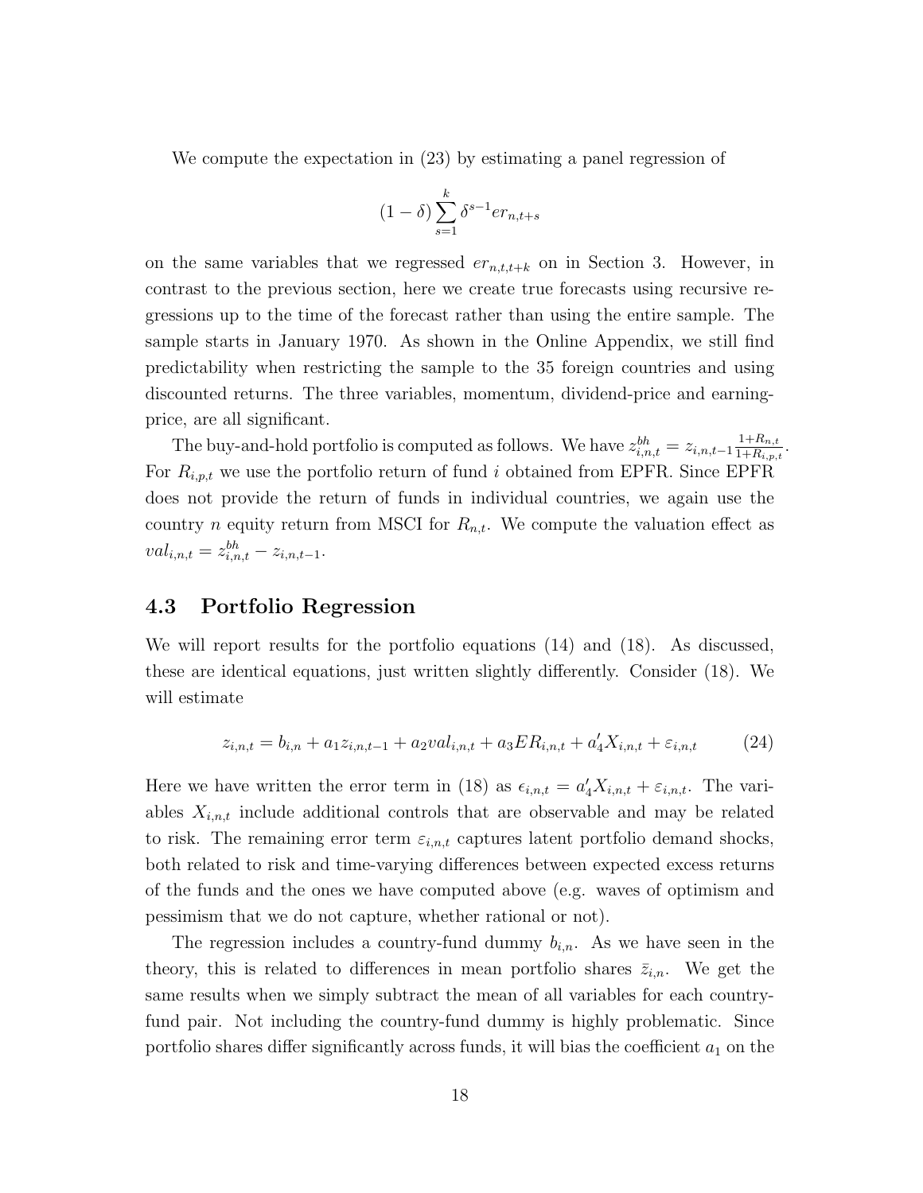We compute the expectation in (23) by estimating a panel regression of

$$(1-\delta)\sum_{s=1}^{k}\delta^{s-1}er_{n,t+s}$$

on the same variables that we regressed $er_{n,t,t+k}$ on in Section 3. However, in contrast to the previous section, here we create true forecasts using recursive regressions up to the time of the forecast rather than using the entire sample. The sample starts in January 1970. As shown in the Online Appendix, we still find predictability when restricting the sample to the 35 foreign countries and using discounted returns. The three variables, momentum, dividend-price and earning-price, are all significant.

The buy-and-hold portfolio is computed as follows. We have $z_{i,n,t}^{bh} = z_{i,n,t-1}\frac{1+R_{n,t}}{1+R_{i,p,t}}$. For $R_{i,p,t}$ we use the portfolio return of fund $i$ obtained from EPFR. Since EPFR does not provide the return of funds in individual countries, we again use the country $n$ equity return from MSCI for $R_{n,t}$. We compute the valuation effect as $val_{i,n,t} = z_{i,n,t}^{bh} - z_{i,n,t-1}$.

## 4.3 Portfolio Regression

We will report results for the portfolio equations (14) and (18). As discussed, these are identical equations, just written slightly differently. Consider (18). We will estimate

$$z_{i,n,t} = b_{i,n} + a_1 z_{i,n,t-1} + a_2 val_{i,n,t} + a_3 ER_{i,n,t} + a_4' X_{i,n,t} + \varepsilon_{i,n,t} \tag{24}$$

Here we have written the error term in (18) as $\epsilon_{i,n,t} = a_4' X_{i,n,t} + \varepsilon_{i,n,t}$. The variables $X_{i,n,t}$ include additional controls that are observable and may be related to risk. The remaining error term $\varepsilon_{i,n,t}$ captures latent portfolio demand shocks, both related to risk and time-varying differences between expected excess returns of the funds and the ones we have computed above (e.g. waves of optimism and pessimism that we do not capture, whether rational or not).

The regression includes a country-fund dummy $b_{i,n}$. As we have seen in the theory, this is related to differences in mean portfolio shares $\bar{z}_{i,n}$. We get the same results when we simply subtract the mean of all variables for each country-fund pair. Not including the country-fund dummy is highly problematic. Since portfolio shares differ significantly across funds, it will bias the coefficient $a_1$ on the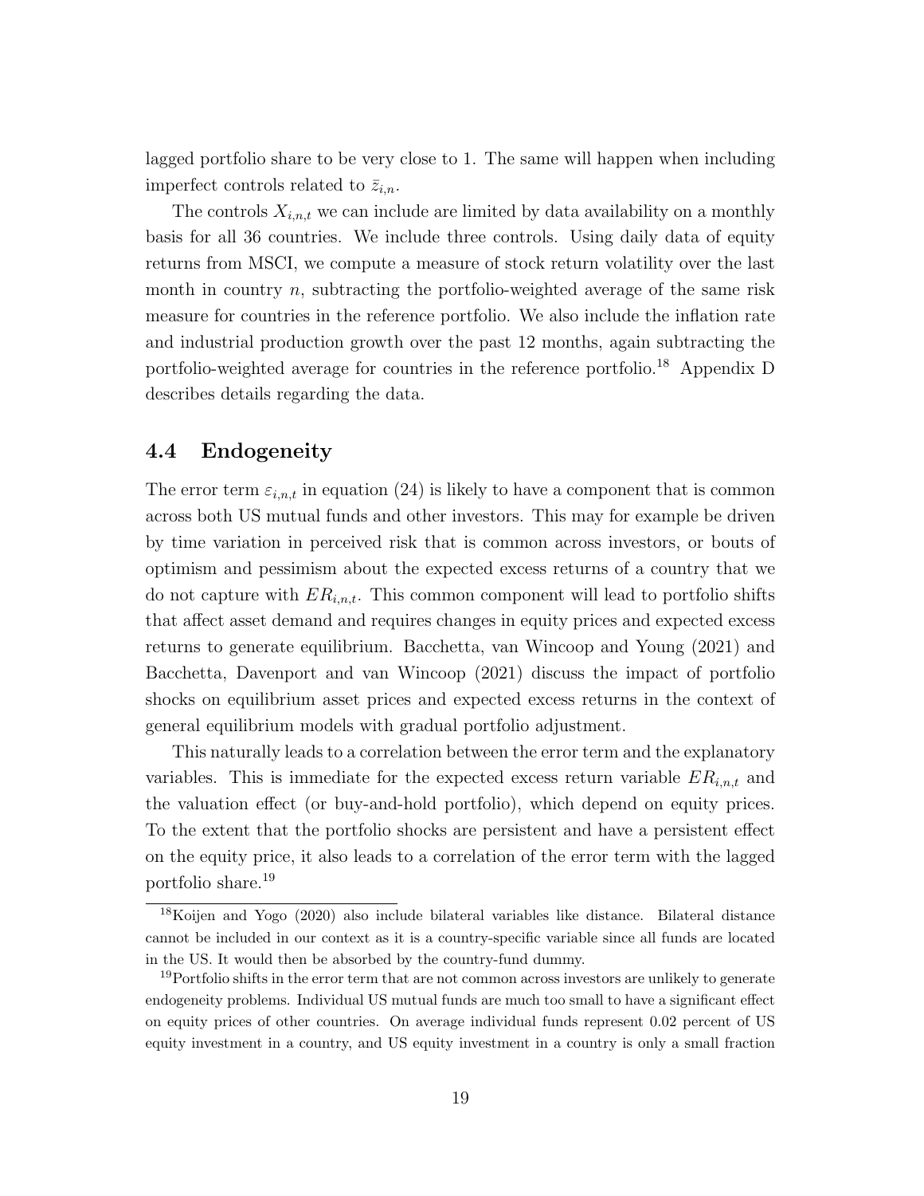lagged portfolio share to be very close to 1. The same will happen when including imperfect controls related to $\bar{z}_{i,n}$.

The controls $X_{i,n,t}$ we can include are limited by data availability on a monthly basis for all 36 countries. We include three controls. Using daily data of equity returns from MSCI, we compute a measure of stock return volatility over the last month in country $n$, subtracting the portfolio-weighted average of the same risk measure for countries in the reference portfolio. We also include the inflation rate and industrial production growth over the past 12 months, again subtracting the portfolio-weighted average for countries in the reference portfolio.[18] Appendix D describes details regarding the data.

## 4.4 Endogeneity

The error term $\varepsilon_{i,n,t}$ in equation (24) is likely to have a component that is common across both US mutual funds and other investors. This may for example be driven by time variation in perceived risk that is common across investors, or bouts of optimism and pessimism about the expected excess returns of a country that we do not capture with $ER_{i,n,t}$. This common component will lead to portfolio shifts that affect asset demand and requires changes in equity prices and expected excess returns to generate equilibrium. Bacchetta, van Wincoop and Young (2021) and Bacchetta, Davenport and van Wincoop (2021) discuss the impact of portfolio shocks on equilibrium asset prices and expected excess returns in the context of general equilibrium models with gradual portfolio adjustment.

This naturally leads to a correlation between the error term and the explanatory variables. This is immediate for the expected excess return variable $ER_{i,n,t}$ and the valuation effect (or buy-and-hold portfolio), which depend on equity prices. To the extent that the portfolio shocks are persistent and have a persistent effect on the equity price, it also leads to a correlation of the error term with the lagged portfolio share.[19]

[18] Koijen and Yogo (2020) also include bilateral variables like distance. Bilateral distance cannot be included in our context as it is a country-specific variable since all funds are located in the US. It would then be absorbed by the country-fund dummy.

[19] Portfolio shifts in the error term that are not common across investors are unlikely to generate endogeneity problems. Individual US mutual funds are much too small to have a significant effect on equity prices of other countries. On average individual funds represent 0.02 percent of US equity investment in a country, and US equity investment in a country is only a small fraction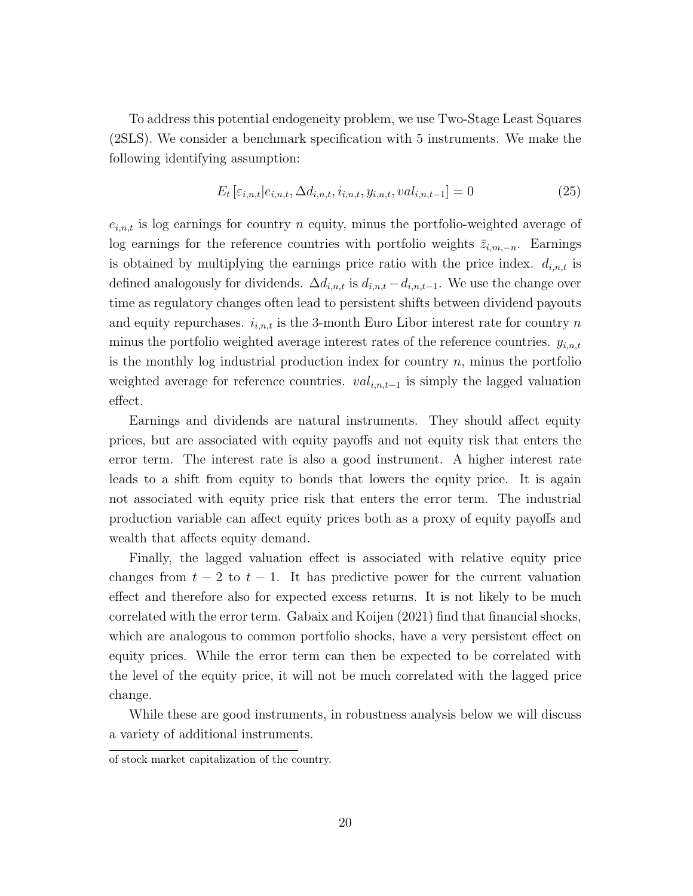To address this potential endogeneity problem, we use Two-Stage Least Squares (2SLS). We consider a benchmark specification with 5 instruments. We make the following identifying assumption:

$$E_t \left[ \varepsilon_{i,n,t} | e_{i,n,t}, \Delta d_{i,n,t}, i_{i,n,t}, y_{i,n,t}, val_{i,n,t-1} \right] = 0 \tag{25}$$

$e_{i,n,t}$ is log earnings for country $n$ equity, minus the portfolio-weighted average of log earnings for the reference countries with portfolio weights $\bar{z}_{i,m,-n}$. Earnings is obtained by multiplying the earnings price ratio with the price index. $d_{i,n,t}$ is defined analogously for dividends. $\Delta d_{i,n,t}$ is $d_{i,n,t} - d_{i,n,t-1}$. We use the change over time as regulatory changes often lead to persistent shifts between dividend payouts and equity repurchases. $i_{i,n,t}$ is the 3-month Euro Libor interest rate for country $n$ minus the portfolio weighted average interest rates of the reference countries. $y_{i,n,t}$ is the monthly log industrial production index for country $n$, minus the portfolio weighted average for reference countries. $val_{i,n,t-1}$ is simply the lagged valuation effect.

Earnings and dividends are natural instruments. They should affect equity prices, but are associated with equity payoffs and not equity risk that enters the error term. The interest rate is also a good instrument. A higher interest rate leads to a shift from equity to bonds that lowers the equity price. It is again not associated with equity price risk that enters the error term. The industrial production variable can affect equity prices both as a proxy of equity payoffs and wealth that affects equity demand.

Finally, the lagged valuation effect is associated with relative equity price changes from $t-2$ to $t-1$. It has predictive power for the current valuation effect and therefore also for expected excess returns. It is not likely to be much correlated with the error term. Gabaix and Koijen (2021) find that financial shocks, which are analogous to common portfolio shocks, have a very persistent effect on equity prices. While the error term can then be expected to be correlated with the level of the equity price, it will not be much correlated with the lagged price change.

While these are good instruments, in robustness analysis below we will discuss a variety of additional instruments.

---

of stock market capitalization of the country.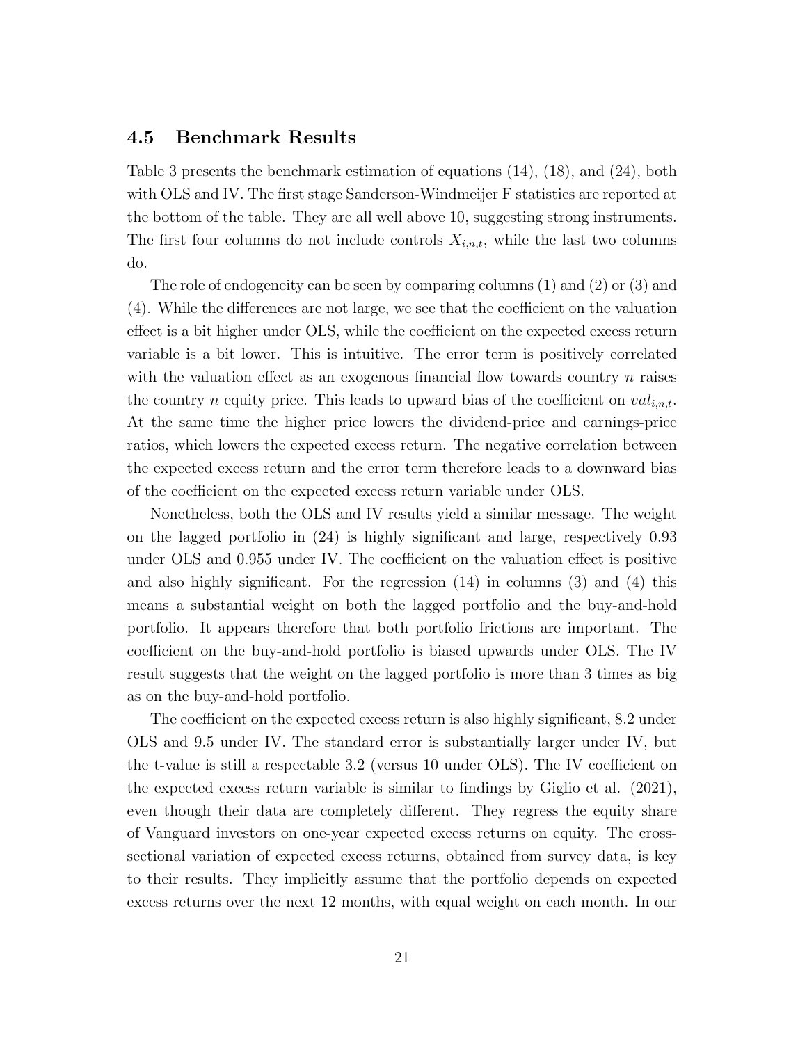### 4.5 Benchmark Results

Table 3 presents the benchmark estimation of equations (14), (18), and (24), both with OLS and IV. The first stage Sanderson-Windmeijer F statistics are reported at the bottom of the table. They are all well above 10, suggesting strong instruments. The first four columns do not include controls $X_{i,n,t}$, while the last two columns do.

The role of endogeneity can be seen by comparing columns (1) and (2) or (3) and (4). While the differences are not large, we see that the coefficient on the valuation effect is a bit higher under OLS, while the coefficient on the expected excess return variable is a bit lower. This is intuitive. The error term is positively correlated with the valuation effect as an exogenous financial flow towards country $n$ raises the country $n$ equity price. This leads to upward bias of the coefficient on $val_{i,n,t}$. At the same time the higher price lowers the dividend-price and earnings-price ratios, which lowers the expected excess return. The negative correlation between the expected excess return and the error term therefore leads to a downward bias of the coefficient on the expected excess return variable under OLS.

Nonetheless, both the OLS and IV results yield a similar message. The weight on the lagged portfolio in (24) is highly significant and large, respectively 0.93 under OLS and 0.955 under IV. The coefficient on the valuation effect is positive and also highly significant. For the regression (14) in columns (3) and (4) this means a substantial weight on both the lagged portfolio and the buy-and-hold portfolio. It appears therefore that both portfolio frictions are important. The coefficient on the buy-and-hold portfolio is biased upwards under OLS. The IV result suggests that the weight on the lagged portfolio is more than 3 times as big as on the buy-and-hold portfolio.

The coefficient on the expected excess return is also highly significant, 8.2 under OLS and 9.5 under IV. The standard error is substantially larger under IV, but the t-value is still a respectable 3.2 (versus 10 under OLS). The IV coefficient on the expected excess return variable is similar to findings by Giglio et al. (2021), even though their data are completely different. They regress the equity share of Vanguard investors on one-year expected excess returns on equity. The cross-sectional variation of expected excess returns, obtained from survey data, is key to their results. They implicitly assume that the portfolio depends on expected excess returns over the next 12 months, with equal weight on each month. In our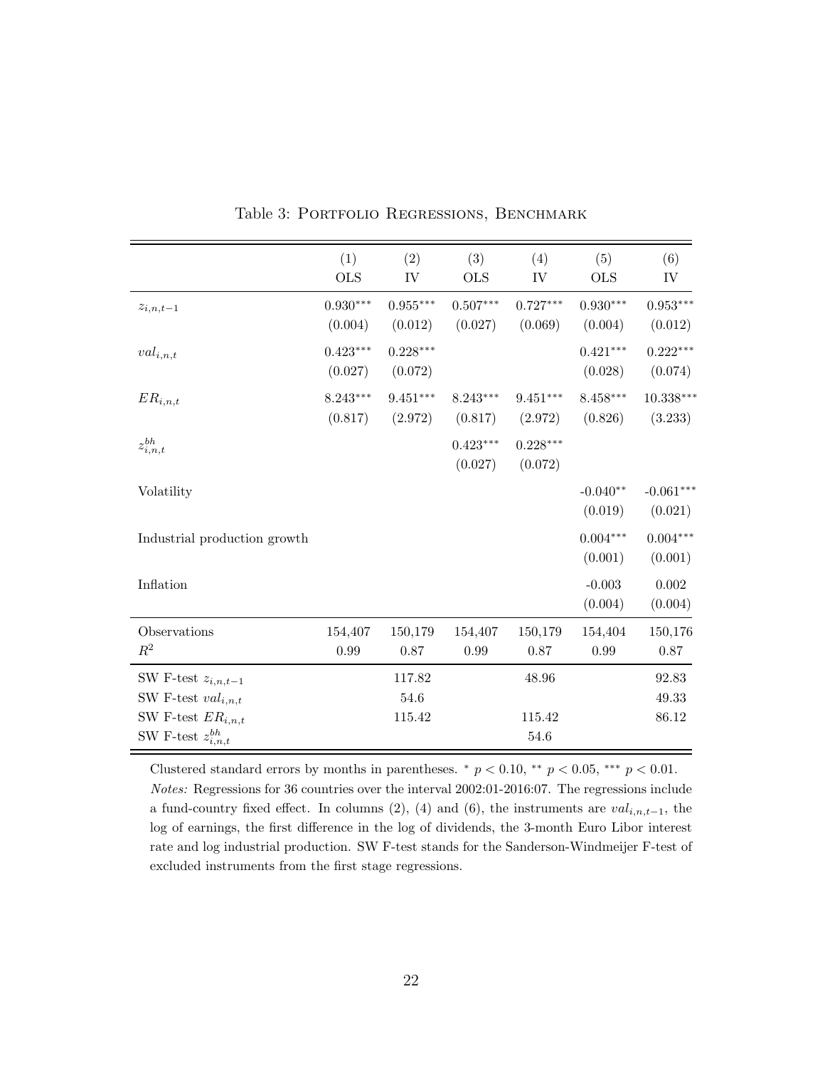Table 3: Portfolio Regressions, Benchmark

| | (1) | (2) | (3) | (4) | (5) | (6) |
|---|---|---|---|---|---|---|
| | OLS | IV | OLS | IV | OLS | IV |
| $z_{i,n,t-1}$ | $0.930^{***}$ | $0.955^{***}$ | $0.507^{***}$ | $0.727^{***}$ | $0.930^{***}$ | $0.953^{***}$ |
| | (0.004) | (0.012) | (0.027) | (0.069) | (0.004) | (0.012) |
| $val_{i,n,t}$ | $0.423^{***}$ | $0.228^{***}$ | | | $0.421^{***}$ | $0.222^{***}$ |
| | (0.027) | (0.072) | | | (0.028) | (0.074) |
| $ER_{i,n,t}$ | $8.243^{***}$ | $9.451^{***}$ | $8.243^{***}$ | $9.451^{***}$ | $8.458^{***}$ | $10.338^{***}$ |
| | (0.817) | (2.972) | (0.817) | (2.972) | (0.826) | (3.233) |
| $z^{bh}_{i,n,t}$ | | | $0.423^{***}$ | $0.228^{***}$ | | |
| | | | (0.027) | (0.072) | | |
| Volatility | | | | | $-0.040^{**}$ | $-0.061^{***}$ |
| | | | | | (0.019) | (0.021) |
| Industrial production growth | | | | | $0.004^{***}$ | $0.004^{***}$ |
| | | | | | (0.001) | (0.001) |
| Inflation | | | | | -0.003 | 0.002 |
| | | | | | (0.004) | (0.004) |
| Observations | 154,407 | 150,179 | 154,407 | 150,179 | 154,404 | 150,176 |
| $R^2$ | 0.99 | 0.87 | 0.99 | 0.87 | 0.99 | 0.87 |
| SW F-test $z_{i,n,t-1}$ | | 117.82 | | 48.96 | | 92.83 |
| SW F-test $val_{i,n,t}$ | | 54.6 | | | | 49.33 |
| SW F-test $ER_{i,n,t}$ | | 115.42 | | 115.42 | | 86.12 |
| SW F-test $z^{bh}_{i,n,t}$ | | | | 54.6 | | |

Clustered standard errors by months in parentheses. $^{*}$ $p < 0.10$, $^{**}$ $p < 0.05$, $^{***}$ $p < 0.01$.

*Notes:* Regressions for 36 countries over the interval 2002:01-2016:07. The regressions include a fund-country fixed effect. In columns (2), (4) and (6), the instruments are $val_{i,n,t-1}$, the log of earnings, the first difference in the log of dividends, the 3-month Euro Libor interest rate and log industrial production. SW F-test stands for the Sanderson-Windmeijer F-test of excluded instruments from the first stage regressions.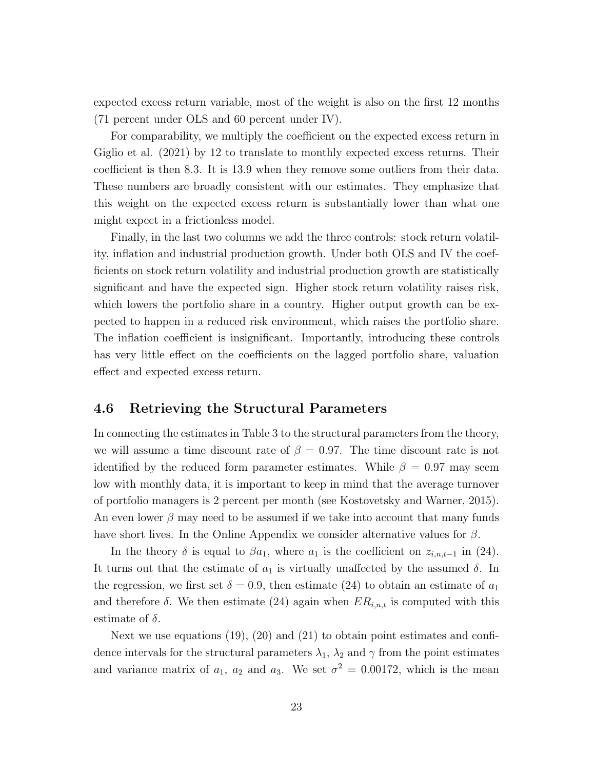expected excess return variable, most of the weight is also on the first 12 months (71 percent under OLS and 60 percent under IV).

For comparability, we multiply the coefficient on the expected excess return in Giglio et al. (2021) by 12 to translate to monthly expected excess returns. Their coefficient is then 8.3. It is 13.9 when they remove some outliers from their data. These numbers are broadly consistent with our estimates. They emphasize that this weight on the expected excess return is substantially lower than what one might expect in a frictionless model.

Finally, in the last two columns we add the three controls: stock return volatility, inflation and industrial production growth. Under both OLS and IV the coefficients on stock return volatility and industrial production growth are statistically significant and have the expected sign. Higher stock return volatility raises risk, which lowers the portfolio share in a country. Higher output growth can be expected to happen in a reduced risk environment, which raises the portfolio share. The inflation coefficient is insignificant. Importantly, introducing these controls has very little effect on the coefficients on the lagged portfolio share, valuation effect and expected excess return.

### 4.6 Retrieving the Structural Parameters

In connecting the estimates in Table 3 to the structural parameters from the theory, we will assume a time discount rate of $\beta = 0.97$. The time discount rate is not identified by the reduced form parameter estimates. While $\beta = 0.97$ may seem low with monthly data, it is important to keep in mind that the average turnover of portfolio managers is 2 percent per month (see Kostovetsky and Warner, 2015). An even lower $\beta$ may need to be assumed if we take into account that many funds have short lives. In the Online Appendix we consider alternative values for $\beta$.

In the theory $\delta$ is equal to $\beta a_1$, where $a_1$ is the coefficient on $z_{i,n,t-1}$ in (24). It turns out that the estimate of $a_1$ is virtually unaffected by the assumed $\delta$. In the regression, we first set $\delta = 0.9$, then estimate (24) to obtain an estimate of $a_1$ and therefore $\delta$. We then estimate (24) again when $ER_{i,n,t}$ is computed with this estimate of $\delta$.

Next we use equations (19), (20) and (21) to obtain point estimates and confidence intervals for the structural parameters $\lambda_1$, $\lambda_2$ and $\gamma$ from the point estimates and variance matrix of $a_1$, $a_2$ and $a_3$. We set $\sigma^2 = 0.00172$, which is the mean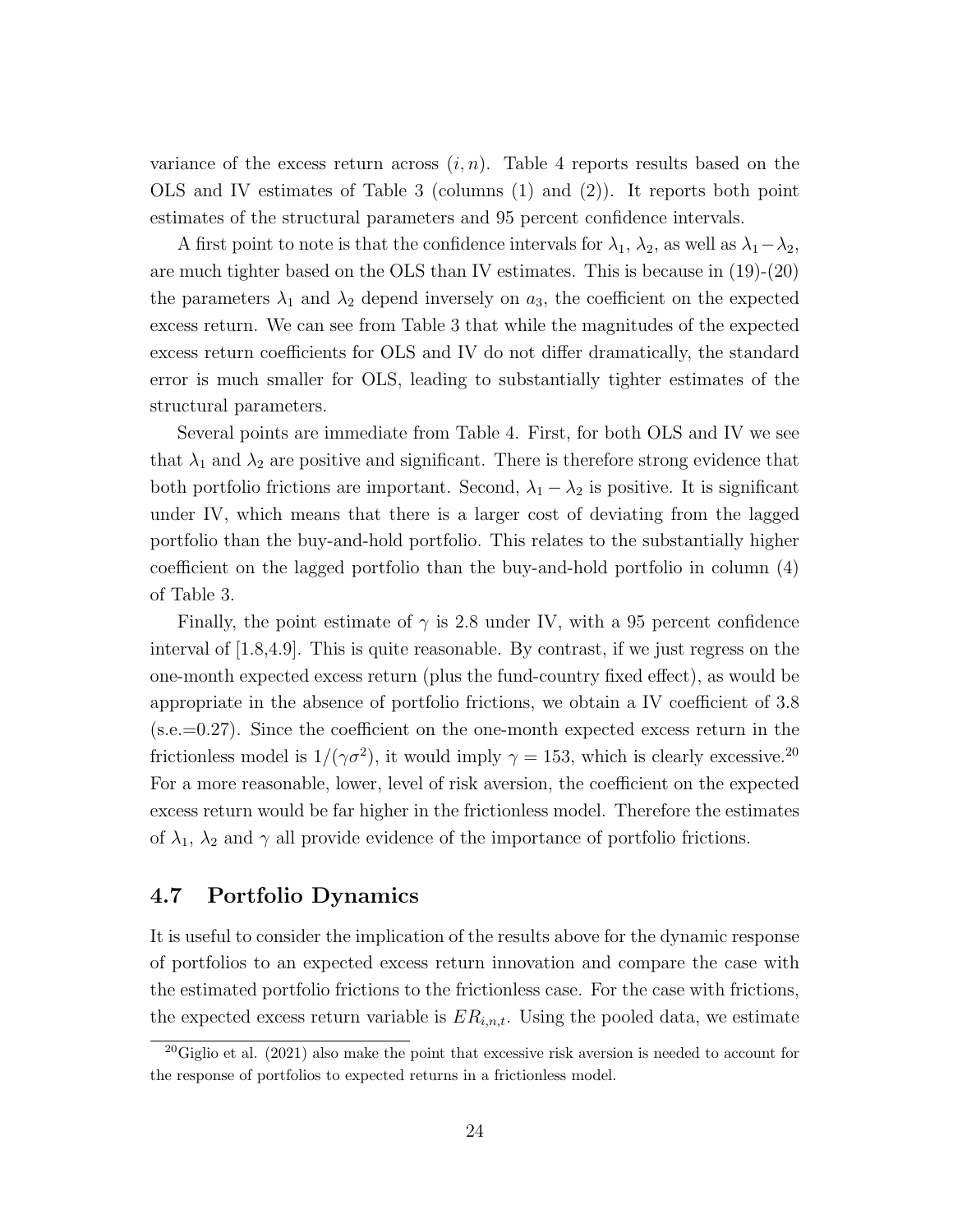variance of the excess return across $(i, n)$. Table 4 reports results based on the OLS and IV estimates of Table 3 (columns (1) and (2)). It reports both point estimates of the structural parameters and 95 percent confidence intervals.

A first point to note is that the confidence intervals for $\lambda_1$, $\lambda_2$, as well as $\lambda_1 - \lambda_2$, are much tighter based on the OLS than IV estimates. This is because in (19)-(20) the parameters $\lambda_1$ and $\lambda_2$ depend inversely on $a_3$, the coefficient on the expected excess return. We can see from Table 3 that while the magnitudes of the expected excess return coefficients for OLS and IV do not differ dramatically, the standard error is much smaller for OLS, leading to substantially tighter estimates of the structural parameters.

Several points are immediate from Table 4. First, for both OLS and IV we see that $\lambda_1$ and $\lambda_2$ are positive and significant. There is therefore strong evidence that both portfolio frictions are important. Second, $\lambda_1 - \lambda_2$ is positive. It is significant under IV, which means that there is a larger cost of deviating from the lagged portfolio than the buy-and-hold portfolio. This relates to the substantially higher coefficient on the lagged portfolio than the buy-and-hold portfolio in column (4) of Table 3.

Finally, the point estimate of $\gamma$ is 2.8 under IV, with a 95 percent confidence interval of [1.8,4.9]. This is quite reasonable. By contrast, if we just regress on the one-month expected excess return (plus the fund-country fixed effect), as would be appropriate in the absence of portfolio frictions, we obtain a IV coefficient of 3.8 (s.e.=0.27). Since the coefficient on the one-month expected excess return in the frictionless model is $1/(\gamma\sigma^2)$, it would imply $\gamma = 153$, which is clearly excessive.[20] For a more reasonable, lower, level of risk aversion, the coefficient on the expected excess return would be far higher in the frictionless model. Therefore the estimates of $\lambda_1$, $\lambda_2$ and $\gamma$ all provide evidence of the importance of portfolio frictions.

## 4.7 Portfolio Dynamics

It is useful to consider the implication of the results above for the dynamic response of portfolios to an expected excess return innovation and compare the case with the estimated portfolio frictions to the frictionless case. For the case with frictions, the expected excess return variable is $ER_{i,n,t}$. Using the pooled data, we estimate

[20] Giglio et al. (2021) also make the point that excessive risk aversion is needed to account for the response of portfolios to expected returns in a frictionless model.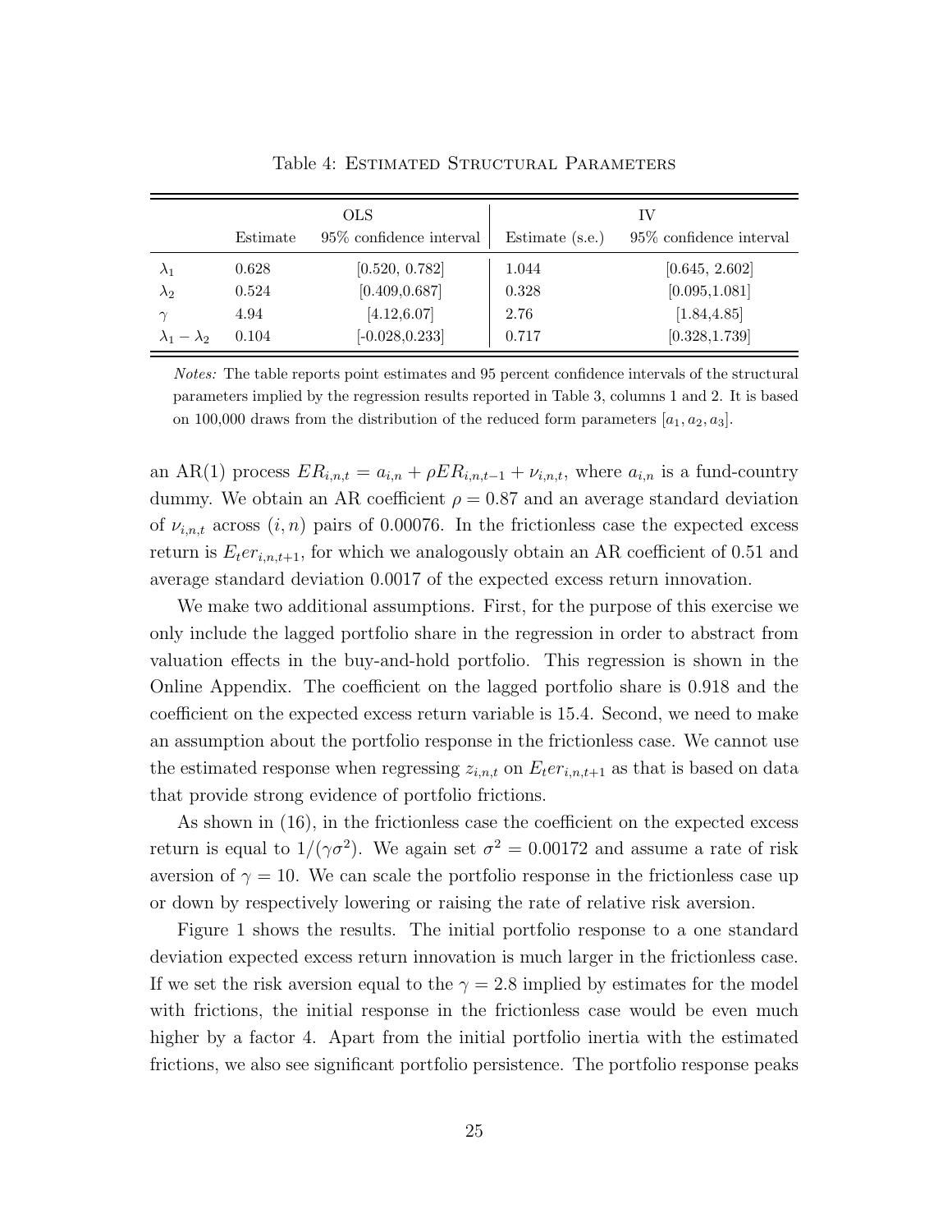Table 4: Estimated Structural Parameters

| | OLS | | IV | |
|---|---|---|---|---|
| | Estimate | 95% confidence interval | Estimate (s.e.) | 95% confidence interval |
| $\lambda_1$ | 0.628 | [0.520, 0.782] | 1.044 | [0.645, 2.602] |
| $\lambda_2$ | 0.524 | [0.409,0.687] | 0.328 | [0.095,1.081] |
| $\gamma$ | 4.94 | [4.12,6.07] | 2.76 | [1.84,4.85] |
| $\lambda_1 - \lambda_2$ | 0.104 | [-0.028,0.233] | 0.717 | [0.328,1.739] |

*Notes:* The table reports point estimates and 95 percent confidence intervals of the structural parameters implied by the regression results reported in Table 3, columns 1 and 2. It is based on 100,000 draws from the distribution of the reduced form parameters $[a_1, a_2, a_3]$.

an AR(1) process $ER_{i,n,t} = a_{i,n} + \rho ER_{i,n,t-1} + \nu_{i,n,t}$, where $a_{i,n}$ is a fund-country dummy. We obtain an AR coefficient $\rho = 0.87$ and an average standard deviation of $\nu_{i,n,t}$ across $(i, n)$ pairs of 0.00076. In the frictionless case the expected excess return is $E_t er_{i,n,t+1}$, for which we analogously obtain an AR coefficient of 0.51 and average standard deviation 0.0017 of the expected excess return innovation.

We make two additional assumptions. First, for the purpose of this exercise we only include the lagged portfolio share in the regression in order to abstract from valuation effects in the buy-and-hold portfolio. This regression is shown in the Online Appendix. The coefficient on the lagged portfolio share is 0.918 and the coefficient on the expected excess return variable is 15.4. Second, we need to make an assumption about the portfolio response in the frictionless case. We cannot use the estimated response when regressing $z_{i,n,t}$ on $E_t er_{i,n,t+1}$ as that is based on data that provide strong evidence of portfolio frictions.

As shown in (16), in the frictionless case the coefficient on the expected excess return is equal to $1/(\gamma\sigma^2)$. We again set $\sigma^2 = 0.00172$ and assume a rate of risk aversion of $\gamma = 10$. We can scale the portfolio response in the frictionless case up or down by respectively lowering or raising the rate of relative risk aversion.

Figure 1 shows the results. The initial portfolio response to a one standard deviation expected excess return innovation is much larger in the frictionless case. If we set the risk aversion equal to the $\gamma = 2.8$ implied by estimates for the model with frictions, the initial response in the frictionless case would be even much higher by a factor 4. Apart from the initial portfolio inertia with the estimated frictions, we also see significant portfolio persistence. The portfolio response peaks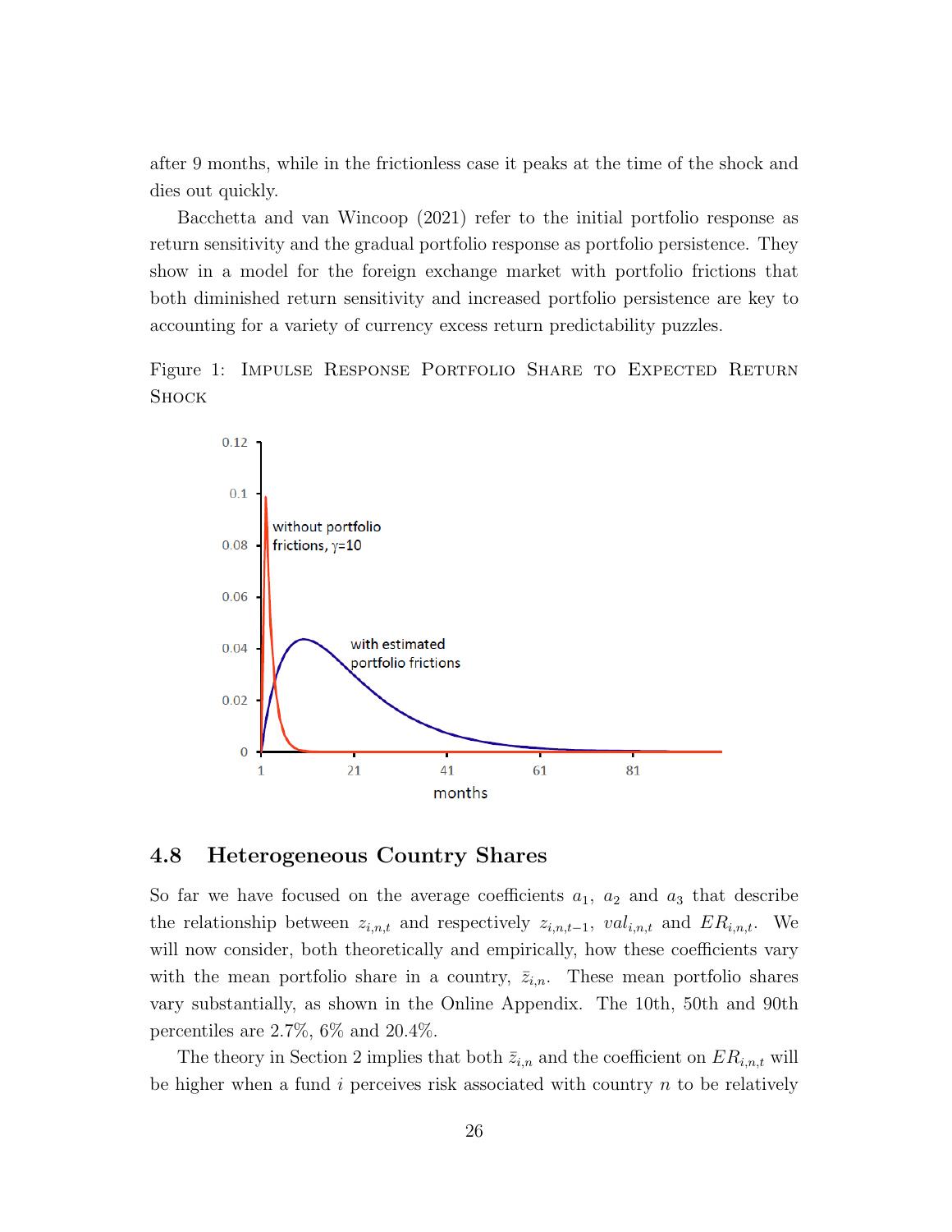after 9 months, while in the frictionless case it peaks at the time of the shock and dies out quickly.

Bacchetta and van Wincoop (2021) refer to the initial portfolio response as return sensitivity and the gradual portfolio response as portfolio persistence. They show in a model for the foreign exchange market with portfolio frictions that both diminished return sensitivity and increased portfolio persistence are key to accounting for a variety of currency excess return predictability puzzles.

Figure 1: Impulse Response Portfolio Share to Expected Return Shock

## 4.8 Heterogeneous Country Shares

So far we have focused on the average coefficients $a_1$, $a_2$ and $a_3$ that describe the relationship between $z_{i,n,t}$ and respectively $z_{i,n,t-1}$, $val_{i,n,t}$ and $ER_{i,n,t}$. We will now consider, both theoretically and empirically, how these coefficients vary with the mean portfolio share in a country, $\bar{z}_{i,n}$. These mean portfolio shares vary substantially, as shown in the Online Appendix. The 10th, 50th and 90th percentiles are 2.7%, 6% and 20.4%.

The theory in Section 2 implies that both $\bar{z}_{i,n}$ and the coefficient on $ER_{i,n,t}$ will be higher when a fund $i$ perceives risk associated with country $n$ to be relatively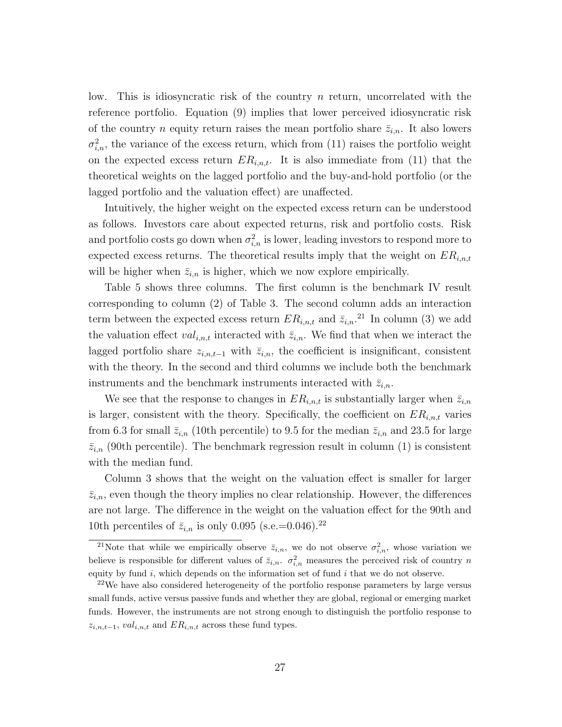low. This is idiosyncratic risk of the country $n$ return, uncorrelated with the reference portfolio. Equation (9) implies that lower perceived idiosyncratic risk of the country $n$ equity return raises the mean portfolio share $\bar{z}_{i,n}$. It also lowers $\sigma^2_{i,n}$, the variance of the excess return, which from (11) raises the portfolio weight on the expected excess return $ER_{i,n,t}$. It is also immediate from (11) that the theoretical weights on the lagged portfolio and the buy-and-hold portfolio (or the lagged portfolio and the valuation effect) are unaffected.

Intuitively, the higher weight on the expected excess return can be understood as follows. Investors care about expected returns, risk and portfolio costs. Risk and portfolio costs go down when $\sigma^2_{i,n}$ is lower, leading investors to respond more to expected excess returns. The theoretical results imply that the weight on $ER_{i,n,t}$ will be higher when $\bar{z}_{i,n}$ is higher, which we now explore empirically.

Table 5 shows three columns. The first column is the benchmark IV result corresponding to column (2) of Table 3. The second column adds an interaction term between the expected excess return $ER_{i,n,t}$ and $\bar{z}_{i,n}$.[21] In column (3) we add the valuation effect $val_{i,n,t}$ interacted with $\bar{z}_{i,n}$. We find that when we interact the lagged portfolio share $z_{i,n,t-1}$ with $\bar{z}_{i,n}$, the coefficient is insignificant, consistent with the theory. In the second and third columns we include both the benchmark instruments and the benchmark instruments interacted with $\bar{z}_{i,n}$.

We see that the response to changes in $ER_{i,n,t}$ is substantially larger when $\bar{z}_{i,n}$ is larger, consistent with the theory. Specifically, the coefficient on $ER_{i,n,t}$ varies from 6.3 for small $\bar{z}_{i,n}$ (10th percentile) to 9.5 for the median $\bar{z}_{i,n}$ and 23.5 for large $\bar{z}_{i,n}$ (90th percentile). The benchmark regression result in column (1) is consistent with the median fund.

Column 3 shows that the weight on the valuation effect is smaller for larger $\bar{z}_{i,n}$, even though the theory implies no clear relationship. However, the differences are not large. The difference in the weight on the valuation effect for the 90th and 10th percentiles of $\bar{z}_{i,n}$ is only 0.095 (s.e.=0.046).[22]

---

[21] Note that while we empirically observe $\bar{z}_{i,n}$, we do not observe $\sigma^2_{i,n}$, whose variation we believe is responsible for different values of $\bar{z}_{i,n}$. $\sigma^2_{i,n}$ measures the perceived risk of country $n$ equity by fund $i$, which depends on the information set of fund $i$ that we do not observe.

[22] We have also considered heterogeneity of the portfolio response parameters by large versus small funds, active versus passive funds and whether they are global, regional or emerging market funds. However, the instruments are not strong enough to distinguish the portfolio response to $z_{i,n,t-1}$, $val_{i,n,t}$ and $ER_{i,n,t}$ across these fund types.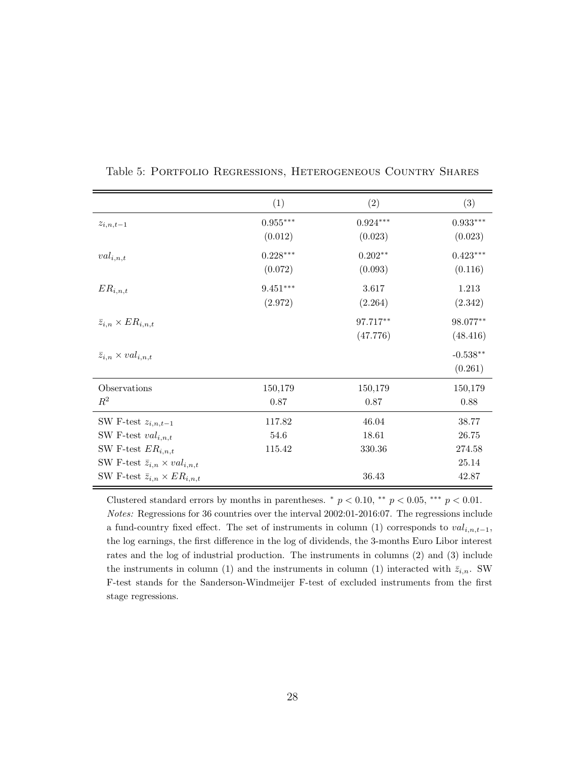Table 5: Portfolio Regressions, Heterogeneous Country Shares

| | (1) | (2) | (3) |
|---|---|---|---|
| $z_{i,n,t-1}$ | $0.955^{***}$ | $0.924^{***}$ | $0.933^{***}$ |
| | (0.012) | (0.023) | (0.023) |
| $val_{i,n,t}$ | $0.228^{***}$ | $0.202^{**}$ | $0.423^{***}$ |
| | (0.072) | (0.093) | (0.116) |
| $ER_{i,n,t}$ | $9.451^{***}$ | 3.617 | 1.213 |
| | (2.972) | (2.264) | (2.342) |
| $\bar{z}_{i,n} \times ER_{i,n,t}$ | | $97.717^{**}$ | $98.077^{**}$ |
| | | (47.776) | (48.416) |
| $\bar{z}_{i,n} \times val_{i,n,t}$ | | | $-0.538^{**}$ |
| | | | (0.261) |
| Observations | 150,179 | 150,179 | 150,179 |
| $R^2$ | 0.87 | 0.87 | 0.88 |
| SW F-test $z_{i,n,t-1}$ | 117.82 | 46.04 | 38.77 |
| SW F-test $val_{i,n,t}$ | 54.6 | 18.61 | 26.75 |
| SW F-test $ER_{i,n,t}$ | 115.42 | 330.36 | 274.58 |
| SW F-test $\bar{z}_{i,n} \times val_{i,n,t}$ | | | 25.14 |
| SW F-test $\bar{z}_{i,n} \times ER_{i,n,t}$ | | 36.43 | 42.87 |

Clustered standard errors by months in parentheses. $^{*}$ $p < 0.10$, $^{**}$ $p < 0.05$, $^{***}$ $p < 0.01$.

*Notes:* Regressions for 36 countries over the interval 2002:01-2016:07. The regressions include a fund-country fixed effect. The set of instruments in column (1) corresponds to $val_{i,n,t-1}$, the log earnings, the first difference in the log of dividends, the 3-months Euro Libor interest rates and the log of industrial production. The instruments in columns (2) and (3) include the instruments in column (1) and the instruments in column (1) interacted with $\bar{z}_{i,n}$. SW F-test stands for the Sanderson-Windmeijer F-test of excluded instruments from the first stage regressions.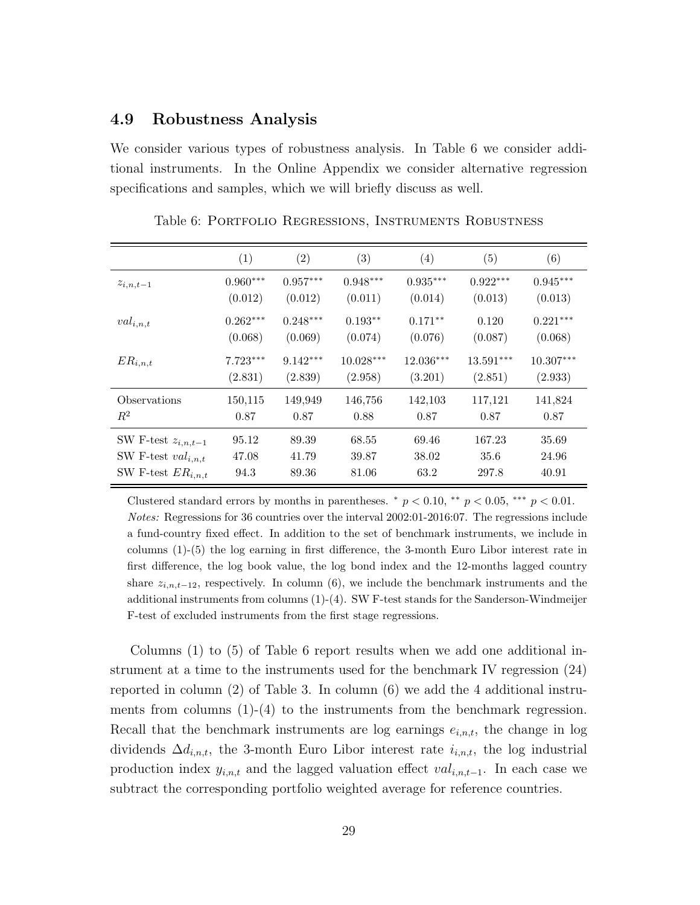### 4.9 Robustness Analysis

We consider various types of robustness analysis. In Table 6 we consider additional instruments. In the Online Appendix we consider alternative regression specifications and samples, which we will briefly discuss as well.

Table 6: Portfolio Regressions, Instruments Robustness

| | (1) | (2) | (3) | (4) | (5) | (6) |
|---|---|---|---|---|---|---|
| $z_{i,n,t-1}$ | $0.960^{***}$ | $0.957^{***}$ | $0.948^{***}$ | $0.935^{***}$ | $0.922^{***}$ | $0.945^{***}$ |
| | (0.012) | (0.012) | (0.011) | (0.014) | (0.013) | (0.013) |
| $val_{i,n,t}$ | $0.262^{***}$ | $0.248^{***}$ | $0.193^{**}$ | $0.171^{**}$ | 0.120 | $0.221^{***}$ |
| | (0.068) | (0.069) | (0.074) | (0.076) | (0.087) | (0.068) |
| $ER_{i,n,t}$ | $7.723^{***}$ | $9.142^{***}$ | $10.028^{***}$ | $12.036^{***}$ | $13.591^{***}$ | $10.307^{***}$ |
| | (2.831) | (2.839) | (2.958) | (3.201) | (2.851) | (2.933) |
| Observations | 150,115 | 149,949 | 146,756 | 142,103 | 117,121 | 141,824 |
| $R^2$ | 0.87 | 0.87 | 0.88 | 0.87 | 0.87 | 0.87 |
| SW F-test $z_{i,n,t-1}$ | 95.12 | 89.39 | 68.55 | 69.46 | 167.23 | 35.69 |
| SW F-test $val_{i,n,t}$ | 47.08 | 41.79 | 39.87 | 38.02 | 35.6 | 24.96 |
| SW F-test $ER_{i,n,t}$ | 94.3 | 89.36 | 81.06 | 63.2 | 297.8 | 40.91 |

Clustered standard errors by months in parentheses. $^{*}$ $p < 0.10$, $^{**}$ $p < 0.05$, $^{***}$ $p < 0.01$.
*Notes:* Regressions for 36 countries over the interval 2002:01-2016:07. The regressions include a fund-country fixed effect. In addition to the set of benchmark instruments, we include in columns (1)-(5) the log earning in first difference, the 3-month Euro Libor interest rate in first difference, the log book value, the log bond index and the 12-months lagged country share $z_{i,n,t-12}$, respectively. In column (6), we include the benchmark instruments and the additional instruments from columns (1)-(4). SW F-test stands for the Sanderson-Windmeijer F-test of excluded instruments from the first stage regressions.

Columns (1) to (5) of Table 6 report results when we add one additional instrument at a time to the instruments used for the benchmark IV regression (24) reported in column (2) of Table 3. In column (6) we add the 4 additional instruments from columns (1)-(4) to the instruments from the benchmark regression. Recall that the benchmark instruments are log earnings $e_{i,n,t}$, the change in log dividends $\Delta d_{i,n,t}$, the 3-month Euro Libor interest rate $i_{i,n,t}$, the log industrial production index $y_{i,n,t}$ and the lagged valuation effect $val_{i,n,t-1}$. In each case we subtract the corresponding portfolio weighted average for reference countries.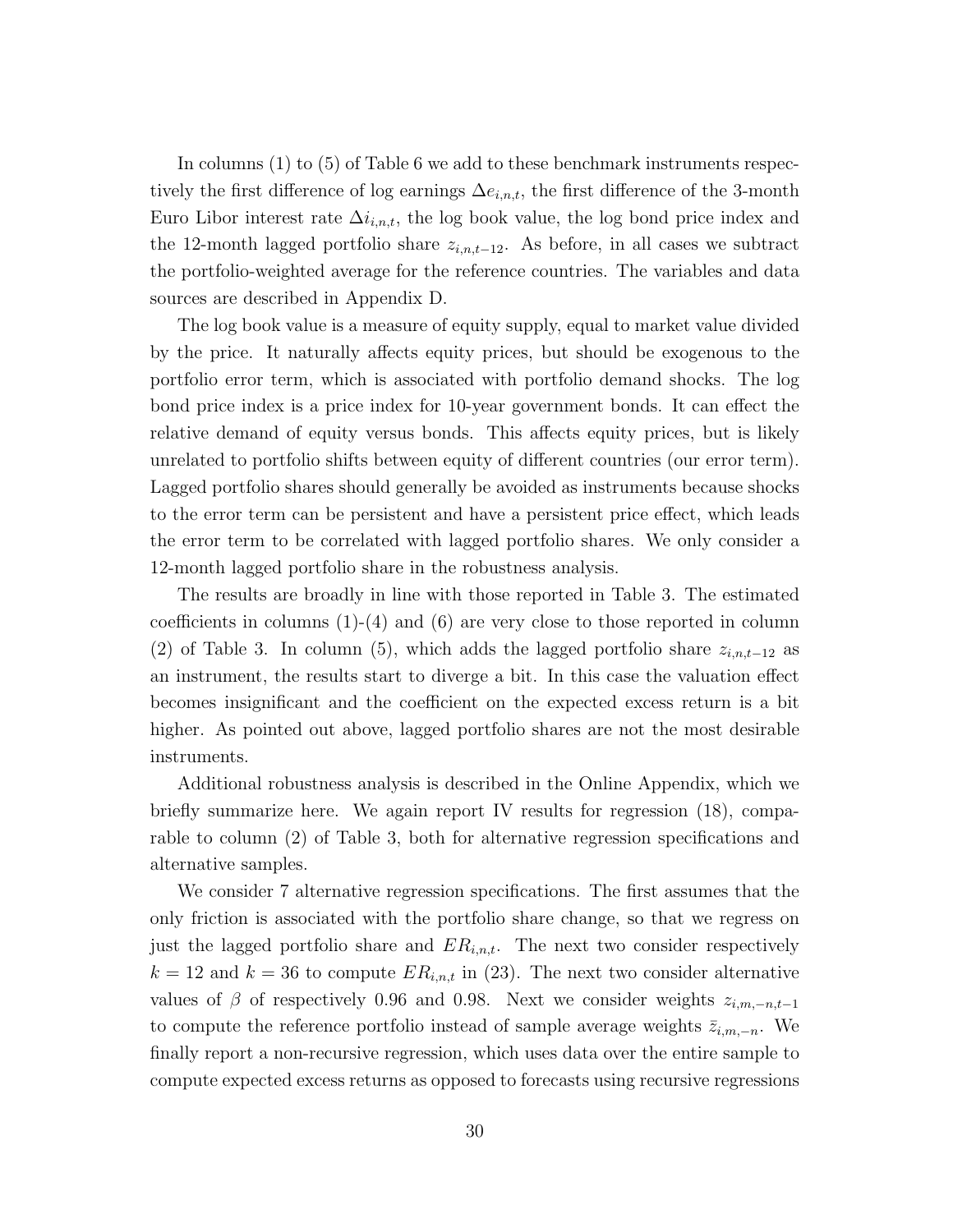In columns (1) to (5) of Table 6 we add to these benchmark instruments respectively the first difference of log earnings $\Delta e_{i,n,t}$, the first difference of the 3-month Euro Libor interest rate $\Delta i_{i,n,t}$, the log book value, the log bond price index and the 12-month lagged portfolio share $z_{i,n,t-12}$. As before, in all cases we subtract the portfolio-weighted average for the reference countries. The variables and data sources are described in Appendix D.

The log book value is a measure of equity supply, equal to market value divided by the price. It naturally affects equity prices, but should be exogenous to the portfolio error term, which is associated with portfolio demand shocks. The log bond price index is a price index for 10-year government bonds. It can effect the relative demand of equity versus bonds. This affects equity prices, but is likely unrelated to portfolio shifts between equity of different countries (our error term). Lagged portfolio shares should generally be avoided as instruments because shocks to the error term can be persistent and have a persistent price effect, which leads the error term to be correlated with lagged portfolio shares. We only consider a 12-month lagged portfolio share in the robustness analysis.

The results are broadly in line with those reported in Table 3. The estimated coefficients in columns (1)-(4) and (6) are very close to those reported in column (2) of Table 3. In column (5), which adds the lagged portfolio share $z_{i,n,t-12}$ as an instrument, the results start to diverge a bit. In this case the valuation effect becomes insignificant and the coefficient on the expected excess return is a bit higher. As pointed out above, lagged portfolio shares are not the most desirable instruments.

Additional robustness analysis is described in the Online Appendix, which we briefly summarize here. We again report IV results for regression (18), comparable to column (2) of Table 3, both for alternative regression specifications and alternative samples.

We consider 7 alternative regression specifications. The first assumes that the only friction is associated with the portfolio share change, so that we regress on just the lagged portfolio share and $ER_{i,n,t}$. The next two consider respectively $k = 12$ and $k = 36$ to compute $ER_{i,n,t}$ in (23). The next two consider alternative values of $\beta$ of respectively 0.96 and 0.98. Next we consider weights $z_{i,m,-n,t-1}$ to compute the reference portfolio instead of sample average weights $\bar{z}_{i,m,-n}$. We finally report a non-recursive regression, which uses data over the entire sample to compute expected excess returns as opposed to forecasts using recursive regressions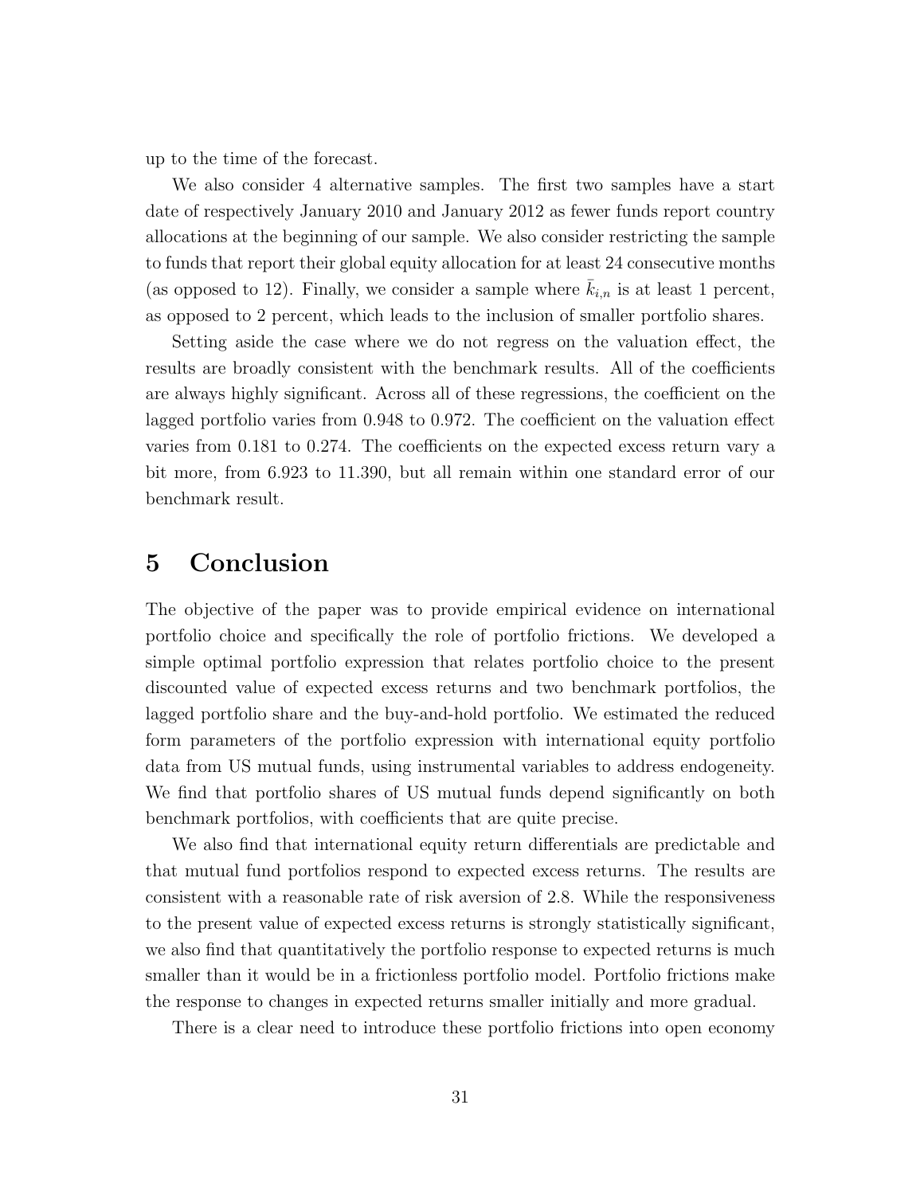up to the time of the forecast.

We also consider 4 alternative samples. The first two samples have a start date of respectively January 2010 and January 2012 as fewer funds report country allocations at the beginning of our sample. We also consider restricting the sample to funds that report their global equity allocation for at least 24 consecutive months (as opposed to 12). Finally, we consider a sample where $\bar{k}_{i,n}$ is at least 1 percent, as opposed to 2 percent, which leads to the inclusion of smaller portfolio shares.

Setting aside the case where we do not regress on the valuation effect, the results are broadly consistent with the benchmark results. All of the coefficients are always highly significant. Across all of these regressions, the coefficient on the lagged portfolio varies from 0.948 to 0.972. The coefficient on the valuation effect varies from 0.181 to 0.274. The coefficients on the expected excess return vary a bit more, from 6.923 to 11.390, but all remain within one standard error of our benchmark result.

# 5 Conclusion

The objective of the paper was to provide empirical evidence on international portfolio choice and specifically the role of portfolio frictions. We developed a simple optimal portfolio expression that relates portfolio choice to the present discounted value of expected excess returns and two benchmark portfolios, the lagged portfolio share and the buy-and-hold portfolio. We estimated the reduced form parameters of the portfolio expression with international equity portfolio data from US mutual funds, using instrumental variables to address endogeneity. We find that portfolio shares of US mutual funds depend significantly on both benchmark portfolios, with coefficients that are quite precise.

We also find that international equity return differentials are predictable and that mutual fund portfolios respond to expected excess returns. The results are consistent with a reasonable rate of risk aversion of 2.8. While the responsiveness to the present value of expected excess returns is strongly statistically significant, we also find that quantitatively the portfolio response to expected returns is much smaller than it would be in a frictionless portfolio model. Portfolio frictions make the response to changes in expected returns smaller initially and more gradual.

There is a clear need to introduce these portfolio frictions into open economy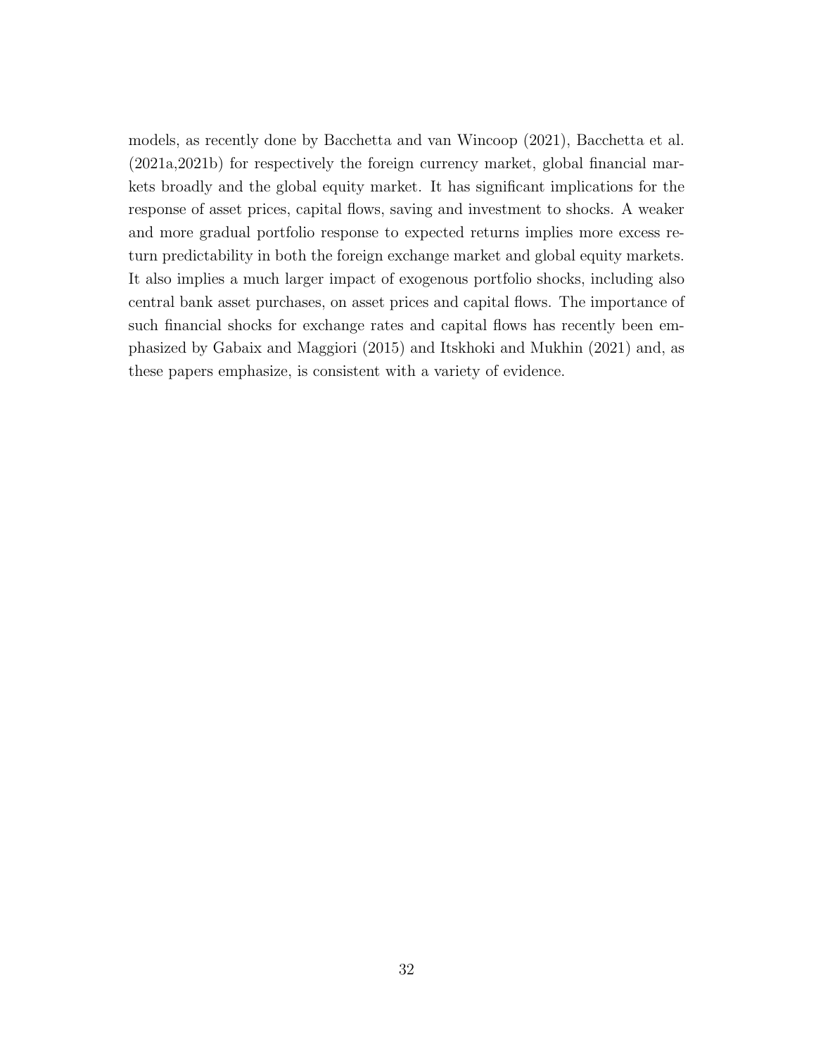models, as recently done by Bacchetta and van Wincoop (2021), Bacchetta et al. (2021a,2021b) for respectively the foreign currency market, global financial markets broadly and the global equity market. It has significant implications for the response of asset prices, capital flows, saving and investment to shocks. A weaker and more gradual portfolio response to expected returns implies more excess return predictability in both the foreign exchange market and global equity markets. It also implies a much larger impact of exogenous portfolio shocks, including also central bank asset purchases, on asset prices and capital flows. The importance of such financial shocks for exchange rates and capital flows has recently been emphasized by Gabaix and Maggiori (2015) and Itskhoki and Mukhin (2021) and, as these papers emphasize, is consistent with a variety of evidence.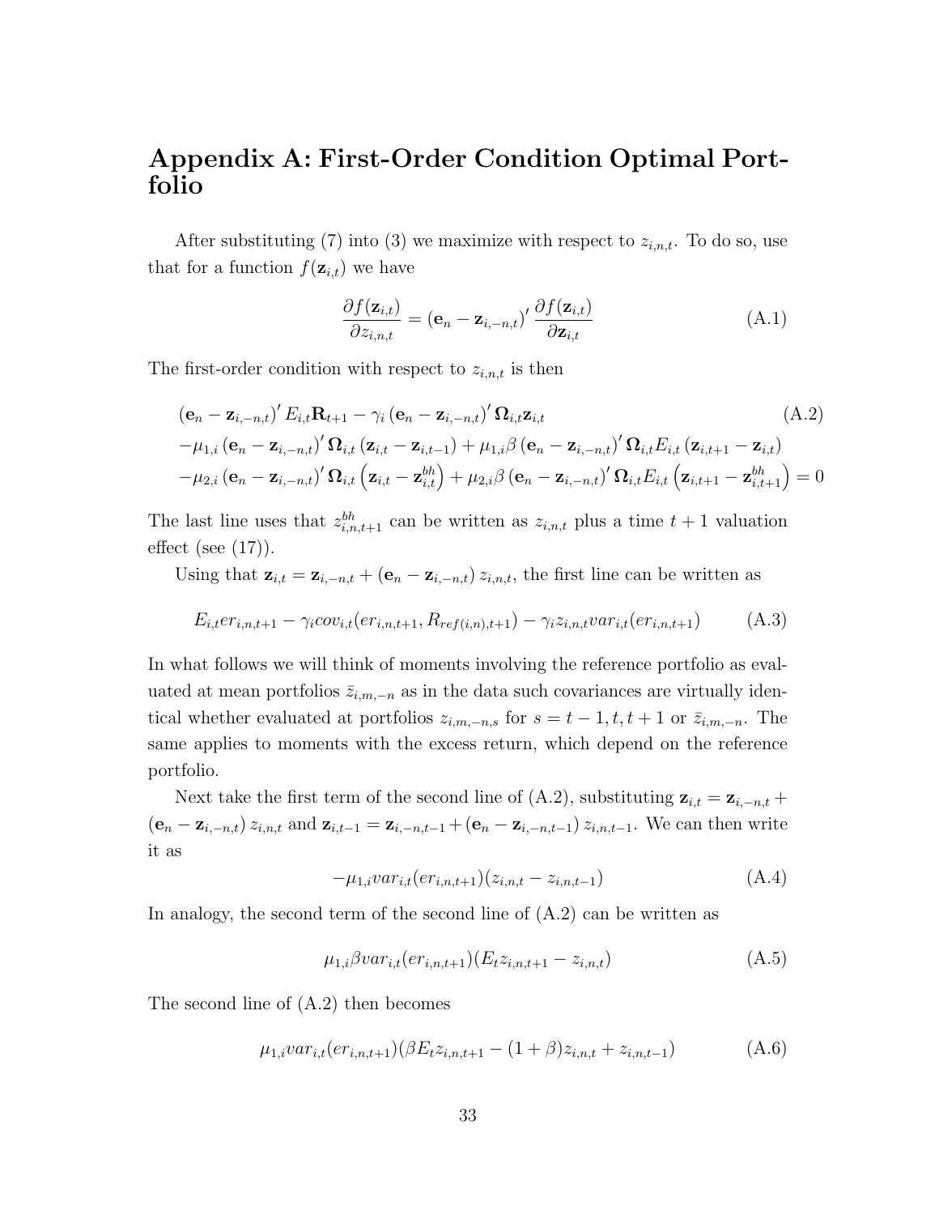# Appendix A: First-Order Condition Optimal Portfolio

After substituting (7) into (3) we maximize with respect to $z_{i,n,t}$. To do so, use that for a function $f(\mathbf{z}_{i,t})$ we have

$$\frac{\partial f(\mathbf{z}_{i,t})}{\partial z_{i,n,t}} = \left(\mathbf{e}_n - \mathbf{z}_{i,-n,t}\right)' \frac{\partial f(\mathbf{z}_{i,t})}{\partial \mathbf{z}_{i,t}} \tag{A.1}$$

The first-order condition with respect to $z_{i,n,t}$ is then

$$\begin{aligned}
&\left(\mathbf{e}_n - \mathbf{z}_{i,-n,t}\right)' E_{i,t}\mathbf{R}_{t+1} - \gamma_i \left(\mathbf{e}_n - \mathbf{z}_{i,-n,t}\right)' \mathbf{\Omega}_{i,t}\mathbf{z}_{i,t} \\
&-\mu_{1,i}\left(\mathbf{e}_n - \mathbf{z}_{i,-n,t}\right)' \mathbf{\Omega}_{i,t}\left(\mathbf{z}_{i,t} - \mathbf{z}_{i,t-1}\right) + \mu_{1,i}\beta\left(\mathbf{e}_n - \mathbf{z}_{i,-n,t}\right)' \mathbf{\Omega}_{i,t}E_{i,t}\left(\mathbf{z}_{i,t+1} - \mathbf{z}_{i,t}\right) \\
&-\mu_{2,i}\left(\mathbf{e}_n - \mathbf{z}_{i,-n,t}\right)' \mathbf{\Omega}_{i,t}\left(\mathbf{z}_{i,t} - \mathbf{z}^{bh}_{i,t}\right) + \mu_{2,i}\beta\left(\mathbf{e}_n - \mathbf{z}_{i,-n,t}\right)' \mathbf{\Omega}_{i,t}E_{i,t}\left(\mathbf{z}_{i,t+1} - \mathbf{z}^{bh}_{i,t+1}\right) = 0
\end{aligned} \tag{A.2}$$

The last line uses that $z^{bh}_{i,n,t+1}$ can be written as $z_{i,n,t}$ plus a time $t+1$ valuation effect (see (17)).

Using that $\mathbf{z}_{i,t} = \mathbf{z}_{i,-n,t} + \left(\mathbf{e}_n - \mathbf{z}_{i,-n,t}\right) z_{i,n,t}$, the first line can be written as

$$E_{i,t}er_{i,n,t+1} - \gamma_i cov_{i,t}(er_{i,n,t+1}, R_{ref(i,n),t+1}) - \gamma_i z_{i,n,t} var_{i,t}(er_{i,n,t+1}) \tag{A.3}$$

In what follows we will think of moments involving the reference portfolio as evaluated at mean portfolios $\bar{z}_{i,m,-n}$ as in the data such covariances are virtually identical whether evaluated at portfolios $z_{i,m,-n,s}$ for $s = t-1, t, t+1$ or $\bar{z}_{i,m,-n}$. The same applies to moments with the excess return, which depend on the reference portfolio.

Next take the first term of the second line of (A.2), substituting $\mathbf{z}_{i,t} = \mathbf{z}_{i,-n,t} + \left(\mathbf{e}_n - \mathbf{z}_{i,-n,t}\right) z_{i,n,t}$ and $\mathbf{z}_{i,t-1} = \mathbf{z}_{i,-n,t-1} + \left(\mathbf{e}_n - \mathbf{z}_{i,-n,t-1}\right) z_{i,n,t-1}$. We can then write it as

$$-\mu_{1,i} var_{i,t}(er_{i,n,t+1})(z_{i,n,t} - z_{i,n,t-1}) \tag{A.4}$$

In analogy, the second term of the second line of (A.2) can be written as

$$\mu_{1,i}\beta var_{i,t}(er_{i,n,t+1})(E_t z_{i,n,t+1} - z_{i,n,t}) \tag{A.5}$$

The second line of (A.2) then becomes

$$\mu_{1,i} var_{i,t}(er_{i,n,t+1})(\beta E_t z_{i,n,t+1} - (1+\beta) z_{i,n,t} + z_{i,n,t-1}) \tag{A.6}$$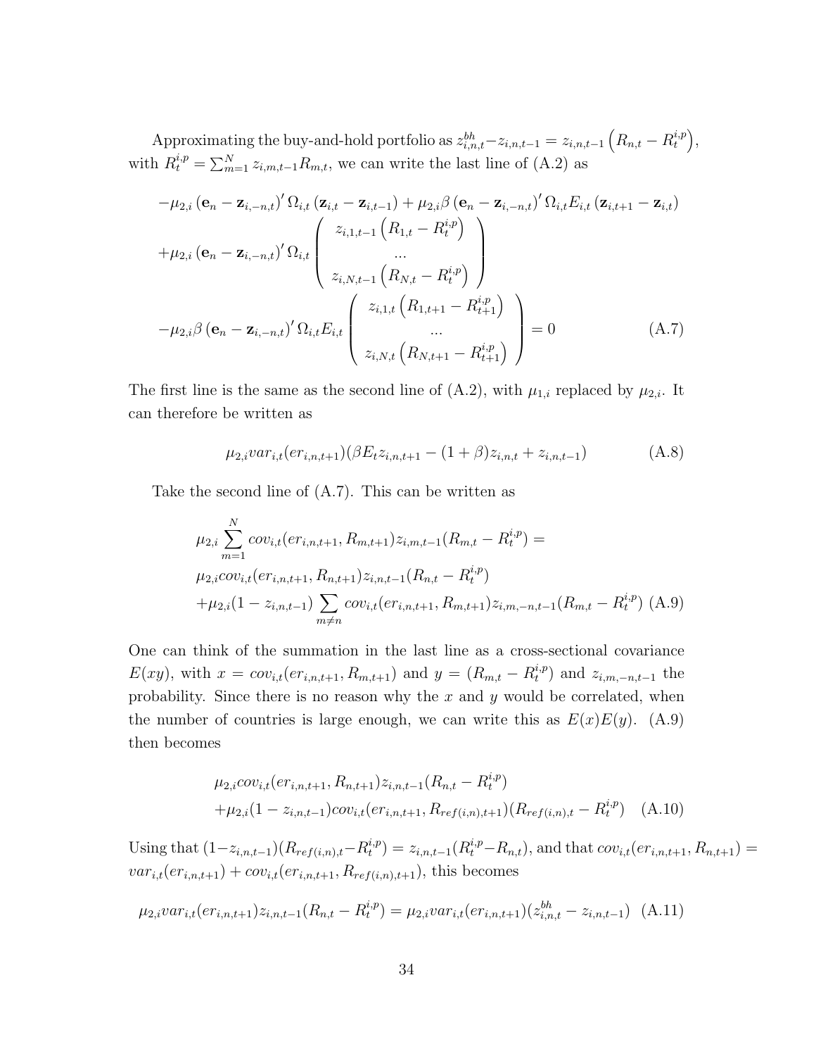Approximating the buy-and-hold portfolio as $z^{bh}_{i,n,t} - z_{i,n,t-1} = z_{i,n,t-1}\left(R_{n,t} - R^{i,p}_t\right)$, with $R^{i,p}_t = \sum_{m=1}^N z_{i,m,t-1}R_{m,t}$, we can write the last line of (A.2) as

$$
\begin{aligned}
&-\mu_{2,i}\left(\mathbf{e}_n - \mathbf{z}_{i,-n,t}\right)'\Omega_{i,t}\left(\mathbf{z}_{i,t} - \mathbf{z}_{i,t-1}\right) + \mu_{2,i}\beta\left(\mathbf{e}_n - \mathbf{z}_{i,-n,t}\right)'\Omega_{i,t}E_{i,t}\left(\mathbf{z}_{i,t+1} - \mathbf{z}_{i,t}\right) \\
&+\mu_{2,i}\left(\mathbf{e}_n - \mathbf{z}_{i,-n,t}\right)'\Omega_{i,t}\begin{pmatrix} z_{i,1,t-1}\left(R_{1,t} - R^{i,p}_t\right) \\ ... \\ z_{i,N,t-1}\left(R_{N,t} - R^{i,p}_t\right)\end{pmatrix} \\
&-\mu_{2,i}\beta\left(\mathbf{e}_n - \mathbf{z}_{i,-n,t}\right)'\Omega_{i,t}E_{i,t}\begin{pmatrix} z_{i,1,t}\left(R_{1,t+1} - R^{i,p}_{t+1}\right) \\ ... \\ z_{i,N,t}\left(R_{N,t+1} - R^{i,p}_{t+1}\right)\end{pmatrix} = 0 \qquad \text{(A.7)}
\end{aligned}
$$

The first line is the same as the second line of (A.2), with $\mu_{1,i}$ replaced by $\mu_{2,i}$. It can therefore be written as

$$
\mu_{2,i}var_{i,t}(er_{i,n,t+1})(\beta E_t z_{i,n,t+1} - (1+\beta)z_{i,n,t} + z_{i,n,t-1}) \qquad \text{(A.8)}
$$

Take the second line of (A.7). This can be written as

$$
\begin{aligned}
&\mu_{2,i}\sum_{m=1}^N cov_{i,t}(er_{i,n,t+1}, R_{m,t+1})z_{i,m,t-1}(R_{m,t} - R^{i,p}_t) = \\
&\mu_{2,i}cov_{i,t}(er_{i,n,t+1}, R_{n,t+1})z_{i,n,t-1}(R_{n,t} - R^{i,p}_t) \\
&+\mu_{2,i}(1 - z_{i,n,t-1})\sum_{m\neq n} cov_{i,t}(er_{i,n,t+1}, R_{m,t+1})z_{i,m,-n,t-1}(R_{m,t} - R^{i,p}_t) \qquad \text{(A.9)}
\end{aligned}
$$

One can think of the summation in the last line as a cross-sectional covariance $E(xy)$, with $x = cov_{i,t}(er_{i,n,t+1}, R_{m,t+1})$ and $y = (R_{m,t} - R^{i,p}_t)$ and $z_{i,m,-n,t-1}$ the probability. Since there is no reason why the $x$ and $y$ would be correlated, when the number of countries is large enough, we can write this as $E(x)E(y)$. (A.9) then becomes

$$
\begin{aligned}
&\mu_{2,i}cov_{i,t}(er_{i,n,t+1}, R_{n,t+1})z_{i,n,t-1}(R_{n,t} - R^{i,p}_t) \\
&+\mu_{2,i}(1 - z_{i,n,t-1})cov_{i,t}(er_{i,n,t+1}, R_{ref(i,n),t+1})(R_{ref(i,n),t} - R^{i,p}_t) \qquad \text{(A.10)}
\end{aligned}
$$

Using that $(1 - z_{i,n,t-1})(R_{ref(i,n),t} - R^{i,p}_t) = z_{i,n,t-1}(R^{i,p}_t - R_{n,t})$, and that $cov_{i,t}(er_{i,n,t+1}, R_{n,t+1}) = var_{i,t}(er_{i,n,t+1}) + cov_{i,t}(er_{i,n,t+1}, R_{ref(i,n),t+1})$, this becomes

$$
\mu_{2,i}var_{i,t}(er_{i,n,t+1})z_{i,n,t-1}(R_{n,t} - R^{i,p}_t) = \mu_{2,i}var_{i,t}(er_{i,n,t+1})(z^{bh}_{i,n,t} - z_{i,n,t-1}) \qquad \text{(A.11)}
$$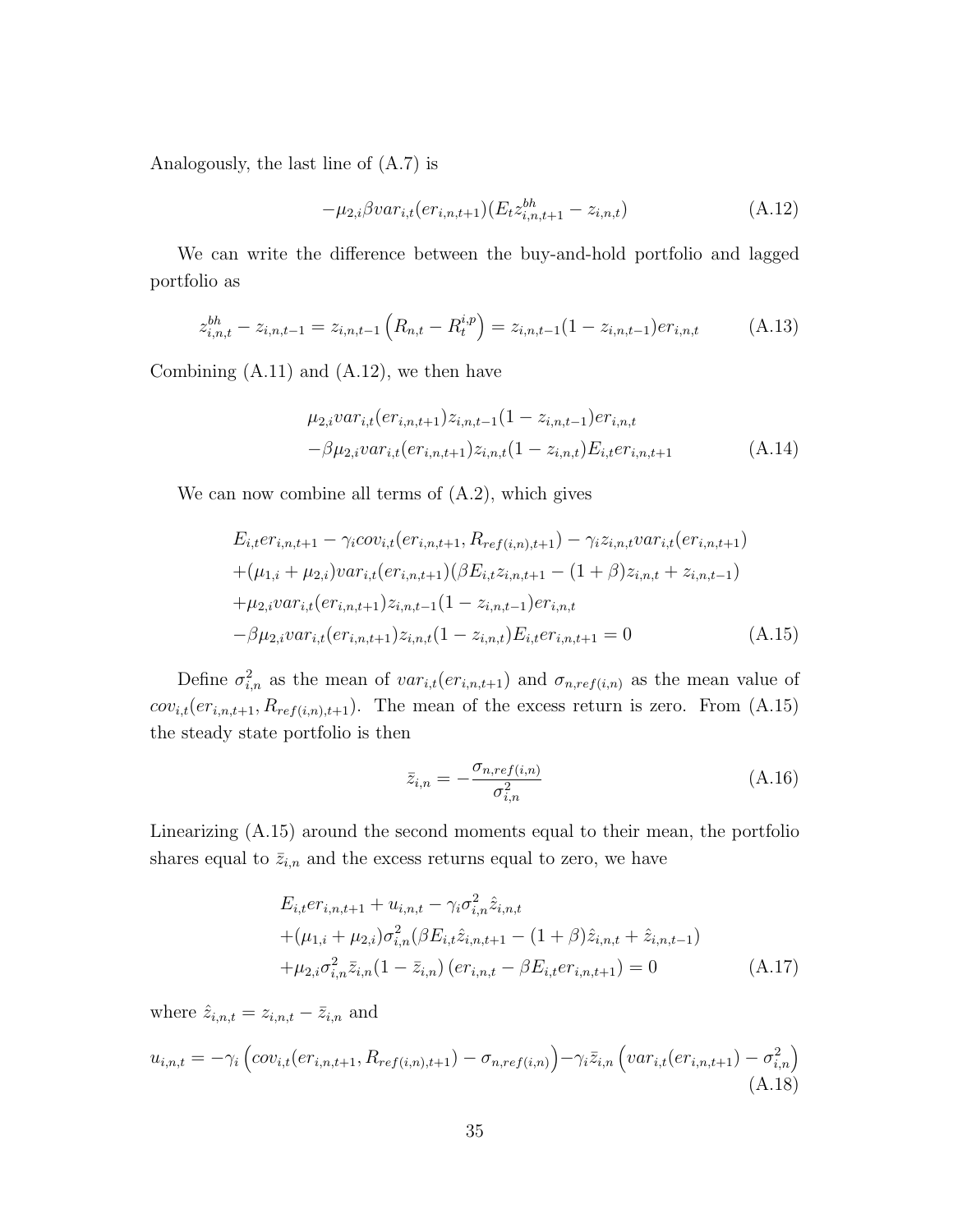Analogously, the last line of (A.7) is

$$-\mu_{2,i}\beta var_{i,t}(er_{i,n,t+1})(E_t z^{bh}_{i,n,t+1} - z_{i,n,t}) \tag{A.12}$$

We can write the difference between the buy-and-hold portfolio and lagged portfolio as

$$z^{bh}_{i,n,t} - z_{i,n,t-1} = z_{i,n,t-1}\left(R_{n,t} - R^{i,p}_t\right) = z_{i,n,t-1}(1 - z_{i,n,t-1})er_{i,n,t} \tag{A.13}$$

Combining (A.11) and (A.12), we then have

$$\begin{aligned}
&\mu_{2,i} var_{i,t}(er_{i,n,t+1}) z_{i,n,t-1}(1 - z_{i,n,t-1})er_{i,n,t} \\
&-\beta\mu_{2,i} var_{i,t}(er_{i,n,t+1}) z_{i,n,t}(1 - z_{i,n,t})E_{i,t}er_{i,n,t+1}
\end{aligned} \tag{A.14}$$

We can now combine all terms of (A.2), which gives

$$\begin{aligned}
&E_{i,t}er_{i,n,t+1} - \gamma_i cov_{i,t}(er_{i,n,t+1}, R_{ref(i,n),t+1}) - \gamma_i z_{i,n,t} var_{i,t}(er_{i,n,t+1}) \\
&+(\mu_{1,i} + \mu_{2,i}) var_{i,t}(er_{i,n,t+1})(\beta E_{i,t}z_{i,n,t+1} - (1+\beta)z_{i,n,t} + z_{i,n,t-1}) \\
&+\mu_{2,i} var_{i,t}(er_{i,n,t+1}) z_{i,n,t-1}(1 - z_{i,n,t-1})er_{i,n,t} \\
&-\beta\mu_{2,i} var_{i,t}(er_{i,n,t+1}) z_{i,n,t}(1 - z_{i,n,t})E_{i,t}er_{i,n,t+1} = 0
\end{aligned} \tag{A.15}$$

Define $\sigma^2_{i,n}$ as the mean of $var_{i,t}(er_{i,n,t+1})$ and $\sigma_{n,ref(i,n)}$ as the mean value of $cov_{i,t}(er_{i,n,t+1}, R_{ref(i,n),t+1})$. The mean of the excess return is zero. From (A.15) the steady state portfolio is then

$$\bar{z}_{i,n} = -\frac{\sigma_{n,ref(i,n)}}{\sigma^2_{i,n}} \tag{A.16}$$

Linearizing (A.15) around the second moments equal to their mean, the portfolio shares equal to $\bar{z}_{i,n}$ and the excess returns equal to zero, we have

$$\begin{aligned}
&E_{i,t}er_{i,n,t+1} + u_{i,n,t} - \gamma_i \sigma^2_{i,n}\hat{z}_{i,n,t} \\
&+(\mu_{1,i} + \mu_{2,i})\sigma^2_{i,n}(\beta E_{i,t}\hat{z}_{i,n,t+1} - (1+\beta)\hat{z}_{i,n,t} + \hat{z}_{i,n,t-1}) \\
&+\mu_{2,i}\sigma^2_{i,n}\bar{z}_{i,n}(1 - \bar{z}_{i,n})\left(er_{i,n,t} - \beta E_{i,t}er_{i,n,t+1}\right) = 0
\end{aligned} \tag{A.17}$$

where $\hat{z}_{i,n,t} = z_{i,n,t} - \bar{z}_{i,n}$ and

$$u_{i,n,t} = -\gamma_i\left(cov_{i,t}(er_{i,n,t+1}, R_{ref(i,n),t+1}) - \sigma_{n,ref(i,n)}\right) - \gamma_i\bar{z}_{i,n}\left(var_{i,t}(er_{i,n,t+1}) - \sigma^2_{i,n}\right) \tag{A.18}$$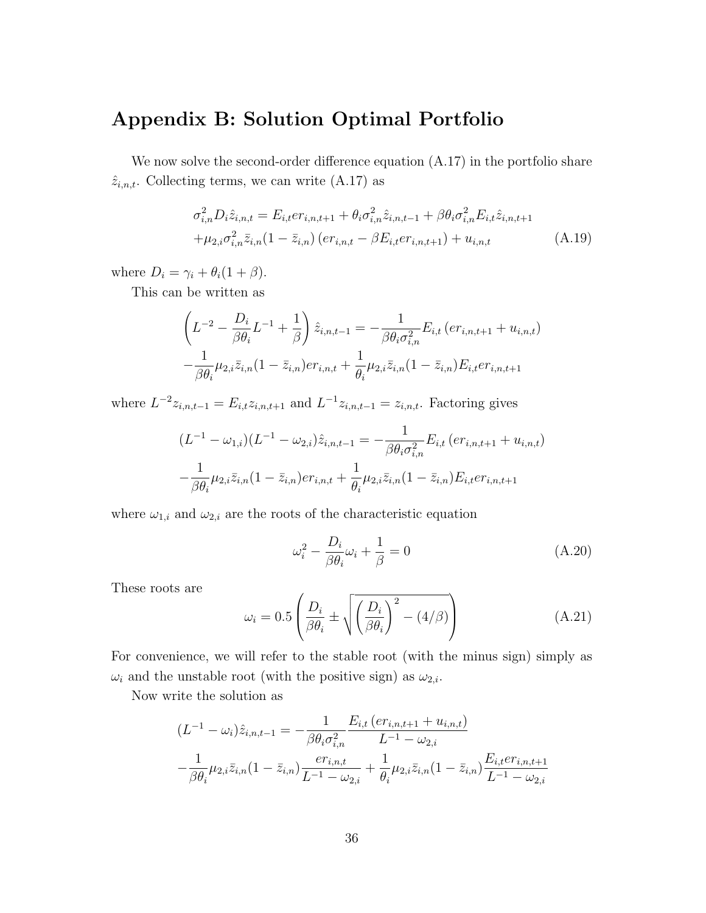## Appendix B: Solution Optimal Portfolio

We now solve the second-order difference equation (A.17) in the portfolio share $\hat{z}_{i,n,t}$. Collecting terms, we can write (A.17) as

$$
\begin{aligned}
\sigma_{i,n}^2 D_i \hat{z}_{i,n,t} &= E_{i,t} er_{i,n,t+1} + \theta_i \sigma_{i,n}^2 \hat{z}_{i,n,t-1} + \beta \theta_i \sigma_{i,n}^2 E_{i,t} \hat{z}_{i,n,t+1} \\
&+ \mu_{2,i} \sigma_{i,n}^2 \bar{z}_{i,n}(1-\bar{z}_{i,n}) \left( er_{i,n,t} - \beta E_{i,t} er_{i,n,t+1} \right) + u_{i,n,t}
\end{aligned}
\tag{A.19}
$$

where $D_i = \gamma_i + \theta_i(1+\beta)$.

This can be written as

$$
\begin{aligned}
\left( L^{-2} - \frac{D_i}{\beta\theta_i} L^{-1} + \frac{1}{\beta} \right) \hat{z}_{i,n,t-1} &= -\frac{1}{\beta\theta_i \sigma_{i,n}^2} E_{i,t} \left( er_{i,n,t+1} + u_{i,n,t} \right) \\
-\frac{1}{\beta\theta_i} \mu_{2,i} \bar{z}_{i,n}(1-\bar{z}_{i,n}) er_{i,n,t} &+ \frac{1}{\theta_i} \mu_{2,i} \bar{z}_{i,n}(1-\bar{z}_{i,n}) E_{i,t} er_{i,n,t+1}
\end{aligned}
$$

where $L^{-2} z_{i,n,t-1} = E_{i,t} z_{i,n,t+1}$ and $L^{-1} z_{i,n,t-1} = z_{i,n,t}$. Factoring gives

$$
\begin{aligned}
(L^{-1} - \omega_{1,i})(L^{-1} - \omega_{2,i}) \hat{z}_{i,n,t-1} &= -\frac{1}{\beta\theta_i \sigma_{i,n}^2} E_{i,t} \left( er_{i,n,t+1} + u_{i,n,t} \right) \\
-\frac{1}{\beta\theta_i} \mu_{2,i} \bar{z}_{i,n}(1-\bar{z}_{i,n}) er_{i,n,t} &+ \frac{1}{\theta_i} \mu_{2,i} \bar{z}_{i,n}(1-\bar{z}_{i,n}) E_{i,t} er_{i,n,t+1}
\end{aligned}
$$

where $\omega_{1,i}$ and $\omega_{2,i}$ are the roots of the characteristic equation

$$
\omega_i^2 - \frac{D_i}{\beta\theta_i} \omega_i + \frac{1}{\beta} = 0 \tag{A.20}
$$

These roots are

$$
\omega_i = 0.5 \left( \frac{D_i}{\beta\theta_i} \pm \sqrt{ \left( \frac{D_i}{\beta\theta_i} \right)^2 - (4/\beta) } \right) \tag{A.21}
$$

For convenience, we will refer to the stable root (with the minus sign) simply as $\omega_i$ and the unstable root (with the positive sign) as $\omega_{2,i}$.

Now write the solution as

$$
\begin{aligned}
(L^{-1} - \omega_i) \hat{z}_{i,n,t-1} &= -\frac{1}{\beta\theta_i \sigma_{i,n}^2} \frac{E_{i,t} \left( er_{i,n,t+1} + u_{i,n,t} \right)}{L^{-1} - \omega_{2,i}} \\
-\frac{1}{\beta\theta_i} \mu_{2,i} \bar{z}_{i,n}(1-\bar{z}_{i,n}) \frac{er_{i,n,t}}{L^{-1} - \omega_{2,i}} &+ \frac{1}{\theta_i} \mu_{2,i} \bar{z}_{i,n}(1-\bar{z}_{i,n}) \frac{E_{i,t} er_{i,n,t+1}}{L^{-1} - \omega_{2,i}}
\end{aligned}
$$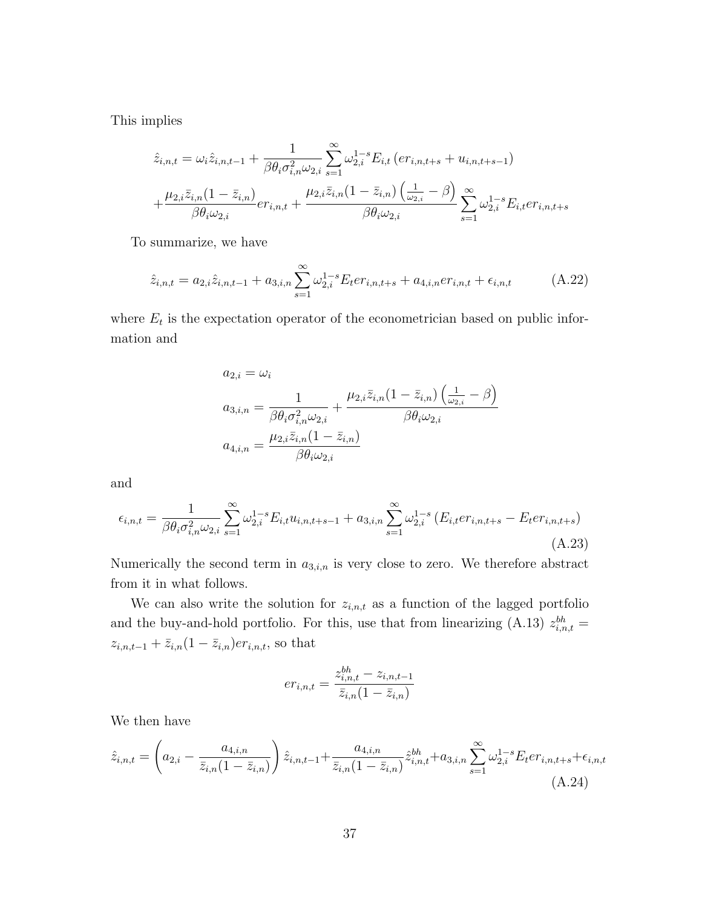This implies

$$
\hat{z}_{i,n,t} = \omega_i \hat{z}_{i,n,t-1} + \frac{1}{\beta \theta_i \sigma_{i,n}^2 \omega_{2,i}} \sum_{s=1}^{\infty} \omega_{2,i}^{1-s} E_{i,t} \left( er_{i,n,t+s} + u_{i,n,t+s-1} \right)
$$

$$
+ \frac{\mu_{2,i} \bar{z}_{i,n}(1-\bar{z}_{i,n})}{\beta \theta_i \omega_{2,i}} er_{i,n,t} + \frac{\mu_{2,i} \bar{z}_{i,n}(1-\bar{z}_{i,n}) \left( \frac{1}{\omega_{2,i}} - \beta \right)}{\beta \theta_i \omega_{2,i}} \sum_{s=1}^{\infty} \omega_{2,i}^{1-s} E_{i,t} er_{i,n,t+s}
$$

To summarize, we have

$$
\hat{z}_{i,n,t} = a_{2,i} \hat{z}_{i,n,t-1} + a_{3,i,n} \sum_{s=1}^{\infty} \omega_{2,i}^{1-s} E_t er_{i,n,t+s} + a_{4,i,n} er_{i,n,t} + \epsilon_{i,n,t} \tag{A.22}
$$

where $E_t$ is the expectation operator of the econometrician based on public information and

$$
a_{2,i} = \omega_i
$$

$$
a_{3,i,n} = \frac{1}{\beta \theta_i \sigma_{i,n}^2 \omega_{2,i}} + \frac{\mu_{2,i} \bar{z}_{i,n}(1-\bar{z}_{i,n}) \left( \frac{1}{\omega_{2,i}} - \beta \right)}{\beta \theta_i \omega_{2,i}}
$$

$$
a_{4,i,n} = \frac{\mu_{2,i} \bar{z}_{i,n}(1-\bar{z}_{i,n})}{\beta \theta_i \omega_{2,i}}
$$

and

$$
\epsilon_{i,n,t} = \frac{1}{\beta \theta_i \sigma_{i,n}^2 \omega_{2,i}} \sum_{s=1}^{\infty} \omega_{2,i}^{1-s} E_{i,t} u_{i,n,t+s-1} + a_{3,i,n} \sum_{s=1}^{\infty} \omega_{2,i}^{1-s} \left( E_{i,t} er_{i,n,t+s} - E_t er_{i,n,t+s} \right) \tag{A.23}
$$

Numerically the second term in $a_{3,i,n}$ is very close to zero. We therefore abstract from it in what follows.

We can also write the solution for $z_{i,n,t}$ as a function of the lagged portfolio and the buy-and-hold portfolio. For this, use that from linearizing (A.13) $z_{i,n,t}^{bh} = z_{i,n,t-1} + \bar{z}_{i,n}(1-\bar{z}_{i,n}) er_{i,n,t}$, so that

$$
er_{i,n,t} = \frac{z_{i,n,t}^{bh} - z_{i,n,t-1}}{\bar{z}_{i,n}(1-\bar{z}_{i,n})}
$$

We then have

$$
\hat{z}_{i,n,t} = \left( a_{2,i} - \frac{a_{4,i,n}}{\bar{z}_{i,n}(1-\bar{z}_{i,n})} \right) \hat{z}_{i,n,t-1} + \frac{a_{4,i,n}}{\bar{z}_{i,n}(1-\bar{z}_{i,n})} \hat{z}_{i,n,t}^{bh} + a_{3,i,n} \sum_{s=1}^{\infty} \omega_{2,i}^{1-s} E_t er_{i,n,t+s} + \epsilon_{i,n,t} \tag{A.24}
$$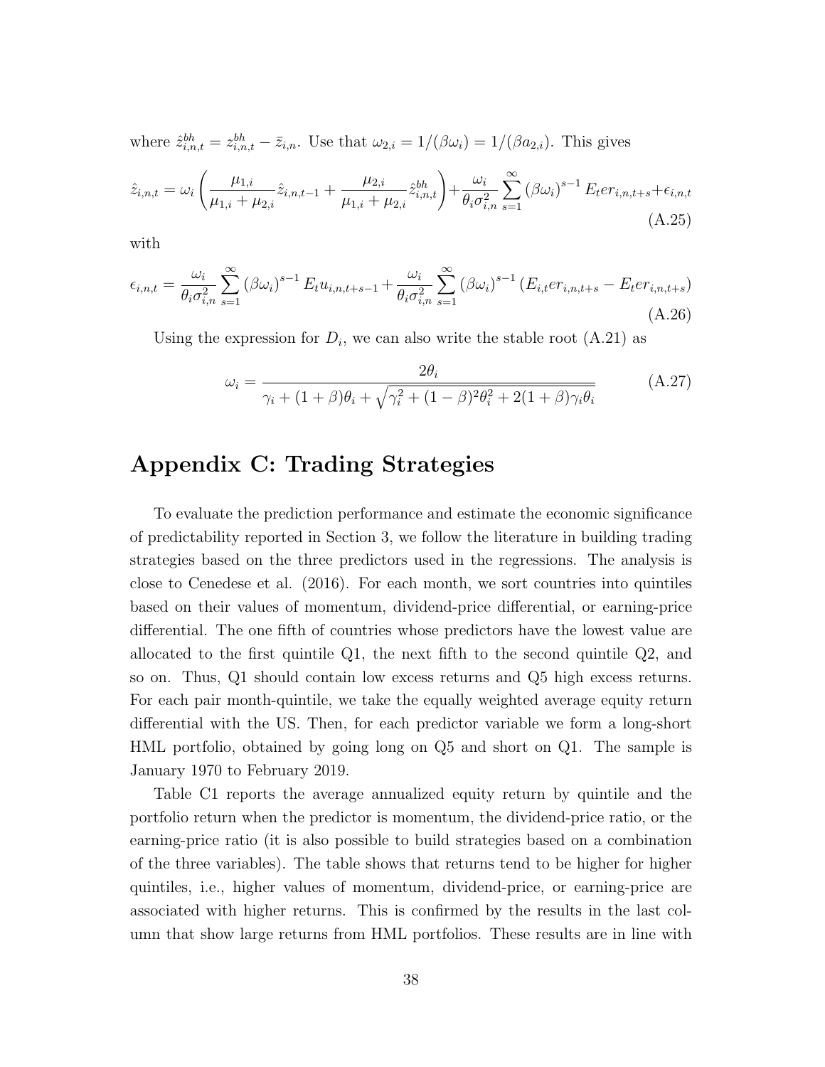where $\hat{z}^{bh}_{i,n,t} = z^{bh}_{i,n,t} - \bar{z}_{i,n}$. Use that $\omega_{2,i} = 1/(\beta\omega_i) = 1/(\beta a_{2,i})$. This gives

$$\hat{z}_{i,n,t} = \omega_i \left( \frac{\mu_{1,i}}{\mu_{1,i} + \mu_{2,i}} \hat{z}_{i,n,t-1} + \frac{\mu_{2,i}}{\mu_{1,i} + \mu_{2,i}} \hat{z}^{bh}_{i,n,t} \right) + \frac{\omega_i}{\theta_i \sigma^2_{i,n}} \sum_{s=1}^{\infty} (\beta\omega_i)^{s-1} E_t er_{i,n,t+s} + \epsilon_{i,n,t} \tag{A.25}$$

with

$$\epsilon_{i,n,t} = \frac{\omega_i}{\theta_i \sigma^2_{i,n}} \sum_{s=1}^{\infty} (\beta\omega_i)^{s-1} E_t u_{i,n,t+s-1} + \frac{\omega_i}{\theta_i \sigma^2_{i,n}} \sum_{s=1}^{\infty} (\beta\omega_i)^{s-1} (E_{i,t} er_{i,n,t+s} - E_t er_{i,n,t+s}) \tag{A.26}$$

Using the expression for $D_i$, we can also write the stable root (A.21) as

$$\omega_i = \frac{2\theta_i}{\gamma_i + (1+\beta)\theta_i + \sqrt{\gamma_i^2 + (1-\beta)^2\theta_i^2 + 2(1+\beta)\gamma_i\theta_i}} \tag{A.27}$$

# Appendix C: Trading Strategies

To evaluate the prediction performance and estimate the economic significance of predictability reported in Section 3, we follow the literature in building trading strategies based on the three predictors used in the regressions. The analysis is close to Cenedese et al. (2016). For each month, we sort countries into quintiles based on their values of momentum, dividend-price differential, or earning-price differential. The one fifth of countries whose predictors have the lowest value are allocated to the first quintile Q1, the next fifth to the second quintile Q2, and so on. Thus, Q1 should contain low excess returns and Q5 high excess returns. For each pair month-quintile, we take the equally weighted average equity return differential with the US. Then, for each predictor variable we form a long-short HML portfolio, obtained by going long on Q5 and short on Q1. The sample is January 1970 to February 2019.

Table C1 reports the average annualized equity return by quintile and the portfolio return when the predictor is momentum, the dividend-price ratio, or the earning-price ratio (it is also possible to build strategies based on a combination of the three variables). The table shows that returns tend to be higher for higher quintiles, i.e., higher values of momentum, dividend-price, or earning-price are associated with higher returns. This is confirmed by the results in the last column that show large returns from HML portfolios. These results are in line with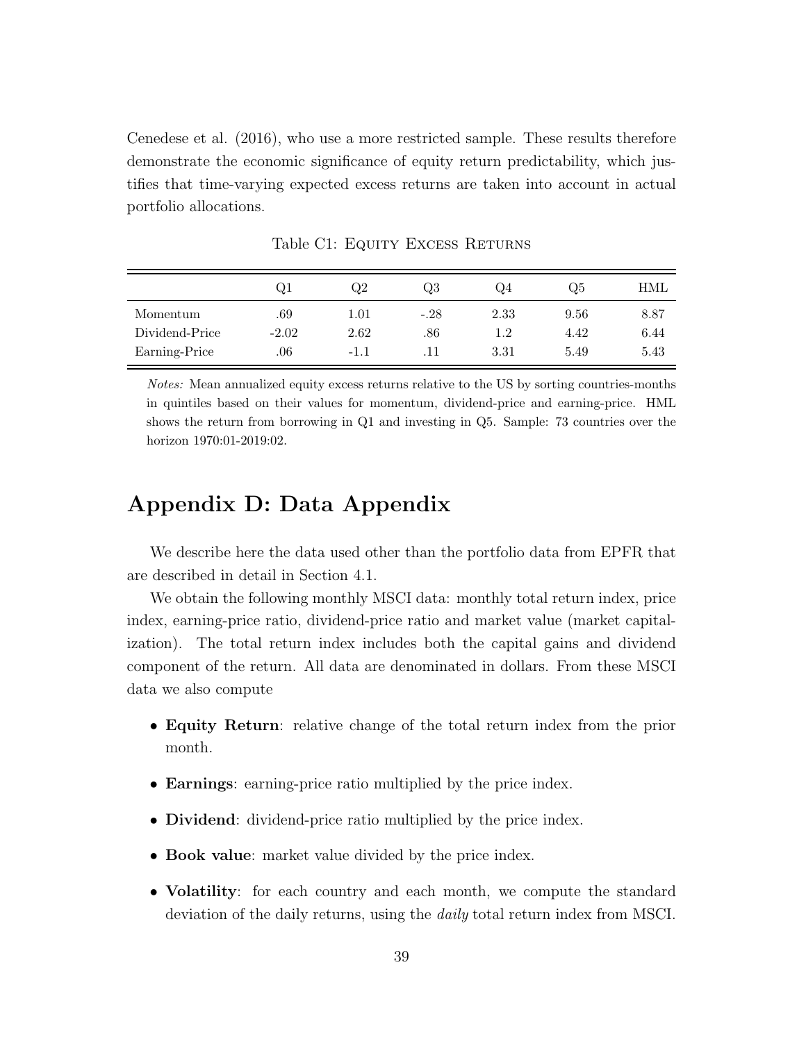Cenedese et al. (2016), who use a more restricted sample. These results therefore demonstrate the economic significance of equity return predictability, which justifies that time-varying expected excess returns are taken into account in actual portfolio allocations.

Table C1: Equity Excess Returns

| | Q1 | Q2 | Q3 | Q4 | Q5 | HML |
|---|---|---|---|---|---|---|
| Momentum | .69 | 1.01 | -.28 | 2.33 | 9.56 | 8.87 |
| Dividend-Price | -2.02 | 2.62 | .86 | 1.2 | 4.42 | 6.44 |
| Earning-Price | .06 | -1.1 | .11 | 3.31 | 5.49 | 5.43 |

*Notes:* Mean annualized equity excess returns relative to the US by sorting countries-months in quintiles based on their values for momentum, dividend-price and earning-price. HML shows the return from borrowing in Q1 and investing in Q5. Sample: 73 countries over the horizon 1970:01-2019:02.

# Appendix D: Data Appendix

We describe here the data used other than the portfolio data from EPFR that are described in detail in Section 4.1.

We obtain the following monthly MSCI data: monthly total return index, price index, earning-price ratio, dividend-price ratio and market value (market capitalization). The total return index includes both the capital gains and dividend component of the return. All data are denominated in dollars. From these MSCI data we also compute

- **Equity Return**: relative change of the total return index from the prior month.
- **Earnings**: earning-price ratio multiplied by the price index.
- **Dividend**: dividend-price ratio multiplied by the price index.
- **Book value**: market value divided by the price index.
- **Volatility**: for each country and each month, we compute the standard deviation of the daily returns, using the *daily* total return index from MSCI.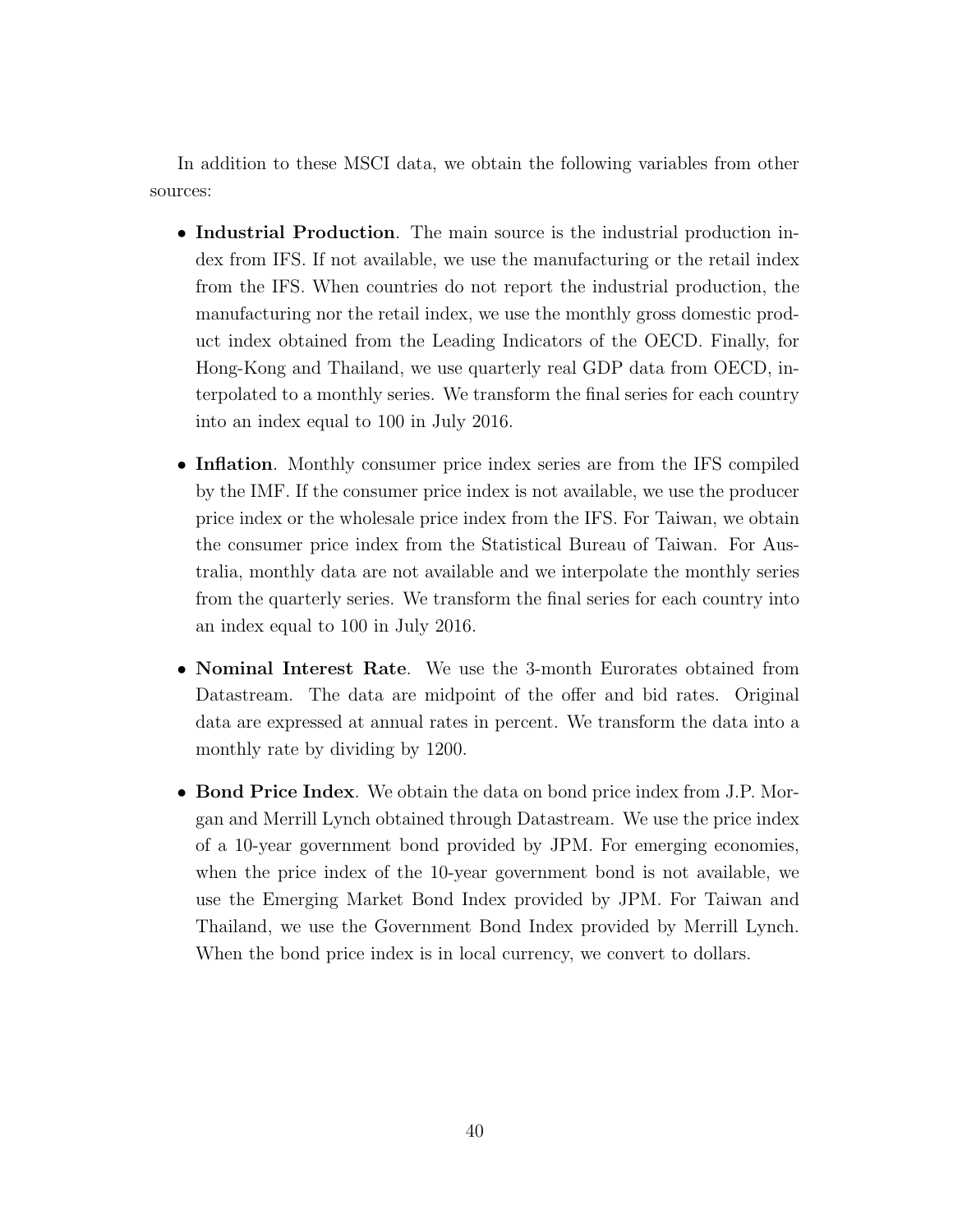In addition to these MSCI data, we obtain the following variables from other sources:

- **Industrial Production**. The main source is the industrial production index from IFS. If not available, we use the manufacturing or the retail index from the IFS. When countries do not report the industrial production, the manufacturing nor the retail index, we use the monthly gross domestic product index obtained from the Leading Indicators of the OECD. Finally, for Hong-Kong and Thailand, we use quarterly real GDP data from OECD, interpolated to a monthly series. We transform the final series for each country into an index equal to 100 in July 2016.

- **Inflation**. Monthly consumer price index series are from the IFS compiled by the IMF. If the consumer price index is not available, we use the producer price index or the wholesale price index from the IFS. For Taiwan, we obtain the consumer price index from the Statistical Bureau of Taiwan. For Australia, monthly data are not available and we interpolate the monthly series from the quarterly series. We transform the final series for each country into an index equal to 100 in July 2016.

- **Nominal Interest Rate**. We use the 3-month Eurorates obtained from Datastream. The data are midpoint of the offer and bid rates. Original data are expressed at annual rates in percent. We transform the data into a monthly rate by dividing by 1200.

- **Bond Price Index**. We obtain the data on bond price index from J.P. Morgan and Merrill Lynch obtained through Datastream. We use the price index of a 10-year government bond provided by JPM. For emerging economies, when the price index of the 10-year government bond is not available, we use the Emerging Market Bond Index provided by JPM. For Taiwan and Thailand, we use the Government Bond Index provided by Merrill Lynch. When the bond price index is in local currency, we convert to dollars.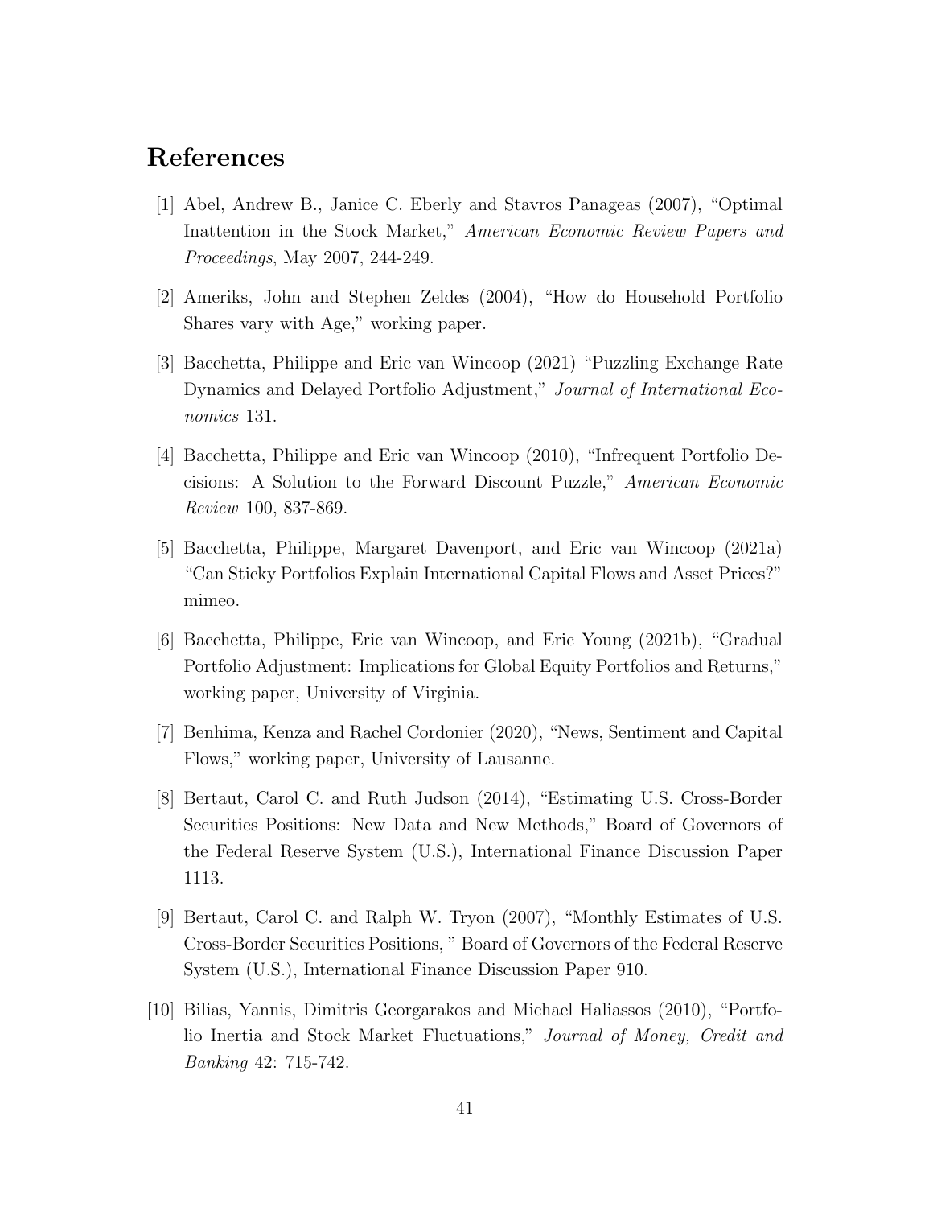# References

[1] Abel, Andrew B., Janice C. Eberly and Stavros Panageas (2007), "Optimal Inattention in the Stock Market," *American Economic Review Papers and Proceedings*, May 2007, 244-249.

[2] Ameriks, John and Stephen Zeldes (2004), "How do Household Portfolio Shares vary with Age," working paper.

[3] Bacchetta, Philippe and Eric van Wincoop (2021) "Puzzling Exchange Rate Dynamics and Delayed Portfolio Adjustment," *Journal of International Economics* 131.

[4] Bacchetta, Philippe and Eric van Wincoop (2010), "Infrequent Portfolio Decisions: A Solution to the Forward Discount Puzzle," *American Economic Review* 100, 837-869.

[5] Bacchetta, Philippe, Margaret Davenport, and Eric van Wincoop (2021a) "Can Sticky Portfolios Explain International Capital Flows and Asset Prices?" mimeo.

[6] Bacchetta, Philippe, Eric van Wincoop, and Eric Young (2021b), "Gradual Portfolio Adjustment: Implications for Global Equity Portfolios and Returns," working paper, University of Virginia.

[7] Benhima, Kenza and Rachel Cordonier (2020), "News, Sentiment and Capital Flows," working paper, University of Lausanne.

[8] Bertaut, Carol C. and Ruth Judson (2014), "Estimating U.S. Cross-Border Securities Positions: New Data and New Methods," Board of Governors of the Federal Reserve System (U.S.), International Finance Discussion Paper 1113.

[9] Bertaut, Carol C. and Ralph W. Tryon (2007), "Monthly Estimates of U.S. Cross-Border Securities Positions, " Board of Governors of the Federal Reserve System (U.S.), International Finance Discussion Paper 910.

[10] Bilias, Yannis, Dimitris Georgarakos and Michael Haliassos (2010), "Portfolio Inertia and Stock Market Fluctuations," *Journal of Money, Credit and Banking* 42: 715-742.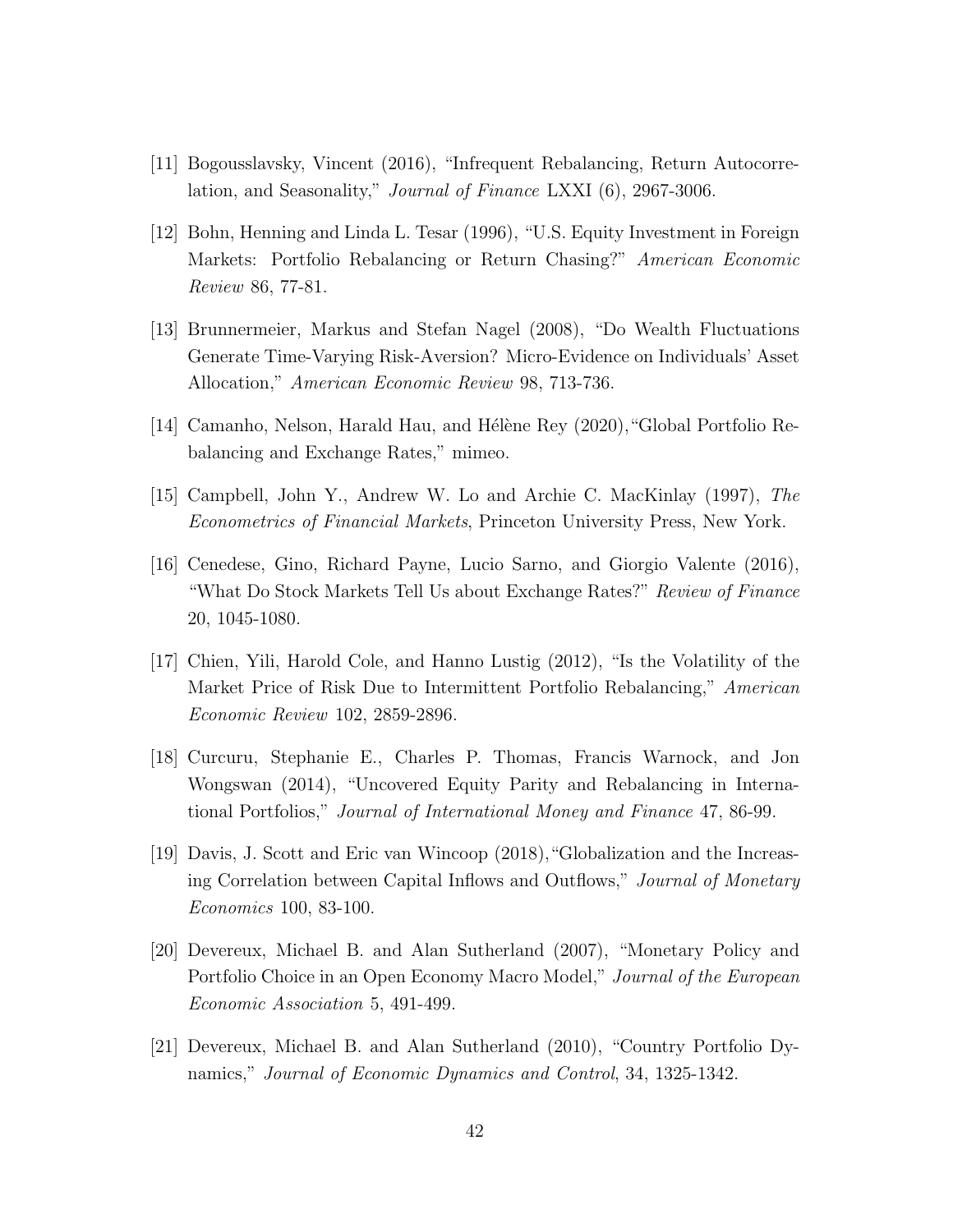[11] Bogousslavsky, Vincent (2016), "Infrequent Rebalancing, Return Autocorrelation, and Seasonality," *Journal of Finance* LXXI (6), 2967-3006.

[12] Bohn, Henning and Linda L. Tesar (1996), "U.S. Equity Investment in Foreign Markets: Portfolio Rebalancing or Return Chasing?" *American Economic Review* 86, 77-81.

[13] Brunnermeier, Markus and Stefan Nagel (2008), "Do Wealth Fluctuations Generate Time-Varying Risk-Aversion? Micro-Evidence on Individuals' Asset Allocation," *American Economic Review* 98, 713-736.

[14] Camanho, Nelson, Harald Hau, and Hélène Rey (2020),"Global Portfolio Rebalancing and Exchange Rates," mimeo.

[15] Campbell, John Y., Andrew W. Lo and Archie C. MacKinlay (1997), *The Econometrics of Financial Markets*, Princeton University Press, New York.

[16] Cenedese, Gino, Richard Payne, Lucio Sarno, and Giorgio Valente (2016), "What Do Stock Markets Tell Us about Exchange Rates?" *Review of Finance* 20, 1045-1080.

[17] Chien, Yili, Harold Cole, and Hanno Lustig (2012), "Is the Volatility of the Market Price of Risk Due to Intermittent Portfolio Rebalancing," *American Economic Review* 102, 2859-2896.

[18] Curcuru, Stephanie E., Charles P. Thomas, Francis Warnock, and Jon Wongswan (2014), "Uncovered Equity Parity and Rebalancing in International Portfolios," *Journal of International Money and Finance* 47, 86-99.

[19] Davis, J. Scott and Eric van Wincoop (2018),"Globalization and the Increasing Correlation between Capital Inflows and Outflows," *Journal of Monetary Economics* 100, 83-100.

[20] Devereux, Michael B. and Alan Sutherland (2007), "Monetary Policy and Portfolio Choice in an Open Economy Macro Model," *Journal of the European Economic Association* 5, 491-499.

[21] Devereux, Michael B. and Alan Sutherland (2010), "Country Portfolio Dynamics," *Journal of Economic Dynamics and Control*, 34, 1325-1342.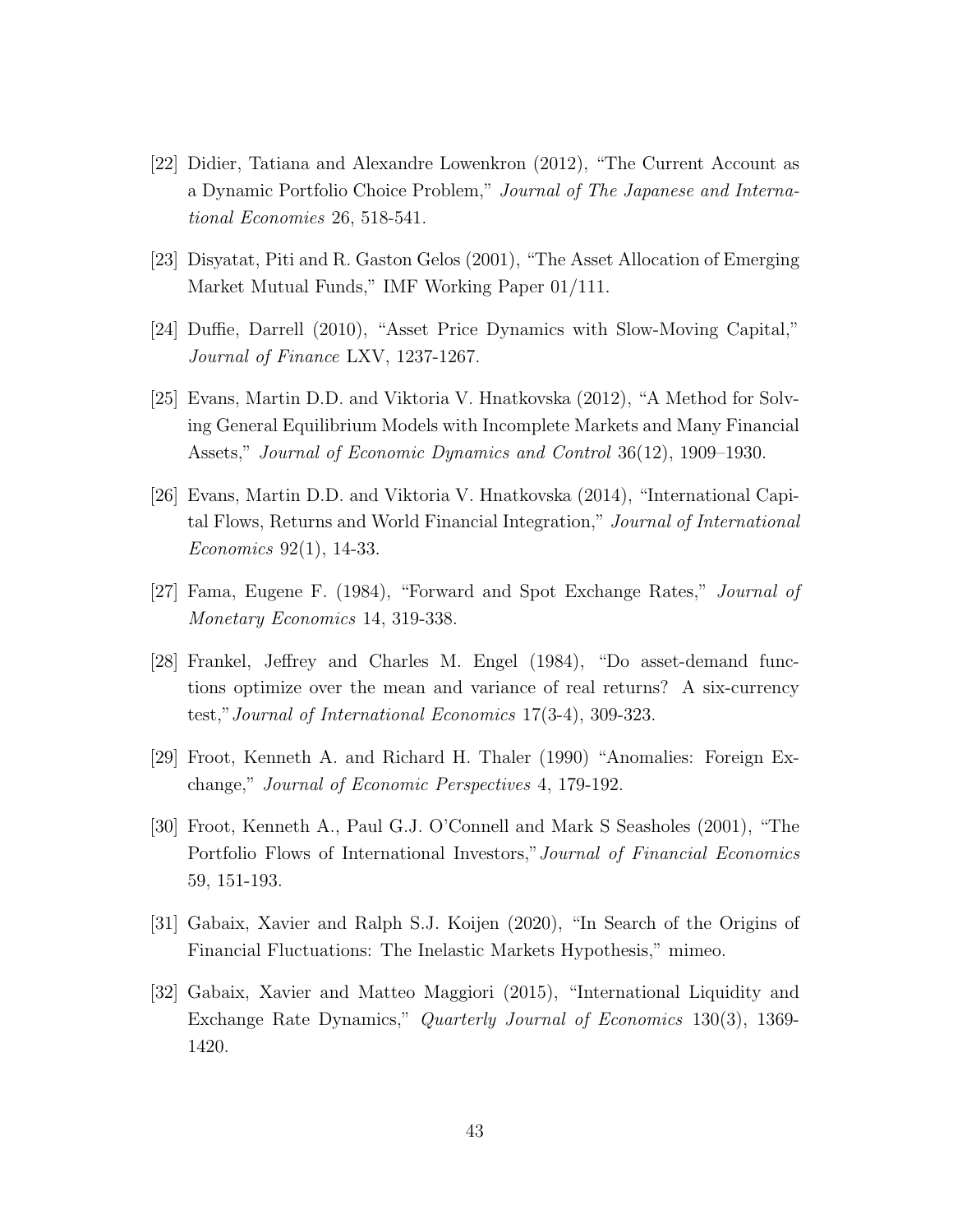[22] Didier, Tatiana and Alexandre Lowenkron (2012), "The Current Account as a Dynamic Portfolio Choice Problem," *Journal of The Japanese and International Economies* 26, 518-541.

[23] Disyatat, Piti and R. Gaston Gelos (2001), "The Asset Allocation of Emerging Market Mutual Funds," IMF Working Paper 01/111.

[24] Duffie, Darrell (2010), "Asset Price Dynamics with Slow-Moving Capital," *Journal of Finance* LXV, 1237-1267.

[25] Evans, Martin D.D. and Viktoria V. Hnatkovska (2012), "A Method for Solving General Equilibrium Models with Incomplete Markets and Many Financial Assets," *Journal of Economic Dynamics and Control* 36(12), 1909–1930.

[26] Evans, Martin D.D. and Viktoria V. Hnatkovska (2014), "International Capital Flows, Returns and World Financial Integration," *Journal of International Economics* 92(1), 14-33.

[27] Fama, Eugene F. (1984), "Forward and Spot Exchange Rates," *Journal of Monetary Economics* 14, 319-338.

[28] Frankel, Jeffrey and Charles M. Engel (1984), "Do asset-demand functions optimize over the mean and variance of real returns? A six-currency test," *Journal of International Economics* 17(3-4), 309-323.

[29] Froot, Kenneth A. and Richard H. Thaler (1990) "Anomalies: Foreign Exchange," *Journal of Economic Perspectives* 4, 179-192.

[30] Froot, Kenneth A., Paul G.J. O'Connell and Mark S Seasholes (2001), "The Portfolio Flows of International Investors," *Journal of Financial Economics* 59, 151-193.

[31] Gabaix, Xavier and Ralph S.J. Koijen (2020), "In Search of the Origins of Financial Fluctuations: The Inelastic Markets Hypothesis," mimeo.

[32] Gabaix, Xavier and Matteo Maggiori (2015), "International Liquidity and Exchange Rate Dynamics," *Quarterly Journal of Economics* 130(3), 1369-1420.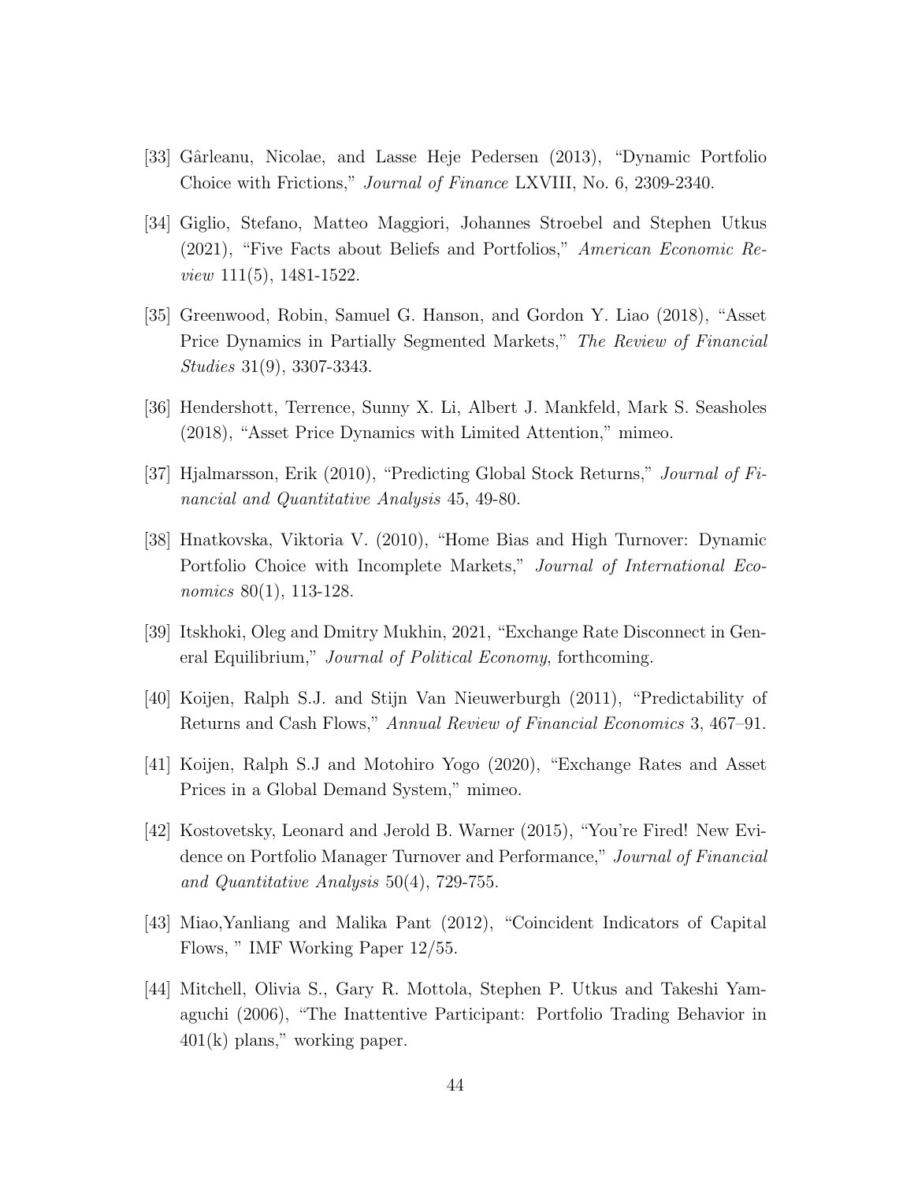[33] Gârleanu, Nicolae, and Lasse Heje Pedersen (2013), "Dynamic Portfolio Choice with Frictions," *Journal of Finance* LXVIII, No. 6, 2309-2340.

[34] Giglio, Stefano, Matteo Maggiori, Johannes Stroebel and Stephen Utkus (2021), "Five Facts about Beliefs and Portfolios," *American Economic Review* 111(5), 1481-1522.

[35] Greenwood, Robin, Samuel G. Hanson, and Gordon Y. Liao (2018), "Asset Price Dynamics in Partially Segmented Markets," *The Review of Financial Studies* 31(9), 3307-3343.

[36] Hendershott, Terrence, Sunny X. Li, Albert J. Mankfeld, Mark S. Seasholes (2018), "Asset Price Dynamics with Limited Attention," mimeo.

[37] Hjalmarsson, Erik (2010), "Predicting Global Stock Returns," *Journal of Financial and Quantitative Analysis* 45, 49-80.

[38] Hnatkovska, Viktoria V. (2010), "Home Bias and High Turnover: Dynamic Portfolio Choice with Incomplete Markets," *Journal of International Economics* 80(1), 113-128.

[39] Itskhoki, Oleg and Dmitry Mukhin, 2021, "Exchange Rate Disconnect in General Equilibrium," *Journal of Political Economy*, forthcoming.

[40] Koijen, Ralph S.J. and Stijn Van Nieuwerburgh (2011), "Predictability of Returns and Cash Flows," *Annual Review of Financial Economics* 3, 467–91.

[41] Koijen, Ralph S.J and Motohiro Yogo (2020), "Exchange Rates and Asset Prices in a Global Demand System," mimeo.

[42] Kostovetsky, Leonard and Jerold B. Warner (2015), "You're Fired! New Evidence on Portfolio Manager Turnover and Performance," *Journal of Financial and Quantitative Analysis* 50(4), 729-755.

[43] Miao,Yanliang and Malika Pant (2012), "Coincident Indicators of Capital Flows, " IMF Working Paper 12/55.

[44] Mitchell, Olivia S., Gary R. Mottola, Stephen P. Utkus and Takeshi Yamaguchi (2006), "The Inattentive Participant: Portfolio Trading Behavior in 401(k) plans," working paper.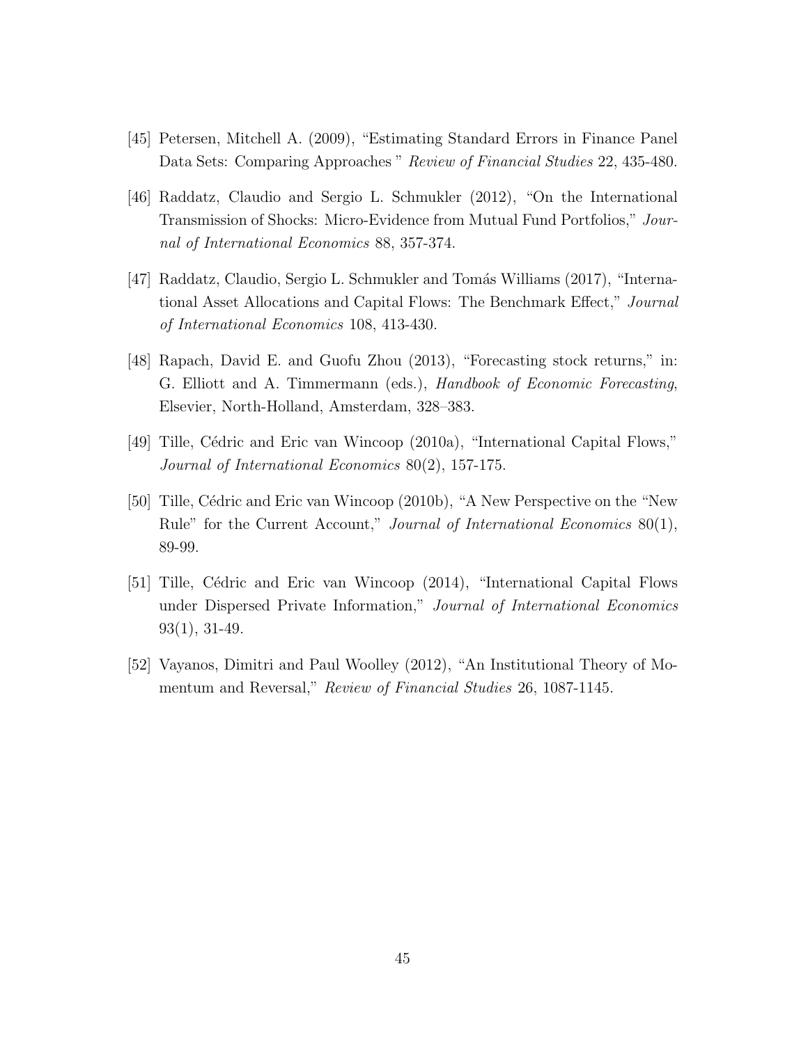[45] Petersen, Mitchell A. (2009), "Estimating Standard Errors in Finance Panel Data Sets: Comparing Approaches " *Review of Financial Studies* 22, 435-480.

[46] Raddatz, Claudio and Sergio L. Schmukler (2012), "On the International Transmission of Shocks: Micro-Evidence from Mutual Fund Portfolios," *Journal of International Economics* 88, 357-374.

[47] Raddatz, Claudio, Sergio L. Schmukler and Tomás Williams (2017), "International Asset Allocations and Capital Flows: The Benchmark Effect," *Journal of International Economics* 108, 413-430.

[48] Rapach, David E. and Guofu Zhou (2013), "Forecasting stock returns," in: G. Elliott and A. Timmermann (eds.), *Handbook of Economic Forecasting*, Elsevier, North-Holland, Amsterdam, 328–383.

[49] Tille, Cédric and Eric van Wincoop (2010a), "International Capital Flows," *Journal of International Economics* 80(2), 157-175.

[50] Tille, Cédric and Eric van Wincoop (2010b), "A New Perspective on the "New Rule" for the Current Account," *Journal of International Economics* 80(1), 89-99.

[51] Tille, Cédric and Eric van Wincoop (2014), "International Capital Flows under Dispersed Private Information," *Journal of International Economics* 93(1), 31-49.

[52] Vayanos, Dimitri and Paul Woolley (2012), "An Institutional Theory of Momentum and Reversal," *Review of Financial Studies* 26, 1087-1145.